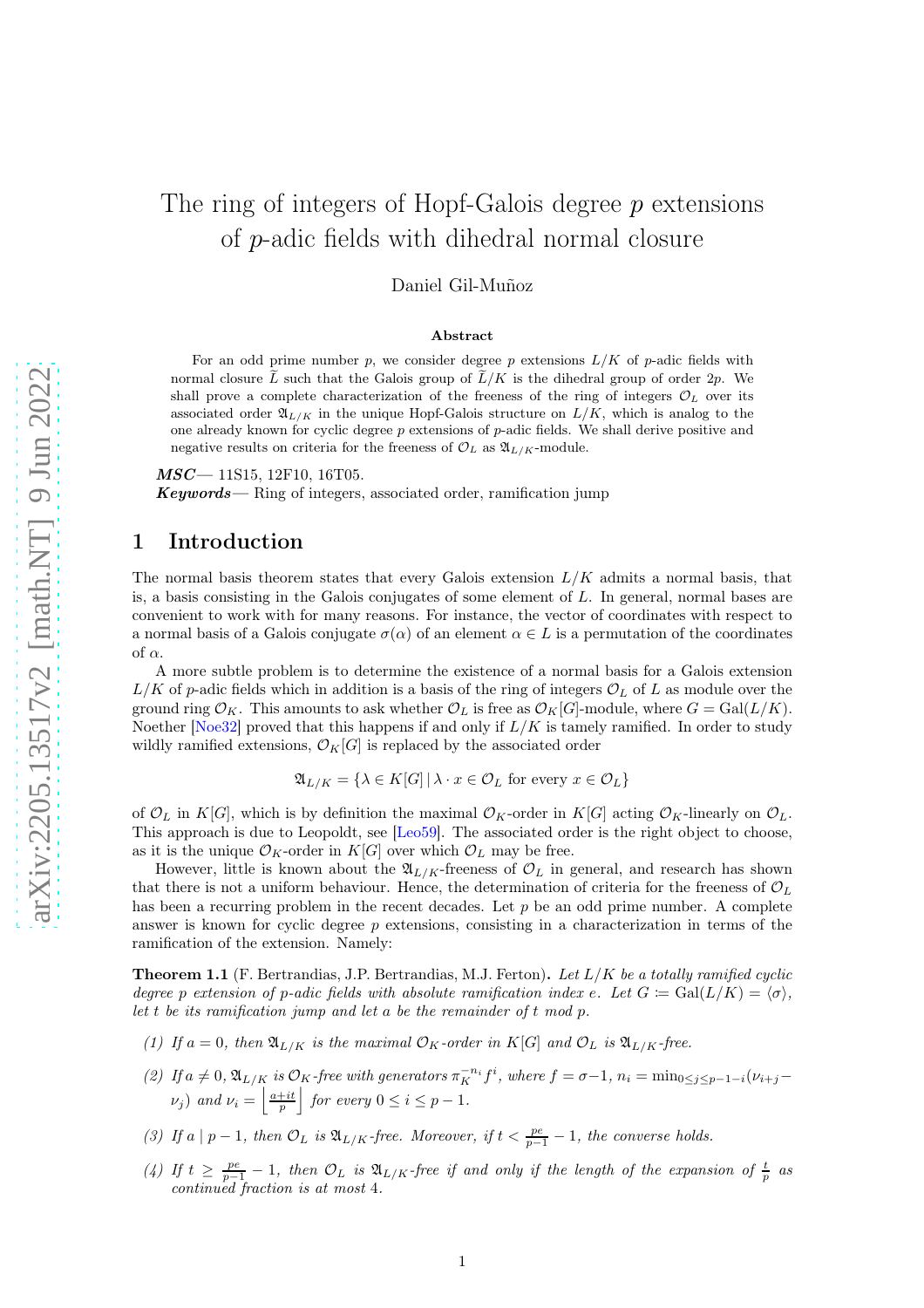# The ring of integers of Hopf-Galois degree $p$ extensions of $p$-adic fields with dihedral normal closure

Daniel Gil-Muñoz

### Abstract

For an odd prime number $p$, we consider degree $p$ extensions $L/K$ of $p$-adic fields with normal closure $\widetilde{L}$ such that the Galois group of $\widetilde{L}/K$ is the dihedral group of order $2p$. We shall prove a complete characterization of the freeness of the ring of integers $\mathcal{O}_L$ over its associated order $\mathfrak{A}_{L/K}$ in the unique Hopf-Galois structure on $L/K$, which is analog to the one already known for cyclic degree $p$ extensions of $p$-adic fields. We shall derive positive and negative results on criteria for the freeness of $\mathcal{O}_L$ as $\mathfrak{A}_{L/K}$-module.

***MSC*** — 11S15, 12F10, 16T05.

***Keywords*** — Ring of integers, associated order, ramification jump

## 1 Introduction

The normal basis theorem states that every Galois extension $L/K$ admits a normal basis, that is, a basis consisting in the Galois conjugates of some element of $L$. In general, normal bases are convenient to work with for many reasons. For instance, the vector of coordinates with respect to a normal basis of a Galois conjugate $\sigma(\alpha)$ of an element $\alpha \in L$ is a permutation of the coordinates of $\alpha$.

A more subtle problem is to determine the existence of a normal basis for a Galois extension $L/K$ of $p$-adic fields which in addition is a basis of the ring of integers $\mathcal{O}_L$ of $L$ as module over the ground ring $\mathcal{O}_K$. This amounts to ask whether $\mathcal{O}_L$ is free as $\mathcal{O}_K[G]$-module, where $G = \mathrm{Gal}(L/K)$. Noether [Noe32] proved that this happens if and only if $L/K$ is tamely ramified. In order to study wildly ramified extensions, $\mathcal{O}_K[G]$ is replaced by the associated order

$$\mathfrak{A}_{L/K} = \{\lambda \in K[G] \mid \lambda \cdot x \in \mathcal{O}_L \text{ for every } x \in \mathcal{O}_L\}$$

of $\mathcal{O}_L$ in $K[G]$, which is by definition the maximal $\mathcal{O}_K$-order in $K[G]$ acting $\mathcal{O}_K$-linearly on $\mathcal{O}_L$. This approach is due to Leopoldt, see [Leo59]. The associated order is the right object to choose, as it is the unique $\mathcal{O}_K$-order in $K[G]$ over which $\mathcal{O}_L$ may be free.

However, little is known about the $\mathfrak{A}_{L/K}$-freeness of $\mathcal{O}_L$ in general, and research has shown that there is not a uniform behaviour. Hence, the determination of criteria for the freeness of $\mathcal{O}_L$ has been a recurring problem in the recent decades. Let $p$ be an odd prime number. A complete answer is known for cyclic degree $p$ extensions, consisting in a characterization in terms of the ramification of the extension. Namely:

**Theorem 1.1** (F. Bertrandias, J.P. Bertrandias, M.J. Ferton)**.** *Let $L/K$ be a totally ramified cyclic degree $p$ extension of $p$-adic fields with absolute ramification index $e$. Let $G \coloneqq \mathrm{Gal}(L/K) = \langle\sigma\rangle$, let $t$ be its ramification jump and let $a$ be the remainder of $t$ mod $p$.*

*(1) If $a = 0$, then $\mathfrak{A}_{L/K}$ is the maximal $\mathcal{O}_K$-order in $K[G]$ and $\mathcal{O}_L$ is $\mathfrak{A}_{L/K}$-free.*

*(2) If $a \neq 0$, $\mathfrak{A}_{L/K}$ is $\mathcal{O}_K$-free with generators $\pi_K^{-n_i} f^i$, where $f = \sigma - 1$, $n_i = \min_{0 \leq j \leq p-1-i}(\nu_{i+j} - \nu_j)$ and $\nu_i = \left\lfloor \frac{a+it}{p} \right\rfloor$ for every $0 \leq i \leq p-1$.*

*(3) If $a \mid p-1$, then $\mathcal{O}_L$ is $\mathfrak{A}_{L/K}$-free. Moreover, if $t < \frac{pe}{p-1} - 1$, the converse holds.*

*(4) If $t \geq \frac{pe}{p-1} - 1$, then $\mathcal{O}_L$ is $\mathfrak{A}_{L/K}$-free if and only if the length of the expansion of $\frac{t}{p}$ as continued fraction is at most $4$.*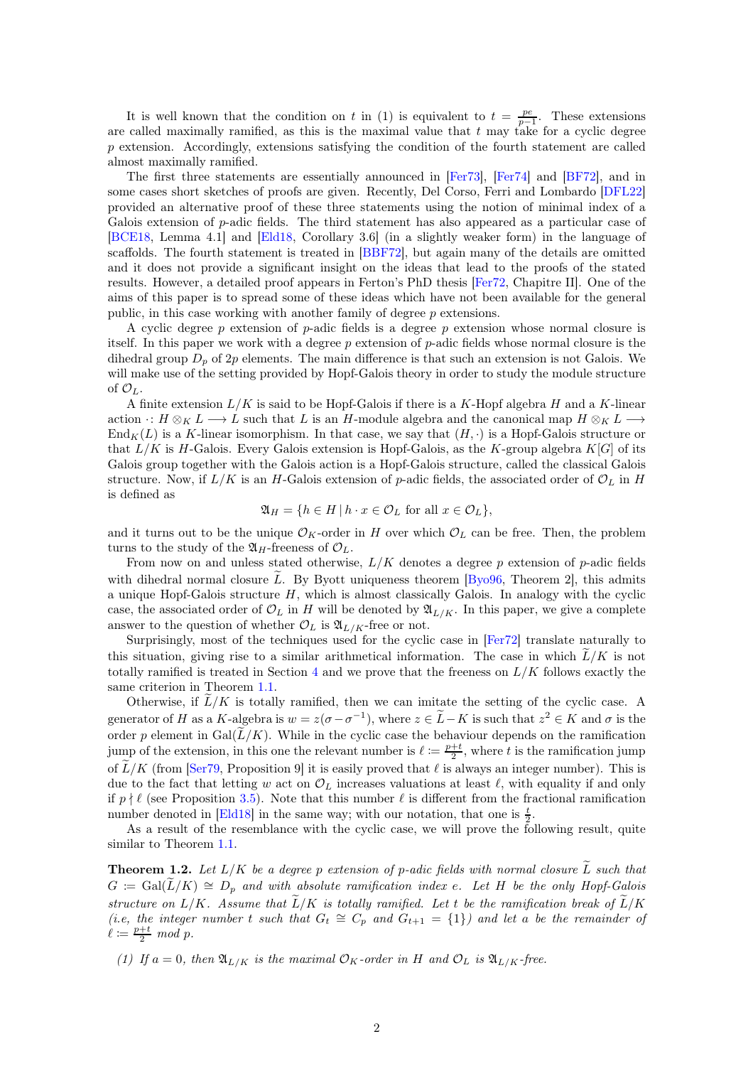It is well known that the condition on $t$ in (1) is equivalent to $t = \frac{pe}{p-1}$. These extensions are called maximally ramified, as this is the maximal value that $t$ may take for a cyclic degree $p$ extension. Accordingly, extensions satisfying the condition of the fourth statement are called almost maximally ramified.

The first three statements are essentially announced in [Fer73], [Fer74] and [BF72], and in some cases short sketches of proofs are given. Recently, Del Corso, Ferri and Lombardo [DFL22] provided an alternative proof of these three statements using the notion of minimal index of a Galois extension of $p$-adic fields. The third statement has also appeared as a particular case of [BCE18, Lemma 4.1] and [Eld18, Corollary 3.6] (in a slightly weaker form) in the language of scaffolds. The fourth statement is treated in [BBF72], but again many of the details are omitted and it does not provide a significant insight on the ideas that lead to the proofs of the stated results. However, a detailed proof appears in Ferton's PhD thesis [Fer72, Chapitre II]. One of the aims of this paper is to spread some of these ideas which have not been available for the general public, in this case working with another family of degree $p$ extensions.

A cyclic degree $p$ extension of $p$-adic fields is a degree $p$ extension whose normal closure is itself. In this paper we work with a degree $p$ extension of $p$-adic fields whose normal closure is the dihedral group $D_p$ of $2p$ elements. The main difference is that such an extension is not Galois. We will make use of the setting provided by Hopf-Galois theory in order to study the module structure of $\mathcal{O}_L$.

A finite extension $L/K$ is said to be Hopf-Galois if there is a $K$-Hopf algebra $H$ and a $K$-linear action $\cdot\colon H \otimes_K L \longrightarrow L$ such that $L$ is an $H$-module algebra and the canonical map $H \otimes_K L \longrightarrow \mathrm{End}_K(L)$ is a $K$-linear isomorphism. In that case, we say that $(H, \cdot)$ is a Hopf-Galois structure or that $L/K$ is $H$-Galois. Every Galois extension is Hopf-Galois, as the $K$-group algebra $K[G]$ of its Galois group together with the Galois action is a Hopf-Galois structure, called the classical Galois structure. Now, if $L/K$ is an $H$-Galois extension of $p$-adic fields, the associated order of $\mathcal{O}_L$ in $H$ is defined as

$$\mathfrak{A}_H = \{h \in H \mid h \cdot x \in \mathcal{O}_L \text{ for all } x \in \mathcal{O}_L\},$$

and it turns out to be the unique $\mathcal{O}_K$-order in $H$ over which $\mathcal{O}_L$ can be free. Then, the problem turns to the study of the $\mathfrak{A}_H$-freeness of $\mathcal{O}_L$.

From now on and unless stated otherwise, $L/K$ denotes a degree $p$ extension of $p$-adic fields with dihedral normal closure $\widetilde{L}$. By Byott uniqueness theorem [Byo96, Theorem 2], this admits a unique Hopf-Galois structure $H$, which is almost classically Galois. In analogy with the cyclic case, the associated order of $\mathcal{O}_L$ in $H$ will be denoted by $\mathfrak{A}_{L/K}$. In this paper, we give a complete answer to the question of whether $\mathcal{O}_L$ is $\mathfrak{A}_{L/K}$-free or not.

Surprisingly, most of the techniques used for the cyclic case in [Fer72] translate naturally to this situation, giving rise to a similar arithmetical information. The case in which $\widetilde{L}/K$ is not totally ramified is treated in Section 4 and we prove that the freeness on $L/K$ follows exactly the same criterion in Theorem 1.1.

Otherwise, if $\widetilde{L}/K$ is totally ramified, then we can imitate the setting of the cyclic case. A generator of $H$ as a $K$-algebra is $w = z(\sigma - \sigma^{-1})$, where $z \in \widetilde{L} - K$ is such that $z^2 \in K$ and $\sigma$ is the order $p$ element in $\mathrm{Gal}(\widetilde{L}/K)$. While in the cyclic case the behaviour depends on the ramification jump of the extension, in this one the relevant number is $\ell \coloneqq \frac{p+t}{2}$, where $t$ is the ramification jump of $\widetilde{L}/K$ (from [Ser79, Proposition 9] it is easily proved that $\ell$ is always an integer number). This is due to the fact that letting $w$ act on $\mathcal{O}_L$ increases valuations at least $\ell$, with equality if and only if $p \nmid \ell$ (see Proposition 3.5). Note that this number $\ell$ is different from the fractional ramification number denoted in [Eld18] in the same way; with our notation, that one is $\frac{t}{2}$.

As a result of the resemblance with the cyclic case, we will prove the following result, quite similar to Theorem 1.1.

**Theorem 1.2.** *Let $L/K$ be a degree $p$ extension of $p$-adic fields with normal closure $\widetilde{L}$ such that $G \coloneqq \mathrm{Gal}(\widetilde{L}/K) \cong D_p$ and with absolute ramification index $e$. Let $H$ be the only Hopf-Galois structure on $L/K$. Assume that $\widetilde{L}/K$ is totally ramified. Let $t$ be the ramification break of $\widetilde{L}/K$ (i.e, the integer number $t$ such that $G_t \cong C_p$ and $G_{t+1} = \{1\}$) and let $a$ be the remainder of $\ell \coloneqq \frac{p+t}{2}$ mod $p$.*

*(1) If $a = 0$, then $\mathfrak{A}_{L/K}$ is the maximal $\mathcal{O}_K$-order in $H$ and $\mathcal{O}_L$ is $\mathfrak{A}_{L/K}$-free.*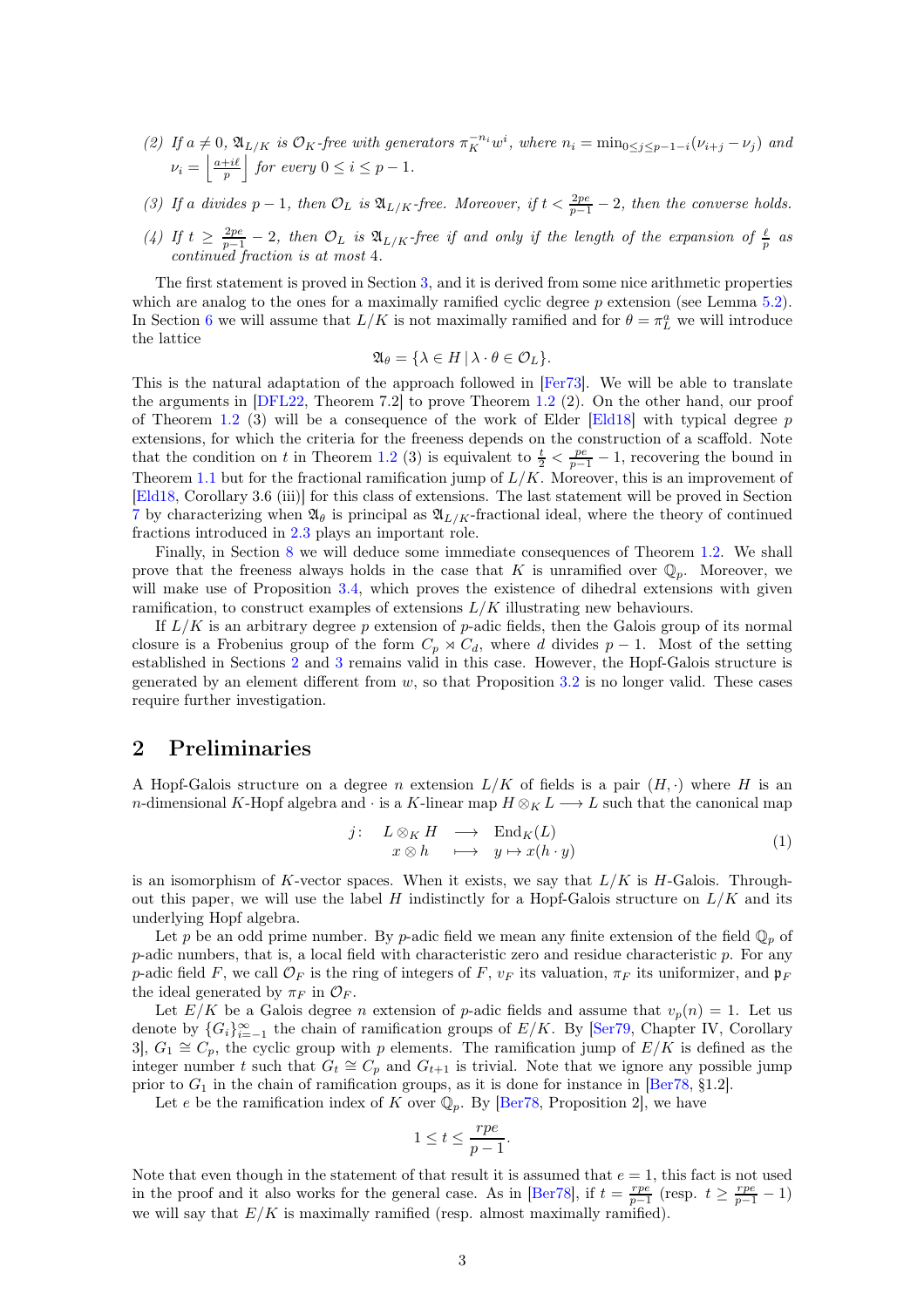(2) *If $a \neq 0$, $\mathfrak{A}_{L/K}$ is $\mathcal{O}_K$-free with generators $\pi_K^{-n_i} w^i$, where $n_i = \min_{0 \leq j \leq p-1-i}(\nu_{i+j} - \nu_j)$ and $\nu_i = \left\lfloor \frac{a+i\ell}{p} \right\rfloor$ for every $0 \leq i \leq p-1$.*

(3) *If $a$ divides $p-1$, then $\mathcal{O}_L$ is $\mathfrak{A}_{L/K}$-free. Moreover, if $t < \frac{2pe}{p-1} - 2$, then the converse holds.*

(4) *If $t \geq \frac{2pe}{p-1} - 2$, then $\mathcal{O}_L$ is $\mathfrak{A}_{L/K}$-free if and only if the length of the expansion of $\frac{\ell}{p}$ as continued fraction is at most 4.*

The first statement is proved in Section 3, and it is derived from some nice arithmetic properties which are analog to the ones for a maximally ramified cyclic degree $p$ extension (see Lemma 5.2). In Section 6 we will assume that $L/K$ is not maximally ramified and for $\theta = \pi_L^a$ we will introduce the lattice

$$\mathfrak{A}_\theta = \{\lambda \in H \mid \lambda \cdot \theta \in \mathcal{O}_L\}.$$

This is the natural adaptation of the approach followed in [Fer73]. We will be able to translate the arguments in [DFL22, Theorem 7.2] to prove Theorem 1.2 (2). On the other hand, our proof of Theorem 1.2 (3) will be a consequence of the work of Elder [Eld18] with typical degree $p$ extensions, for which the criteria for the freeness depends on the construction of a scaffold. Note that the condition on $t$ in Theorem 1.2 (3) is equivalent to $\frac{t}{2} < \frac{pe}{p-1} - 1$, recovering the bound in Theorem 1.1 but for the fractional ramification jump of $L/K$. Moreover, this is an improvement of [Eld18, Corollary 3.6 (iii)] for this class of extensions. The last statement will be proved in Section 7 by characterizing when $\mathfrak{A}_\theta$ is principal as $\mathfrak{A}_{L/K}$-fractional ideal, where the theory of continued fractions introduced in 2.3 plays an important role.

Finally, in Section 8 we will deduce some immediate consequences of Theorem 1.2. We shall prove that the freeness always holds in the case that $K$ is unramified over $\mathbb{Q}_p$. Moreover, we will make use of Proposition 3.4, which proves the existence of dihedral extensions with given ramification, to construct examples of extensions $L/K$ illustrating new behaviours.

If $L/K$ is an arbitrary degree $p$ extension of $p$-adic fields, then the Galois group of its normal closure is a Frobenius group of the form $C_p \rtimes C_d$, where $d$ divides $p-1$. Most of the setting established in Sections 2 and 3 remains valid in this case. However, the Hopf-Galois structure is generated by an element different from $w$, so that Proposition 3.2 is no longer valid. These cases require further investigation.

## 2 Preliminaries

A Hopf-Galois structure on a degree $n$ extension $L/K$ of fields is a pair $(H, \cdot)$ where $H$ is an $n$-dimensional $K$-Hopf algebra and $\cdot$ is a $K$-linear map $H \otimes_K L \longrightarrow L$ such that the canonical map

$$j: \quad \begin{array}{rcl} L \otimes_K H & \longrightarrow & \mathrm{End}_K(L) \\ x \otimes h & \longmapsto & y \mapsto x(h \cdot y) \end{array} \tag{1}$$

is an isomorphism of $K$-vector spaces. When it exists, we say that $L/K$ is $H$-Galois. Throughout this paper, we will use the label $H$ indistinctly for a Hopf-Galois structure on $L/K$ and its underlying Hopf algebra.

Let $p$ be an odd prime number. By $p$-adic field we mean any finite extension of the field $\mathbb{Q}_p$ of $p$-adic numbers, that is, a local field with characteristic zero and residue characteristic $p$. For any $p$-adic field $F$, we call $\mathcal{O}_F$ is the ring of integers of $F$, $v_F$ its valuation, $\pi_F$ its uniformizer, and $\mathfrak{p}_F$ the ideal generated by $\pi_F$ in $\mathcal{O}_F$.

Let $E/K$ be a Galois degree $n$ extension of $p$-adic fields and assume that $v_p(n) = 1$. Let us denote by $\{G_i\}_{i=-1}^{\infty}$ the chain of ramification groups of $E/K$. By [Ser79, Chapter IV, Corollary 3], $G_1 \cong C_p$, the cyclic group with $p$ elements. The ramification jump of $E/K$ is defined as the integer number $t$ such that $G_t \cong C_p$ and $G_{t+1}$ is trivial. Note that we ignore any possible jump prior to $G_1$ in the chain of ramification groups, as it is done for instance in [Ber78, §1.2].

Let $e$ be the ramification index of $K$ over $\mathbb{Q}_p$. By [Ber78, Proposition 2], we have

$$1 \leq t \leq \frac{rpe}{p-1}.$$

Note that even though in the statement of that result it is assumed that $e = 1$, this fact is not used in the proof and it also works for the general case. As in [Ber78], if $t = \frac{rpe}{p-1}$ (resp. $t \geq \frac{rpe}{p-1} - 1$) we will say that $E/K$ is maximally ramified (resp. almost maximally ramified).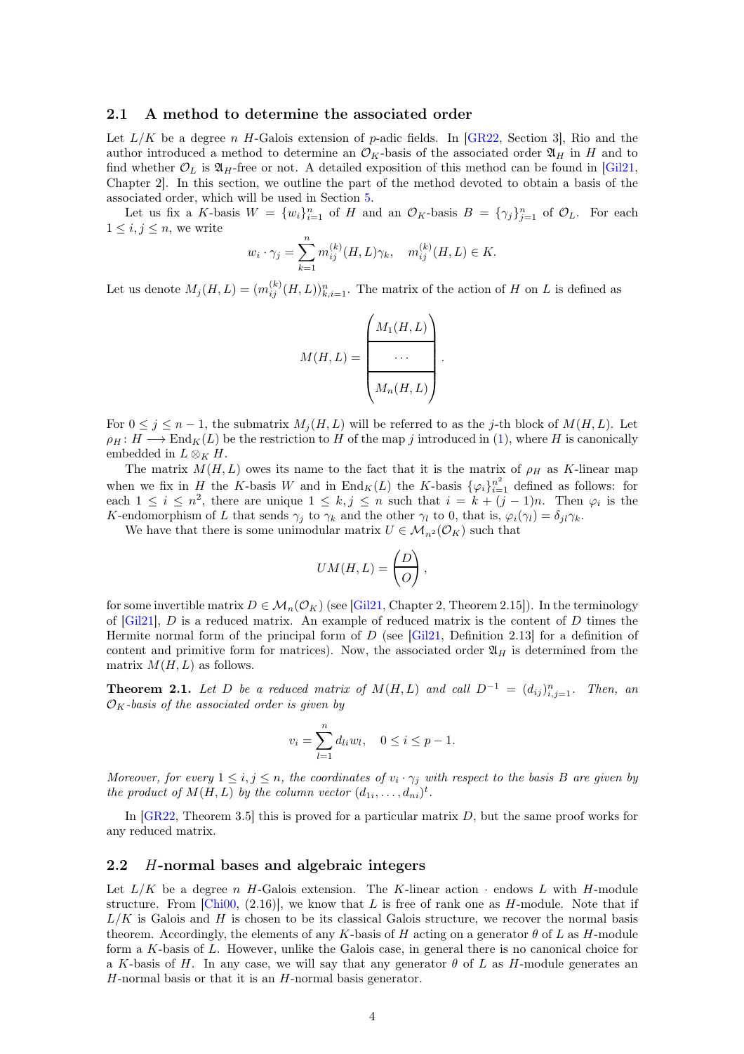### 2.1 A method to determine the associated order

Let $L/K$ be a degree $n$ $H$-Galois extension of $p$-adic fields. In [GR22, Section 3], Rio and the author introduced a method to determine an $\mathcal{O}_K$-basis of the associated order $\mathfrak{A}_H$ in $H$ and to find whether $\mathcal{O}_L$ is $\mathfrak{A}_H$-free or not. A detailed exposition of this method can be found in [Gil21, Chapter 2]. In this section, we outline the part of the method devoted to obtain a basis of the associated order, which will be used in Section 5.

Let us fix a $K$-basis $W = \{w_i\}_{i=1}^n$ of $H$ and an $\mathcal{O}_K$-basis $B = \{\gamma_j\}_{j=1}^n$ of $\mathcal{O}_L$. For each $1 \leq i, j \leq n$, we write

$$w_i \cdot \gamma_j = \sum_{k=1}^n m_{ij}^{(k)}(H,L)\gamma_k, \quad m_{ij}^{(k)}(H,L) \in K.$$

Let us denote $M_j(H,L) = (m_{ij}^{(k)}(H,L))_{k,i=1}^n$. The matrix of the action of $H$ on $L$ is defined as

$$M(H,L) = \begin{pmatrix} M_1(H,L) \\ \hline \cdots \\ \hline M_n(H,L) \end{pmatrix}.$$

For $0 \leq j \leq n-1$, the submatrix $M_j(H,L)$ will be referred to as the $j$-th block of $M(H,L)$. Let $\rho_H \colon H \longrightarrow \mathrm{End}_K(L)$ be the restriction to $H$ of the map $j$ introduced in (1), where $H$ is canonically embedded in $L \otimes_K H$.

The matrix $M(H,L)$ owes its name to the fact that it is the matrix of $\rho_H$ as $K$-linear map when we fix in $H$ the $K$-basis $W$ and in $\mathrm{End}_K(L)$ the $K$-basis $\{\varphi_i\}_{i=1}^{n^2}$ defined as follows: for each $1 \leq i \leq n^2$, there are unique $1 \leq k, j \leq n$ such that $i = k + (j-1)n$. Then $\varphi_i$ is the $K$-endomorphism of $L$ that sends $\gamma_j$ to $\gamma_k$ and the other $\gamma_l$ to $0$, that is, $\varphi_i(\gamma_l) = \delta_{jl}\gamma_k$.

We have that there is some unimodular matrix $U \in \mathcal{M}_{n^2}(\mathcal{O}_K)$ such that

$$UM(H,L) = \begin{pmatrix} D \\ \hline O \end{pmatrix},$$

for some invertible matrix $D \in \mathcal{M}_n(\mathcal{O}_K)$ (see [Gil21, Chapter 2, Theorem 2.15]). In the terminology of [Gil21], $D$ is a reduced matrix. An example of reduced matrix is the content of $D$ times the Hermite normal form of the principal form of $D$ (see [Gil21, Definition 2.13] for a definition of content and primitive form for matrices). Now, the associated order $\mathfrak{A}_H$ is determined from the matrix $M(H,L)$ as follows.

**Theorem 2.1.** *Let $D$ be a reduced matrix of $M(H,L)$ and call $D^{-1} = (d_{ij})_{i,j=1}^n$. Then, an $\mathcal{O}_K$-basis of the associated order is given by*

$$v_i = \sum_{l=1}^n d_{li} w_l, \quad 0 \leq i \leq p-1.$$

*Moreover, for every $1 \leq i, j \leq n$, the coordinates of $v_i \cdot \gamma_j$ with respect to the basis $B$ are given by the product of $M(H,L)$ by the column vector $(d_{1i}, \ldots, d_{ni})^t$.*

In [GR22, Theorem 3.5] this is proved for a particular matrix $D$, but the same proof works for any reduced matrix.

### 2.2 $H$-normal bases and algebraic integers

Let $L/K$ be a degree $n$ $H$-Galois extension. The $K$-linear action $\cdot$ endows $L$ with $H$-module structure. From [Chi00, (2.16)], we know that $L$ is free of rank one as $H$-module. Note that if $L/K$ is Galois and $H$ is chosen to be its classical Galois structure, we recover the normal basis theorem. Accordingly, the elements of any $K$-basis of $H$ acting on a generator $\theta$ of $L$ as $H$-module form a $K$-basis of $L$. However, unlike the Galois case, in general there is no canonical choice for a $K$-basis of $H$. In any case, we will say that any generator $\theta$ of $L$ as $H$-module generates an $H$-normal basis or that it is an $H$-normal basis generator.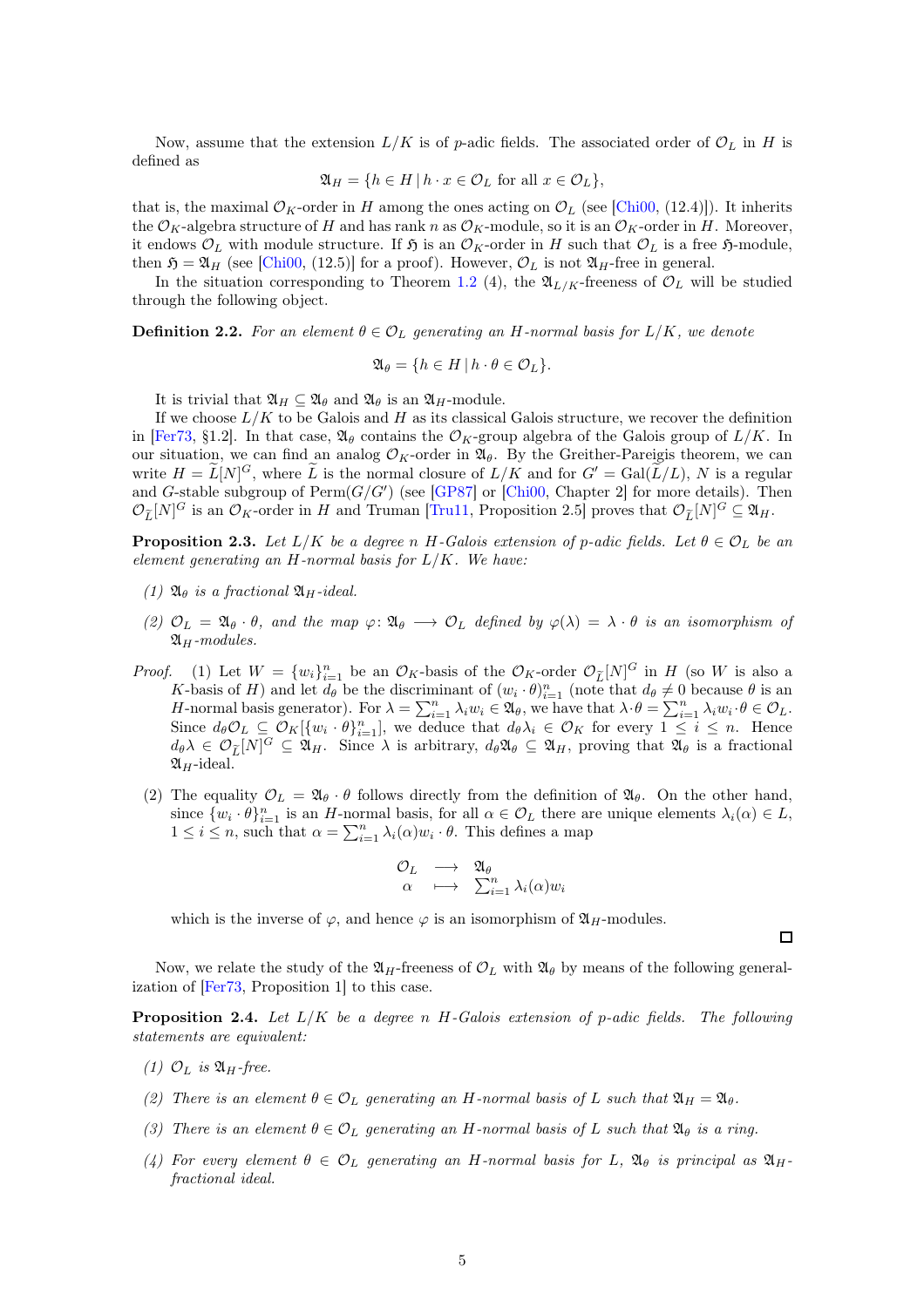Now, assume that the extension $L/K$ is of $p$-adic fields. The associated order of $\mathcal{O}_L$ in $H$ is defined as

$$\mathfrak{A}_H = \{h \in H \,|\, h \cdot x \in \mathcal{O}_L \text{ for all } x \in \mathcal{O}_L\},$$

that is, the maximal $\mathcal{O}_K$-order in $H$ among the ones acting on $\mathcal{O}_L$ (see [Chi00, (12.4)]). It inherits the $\mathcal{O}_K$-algebra structure of $H$ and has rank $n$ as $\mathcal{O}_K$-module, so it is an $\mathcal{O}_K$-order in $H$. Moreover, it endows $\mathcal{O}_L$ with module structure. If $\mathfrak{H}$ is an $\mathcal{O}_K$-order in $H$ such that $\mathcal{O}_L$ is a free $\mathfrak{H}$-module, then $\mathfrak{H} = \mathfrak{A}_H$ (see [Chi00, (12.5)] for a proof). However, $\mathcal{O}_L$ is not $\mathfrak{A}_H$-free in general.

In the situation corresponding to Theorem 1.2 (4), the $\mathfrak{A}_{L/K}$-freeness of $\mathcal{O}_L$ will be studied through the following object.

**Definition 2.2.** *For an element $\theta \in \mathcal{O}_L$ generating an $H$-normal basis for $L/K$, we denote*

$$\mathfrak{A}_\theta = \{h \in H \,|\, h \cdot \theta \in \mathcal{O}_L\}.$$

It is trivial that $\mathfrak{A}_H \subseteq \mathfrak{A}_\theta$ and $\mathfrak{A}_\theta$ is an $\mathfrak{A}_H$-module.

If we choose $L/K$ to be Galois and $H$ as its classical Galois structure, we recover the definition in [Fer73, §1.2]. In that case, $\mathfrak{A}_\theta$ contains the $\mathcal{O}_K$-group algebra of the Galois group of $L/K$. In our situation, we can find an analog $\mathcal{O}_K$-order in $\mathfrak{A}_\theta$. By the Greither-Pareigis theorem, we can write $H = \widetilde{L}[N]^G$, where $\widetilde{L}$ is the normal closure of $L/K$ and for $G' = \mathrm{Gal}(\widetilde{L}/L)$, $N$ is a regular and $G$-stable subgroup of $\mathrm{Perm}(G/G')$ (see [GP87] or [Chi00, Chapter 2] for more details). Then $\mathcal{O}_{\widetilde{L}}[N]^G$ is an $\mathcal{O}_K$-order in $H$ and Truman [Tru11, Proposition 2.5] proves that $\mathcal{O}_{\widetilde{L}}[N]^G \subseteq \mathfrak{A}_H$.

**Proposition 2.3.** *Let $L/K$ be a degree $n$ $H$-Galois extension of $p$-adic fields. Let $\theta \in \mathcal{O}_L$ be an element generating an $H$-normal basis for $L/K$. We have:*

*(1) $\mathfrak{A}_\theta$ is a fractional $\mathfrak{A}_H$-ideal.*

*(2) $\mathcal{O}_L = \mathfrak{A}_\theta \cdot \theta$, and the map $\varphi\colon \mathfrak{A}_\theta \longrightarrow \mathcal{O}_L$ defined by $\varphi(\lambda) = \lambda \cdot \theta$ is an isomorphism of $\mathfrak{A}_H$-modules.*

*Proof.* (1) Let $W = \{w_i\}_{i=1}^n$ be an $\mathcal{O}_K$-basis of the $\mathcal{O}_K$-order $\mathcal{O}_{\widetilde{L}}[N]^G$ in $H$ (so $W$ is also a $K$-basis of $H$) and let $d_\theta$ be the discriminant of $(w_i \cdot \theta)_{i=1}^n$ (note that $d_\theta \neq 0$ because $\theta$ is an $H$-normal basis generator). For $\lambda = \sum_{i=1}^n \lambda_i w_i \in \mathfrak{A}_\theta$, we have that $\lambda \cdot \theta = \sum_{i=1}^n \lambda_i w_i \cdot \theta \in \mathcal{O}_L$. Since $d_\theta \mathcal{O}_L \subseteq \mathcal{O}_K[\{w_i \cdot \theta\}_{i=1}^n]$, we deduce that $d_\theta \lambda_i \in \mathcal{O}_K$ for every $1 \leq i \leq n$. Hence $d_\theta \lambda \in \mathcal{O}_{\widetilde{L}}[N]^G \subseteq \mathfrak{A}_H$. Since $\lambda$ is arbitrary, $d_\theta \mathfrak{A}_\theta \subseteq \mathfrak{A}_H$, proving that $\mathfrak{A}_\theta$ is a fractional $\mathfrak{A}_H$-ideal.

(2) The equality $\mathcal{O}_L = \mathfrak{A}_\theta \cdot \theta$ follows directly from the definition of $\mathfrak{A}_\theta$. On the other hand, since $\{w_i \cdot \theta\}_{i=1}^n$ is an $H$-normal basis, for all $\alpha \in \mathcal{O}_L$ there are unique elements $\lambda_i(\alpha) \in L$, $1 \leq i \leq n$, such that $\alpha = \sum_{i=1}^n \lambda_i(\alpha) w_i \cdot \theta$. This defines a map

$$\begin{array}{ccc} \mathcal{O}_L & \longrightarrow & \mathfrak{A}_\theta \\ \alpha & \longmapsto & \sum_{i=1}^n \lambda_i(\alpha) w_i \end{array}$$

which is the inverse of $\varphi$, and hence $\varphi$ is an isomorphism of $\mathfrak{A}_H$-modules.

□

Now, we relate the study of the $\mathfrak{A}_H$-freeness of $\mathcal{O}_L$ with $\mathfrak{A}_\theta$ by means of the following generalization of [Fer73, Proposition 1] to this case.

**Proposition 2.4.** *Let $L/K$ be a degree $n$ $H$-Galois extension of $p$-adic fields. The following statements are equivalent:*

*(1) $\mathcal{O}_L$ is $\mathfrak{A}_H$-free.*

*(2) There is an element $\theta \in \mathcal{O}_L$ generating an $H$-normal basis of $L$ such that $\mathfrak{A}_H = \mathfrak{A}_\theta$.*

*(3) There is an element $\theta \in \mathcal{O}_L$ generating an $H$-normal basis of $L$ such that $\mathfrak{A}_\theta$ is a ring.*

*(4) For every element $\theta \in \mathcal{O}_L$ generating an $H$-normal basis for $L$, $\mathfrak{A}_\theta$ is principal as $\mathfrak{A}_H$-fractional ideal.*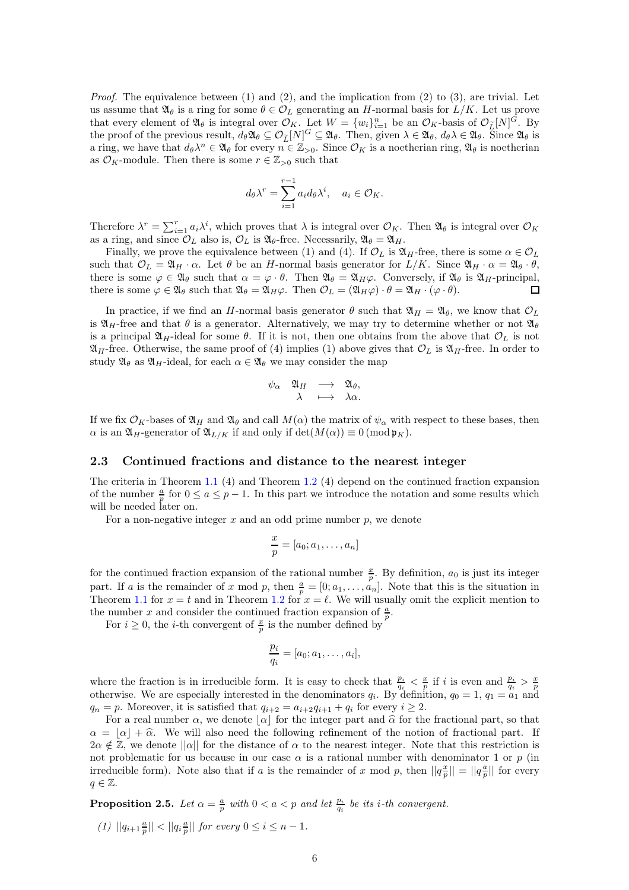*Proof.* The equivalence between (1) and (2), and the implication from (2) to (3), are trivial. Let us assume that $\mathfrak{A}_\theta$ is a ring for some $\theta \in \mathcal{O}_L$ generating an $H$-normal basis for $L/K$. Let us prove that every element of $\mathfrak{A}_\theta$ is integral over $\mathcal{O}_K$. Let $W = \{w_i\}_{i=1}^n$ be an $\mathcal{O}_K$-basis of $\mathcal{O}_{\widetilde{L}}[N]^G$. By the proof of the previous result, $d_\theta \mathfrak{A}_\theta \subseteq \mathcal{O}_{\widetilde{L}}[N]^G \subseteq \mathfrak{A}_\theta$. Then, given $\lambda \in \mathfrak{A}_\theta$, $d_\theta \lambda \in \mathfrak{A}_\theta$. Since $\mathfrak{A}_\theta$ is a ring, we have that $d_\theta \lambda^n \in \mathfrak{A}_\theta$ for every $n \in \mathbb{Z}_{>0}$. Since $\mathcal{O}_K$ is a noetherian ring, $\mathfrak{A}_\theta$ is noetherian as $\mathcal{O}_K$-module. Then there is some $r \in \mathbb{Z}_{>0}$ such that

$$d_\theta \lambda^r = \sum_{i=1}^{r-1} a_i d_\theta \lambda^i, \quad a_i \in \mathcal{O}_K.$$

Therefore $\lambda^r = \sum_{i=1}^r a_i \lambda^i$, which proves that $\lambda$ is integral over $\mathcal{O}_K$. Then $\mathfrak{A}_\theta$ is integral over $\mathcal{O}_K$ as a ring, and since $\mathcal{O}_L$ also is, $\mathcal{O}_L$ is $\mathfrak{A}_\theta$-free. Necessarily, $\mathfrak{A}_\theta = \mathfrak{A}_H$.

Finally, we prove the equivalence between (1) and (4). If $\mathcal{O}_L$ is $\mathfrak{A}_H$-free, there is some $\alpha \in \mathcal{O}_L$ such that $\mathcal{O}_L = \mathfrak{A}_H \cdot \alpha$. Let $\theta$ be an $H$-normal basis generator for $L/K$. Since $\mathfrak{A}_H \cdot \alpha = \mathfrak{A}_\theta \cdot \theta$, there is some $\varphi \in \mathfrak{A}_\theta$ such that $\alpha = \varphi \cdot \theta$. Then $\mathfrak{A}_\theta = \mathfrak{A}_H \varphi$. Conversely, if $\mathfrak{A}_\theta$ is $\mathfrak{A}_H$-principal, there is some $\varphi \in \mathfrak{A}_\theta$ such that $\mathfrak{A}_\theta = \mathfrak{A}_H \varphi$. Then $\mathcal{O}_L = (\mathfrak{A}_H \varphi) \cdot \theta = \mathfrak{A}_H \cdot (\varphi \cdot \theta)$. ◻

In practice, if we find an $H$-normal basis generator $\theta$ such that $\mathfrak{A}_H = \mathfrak{A}_\theta$, we know that $\mathcal{O}_L$ is $\mathfrak{A}_H$-free and that $\theta$ is a generator. Alternatively, we may try to determine whether or not $\mathfrak{A}_\theta$ is a principal $\mathfrak{A}_H$-ideal for some $\theta$. If it is not, then one obtains from the above that $\mathcal{O}_L$ is not $\mathfrak{A}_H$-free. Otherwise, the same proof of (4) implies (1) above gives that $\mathcal{O}_L$ is $\mathfrak{A}_H$-free. In order to study $\mathfrak{A}_\theta$ as $\mathfrak{A}_H$-ideal, for each $\alpha \in \mathfrak{A}_\theta$ we may consider the map

$$\begin{array}{rccc} \psi_\alpha & \mathfrak{A}_H & \longrightarrow & \mathfrak{A}_\theta, \\ & \lambda & \longmapsto & \lambda\alpha. \end{array}$$

If we fix $\mathcal{O}_K$-bases of $\mathfrak{A}_H$ and $\mathfrak{A}_\theta$ and call $M(\alpha)$ the matrix of $\psi_\alpha$ with respect to these bases, then $\alpha$ is an $\mathfrak{A}_H$-generator of $\mathfrak{A}_{L/K}$ if and only if $\det(M(\alpha)) \equiv 0 \,(\mathrm{mod}\, \mathfrak{p}_K)$.

## 2.3 Continued fractions and distance to the nearest integer

The criteria in Theorem 1.1 (4) and Theorem 1.2 (4) depend on the continued fraction expansion of the number $\frac{a}{p}$ for $0 \leq a \leq p-1$. In this part we introduce the notation and some results which will be needed later on.

For a non-negative integer $x$ and an odd prime number $p$, we denote

$$\frac{x}{p} = [a_0; a_1, \ldots, a_n]$$

for the continued fraction expansion of the rational number $\frac{x}{p}$. By definition, $a_0$ is just its integer part. If $a$ is the remainder of $x$ mod $p$, then $\frac{a}{p} = [0; a_1, \ldots, a_n]$. Note that this is the situation in Theorem 1.1 for $x = t$ and in Theorem 1.2 for $x = \ell$. We will usually omit the explicit mention to the number $x$ and consider the continued fraction expansion of $\frac{a}{p}$.

For $i \geq 0$, the $i$-th convergent of $\frac{x}{p}$ is the number defined by

$$\frac{p_i}{q_i} = [a_0; a_1, \ldots, a_i],$$

where the fraction is in irreducible form. It is easy to check that $\frac{p_i}{q_i} < \frac{x}{p}$ if $i$ is even and $\frac{p_i}{q_i} > \frac{x}{p}$ otherwise. We are especially interested in the denominators $q_i$. By definition, $q_0 = 1$, $q_1 = a_1$ and $q_n = p$. Moreover, it is satisfied that $q_{i+2} = a_{i+2} q_{i+1} + q_i$ for every $i \geq 2$.

For a real number $\alpha$, we denote $\lfloor \alpha \rfloor$ for the integer part and $\widehat{\alpha}$ for the fractional part, so that $\alpha = \lfloor \alpha \rfloor + \widehat{\alpha}$. We will also need the following refinement of the notion of fractional part. If $2\alpha \notin \mathbb{Z}$, we denote $||\alpha||$ for the distance of $\alpha$ to the nearest integer. Note that this restriction is not problematic for us because in our case $\alpha$ is a rational number with denominator 1 or $p$ (in irreducible form). Note also that if $a$ is the remainder of $x$ mod $p$, then $||q\frac{x}{p}|| = ||q\frac{a}{p}||$ for every $q \in \mathbb{Z}$.

**Proposition 2.5.** *Let $\alpha = \frac{a}{p}$ with $0 < a < p$ and let $\frac{p_i}{q_i}$ be its $i$-th convergent.*

*(1) $||q_{i+1}\frac{a}{p}|| < ||q_i\frac{a}{p}||$ for every $0 \leq i \leq n-1$.*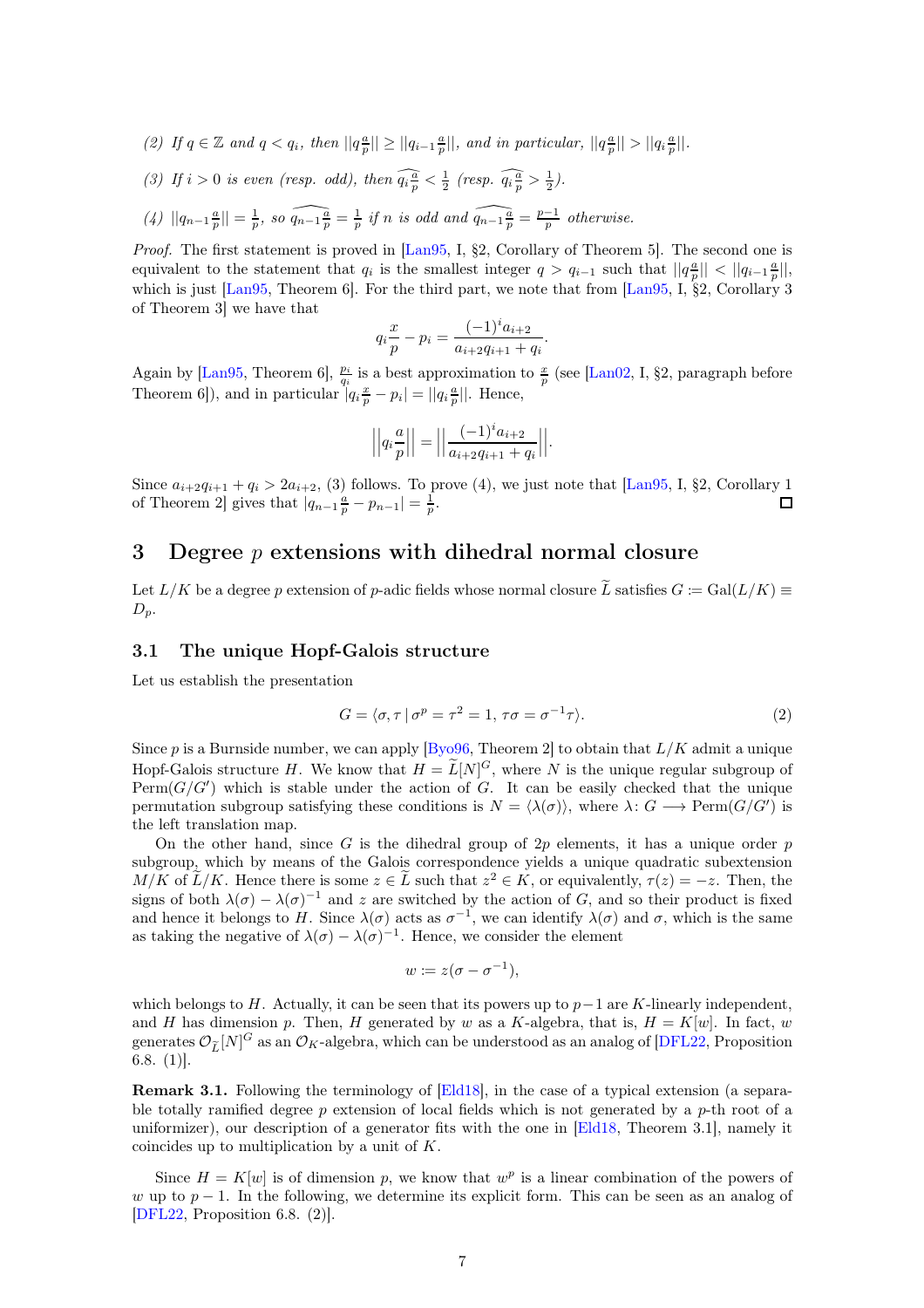(2) *If* $q \in \mathbb{Z}$ *and* $q < q_i$*, then* $||q\frac{a}{p}|| \geq ||q_{i-1}\frac{a}{p}||$*, and in particular,* $||q\frac{a}{p}|| > ||q_i\frac{a}{p}||$*.*

(3) *If* $i > 0$ *is even (resp. odd), then* $\widehat{q_i\frac{a}{p}} < \frac{1}{2}$ *(resp.* $\widehat{q_i\frac{a}{p}} > \frac{1}{2}$*).*

(4) $||q_{n-1}\frac{a}{p}|| = \frac{1}{p}$*, so* $\widehat{q_{n-1}\frac{a}{p}} = \frac{1}{p}$ *if* $n$ *is odd and* $\widehat{q_{n-1}\frac{a}{p}} = \frac{p-1}{p}$ *otherwise.*

*Proof.* The first statement is proved in [Lan95, I, §2, Corollary of Theorem 5]. The second one is equivalent to the statement that $q_i$ is the smallest integer $q > q_{i-1}$ such that $||q\frac{a}{p}|| < ||q_{i-1}\frac{a}{p}||$, which is just [Lan95, Theorem 6]. For the third part, we note that from [Lan95, I, §2, Corollary 3 of Theorem 3] we have that

$$q_i\frac{x}{p} - p_i = \frac{(-1)^i a_{i+2}}{a_{i+2}q_{i+1} + q_i}.$$

Again by [Lan95, Theorem 6], $\frac{p_i}{q_i}$ is a best approximation to $\frac{x}{p}$ (see [Lan02, I, §2, paragraph before Theorem 6]), and in particular $|q_i\frac{x}{p} - p_i| = ||q_i\frac{a}{p}||$. Hence,

$$\Big|\Big|q_i\frac{a}{p}\Big|\Big| = \Big|\Big|\frac{(-1)^i a_{i+2}}{a_{i+2}q_{i+1} + q_i}\Big|\Big|.$$

Since $a_{i+2}q_{i+1} + q_i > 2a_{i+2}$, (3) follows. To prove (4), we just note that [Lan95, I, §2, Corollary 1 of Theorem 2] gives that $|q_{n-1}\frac{a}{p} - p_{n-1}| = \frac{1}{p}$. □

# 3 Degree $p$ extensions with dihedral normal closure

Let $L/K$ be a degree $p$ extension of $p$-adic fields whose normal closure $\widetilde{L}$ satisfies $G := \mathrm{Gal}(L/K) \cong D_p$.

## 3.1 The unique Hopf-Galois structure

Let us establish the presentation

$$G = \langle \sigma, \tau \,|\, \sigma^p = \tau^2 = 1,\, \tau\sigma = \sigma^{-1}\tau \rangle. \tag{2}$$

Since $p$ is a Burnside number, we can apply [Byo96, Theorem 2] to obtain that $L/K$ admit a unique Hopf-Galois structure $H$. We know that $H = \widetilde{L}[N]^G$, where $N$ is the unique regular subgroup of $\mathrm{Perm}(G/G')$ which is stable under the action of $G$. It can be easily checked that the unique permutation subgroup satisfying these conditions is $N = \langle \lambda(\sigma) \rangle$, where $\lambda \colon G \longrightarrow \mathrm{Perm}(G/G')$ is the left translation map.

On the other hand, since $G$ is the dihedral group of $2p$ elements, it has a unique order $p$ subgroup, which by means of the Galois correspondence yields a unique quadratic subextension $M/K$ of $\widetilde{L}/K$. Hence there is some $z \in \widetilde{L}$ such that $z^2 \in K$, or equivalently, $\tau(z) = -z$. Then, the signs of both $\lambda(\sigma) - \lambda(\sigma)^{-1}$ and $z$ are switched by the action of $G$, and so their product is fixed and hence it belongs to $H$. Since $\lambda(\sigma)$ acts as $\sigma^{-1}$, we can identify $\lambda(\sigma)$ and $\sigma$, which is the same as taking the negative of $\lambda(\sigma) - \lambda(\sigma)^{-1}$. Hence, we consider the element

$$w := z(\sigma - \sigma^{-1}),$$

which belongs to $H$. Actually, it can be seen that its powers up to $p-1$ are $K$-linearly independent, and $H$ has dimension $p$. Then, $H$ generated by $w$ as a $K$-algebra, that is, $H = K[w]$. In fact, $w$ generates $\mathcal{O}_{\widetilde{L}}[N]^G$ as an $\mathcal{O}_K$-algebra, which can be understood as an analog of [DFL22, Proposition 6.8. (1)].

**Remark 3.1.** Following the terminology of [Eld18], in the case of a typical extension (a separable totally ramified degree $p$ extension of local fields which is not generated by a $p$-th root of a uniformizer), our description of a generator fits with the one in [Eld18, Theorem 3.1], namely it coincides up to multiplication by a unit of $K$.

Since $H = K[w]$ is of dimension $p$, we know that $w^p$ is a linear combination of the powers of $w$ up to $p-1$. In the following, we determine its explicit form. This can be seen as an analog of [DFL22, Proposition 6.8. (2)].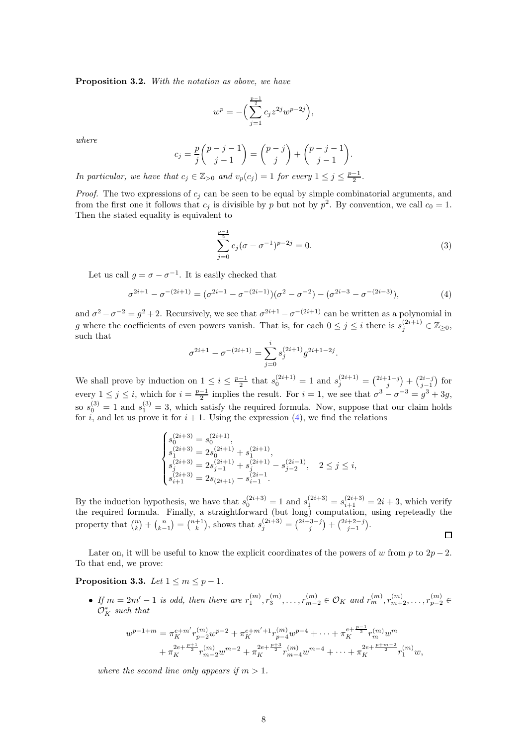**Proposition 3.2.** *With the notation as above, we have*

$$w^p = -\Big(\sum_{j=1}^{\frac{p-1}{2}} c_j z^{2j} w^{p-2j}\Big),$$

*where*

$$c_j = \frac{p}{j}\binom{p-j-1}{j-1} = \binom{p-j}{j} + \binom{p-j-1}{j-1}.$$

*In particular, we have that $c_j \in \mathbb{Z}_{>0}$ and $v_p(c_j) = 1$ for every $1 \leq j \leq \frac{p-1}{2}$.*

*Proof.* The two expressions of $c_j$ can be seen to be equal by simple combinatorial arguments, and from the first one it follows that $c_j$ is divisible by $p$ but not by $p^2$. By convention, we call $c_0 = 1$. Then the stated equality is equivalent to

$$\sum_{j=0}^{\frac{p-1}{2}} c_j(\sigma - \sigma^{-1})^{p-2j} = 0. \tag{3}$$

Let us call $g = \sigma - \sigma^{-1}$. It is easily checked that

$$\sigma^{2i+1} - \sigma^{-(2i+1)} = (\sigma^{2i-1} - \sigma^{-(2i-1)})(\sigma^2 - \sigma^{-2}) - (\sigma^{2i-3} - \sigma^{-(2i-3)}), \tag{4}$$

and $\sigma^2 - \sigma^{-2} = g^2 + 2$. Recursively, we see that $\sigma^{2i+1} - \sigma^{-(2i+1)}$ can be written as a polynomial in $g$ where the coefficients of even powers vanish. That is, for each $0 \leq j \leq i$ there is $s_j^{(2i+1)} \in \mathbb{Z}_{\geq 0}$, such that

$$\sigma^{2i+1} - \sigma^{-(2i+1)} = \sum_{j=0}^{i} s_j^{(2i+1)} g^{2i+1-2j}.$$

We shall prove by induction on $1 \leq i \leq \frac{p-1}{2}$ that $s_0^{(2i+1)} = 1$ and $s_j^{(2i+1)} = \binom{2i+1-j}{j} + \binom{2i-j}{j-1}$ for every $1 \leq j \leq i$, which for $i = \frac{p-1}{2}$ implies the result. For $i = 1$, we see that $\sigma^3 - \sigma^{-3} = g^3 + 3g$, so $s_0^{(3)} = 1$ and $s_1^{(3)} = 3$, which satisfy the required formula. Now, suppose that our claim holds for $i$, and let us prove it for $i+1$. Using the expression (4), we find the relations

$$\begin{cases} s_0^{(2i+3)} = s_0^{(2i+1)}, \\ s_1^{(2i+3)} = 2s_0^{(2i+1)} + s_1^{(2i+1)}, \\ s_j^{(2i+3)} = 2s_{j-1}^{(2i+1)} + s_j^{(2i+1)} - s_{j-2}^{(2i-1)}, \quad 2 \leq j \leq i, \\ s_{i+1}^{(2i+3)} = 2s_{(2i+1)} - s_{i-1}^{(2i-1}. \end{cases}$$

By the induction hypothesis, we have that $s_0^{(2i+3)} = 1$ and $s_1^{(2i+3)} = s_{i+1}^{(2i+3)} = 2i+3$, which verify the required formula. Finally, a straightforward (but long) computation, using repeteadly the property that $\binom{n}{k} + \binom{n}{k-1} = \binom{n+1}{k}$, shows that $s_j^{(2i+3)} = \binom{2i+3-j}{j} + \binom{2i+2-j}{j-1}$. $\square$

Later on, it will be useful to know the explicit coordinates of the powers of $w$ from $p$ to $2p-2$. To that end, we prove:

**Proposition 3.3.** *Let $1 \leq m \leq p-1$.*

- *If $m = 2m'-1$ is odd, then there are $r_1^{(m)}, r_3^{(m)}, \ldots, r_{m-2}^{(m)} \in \mathcal{O}_K$ and $r_m^{(m)}, r_{m+2}^{(m)}, \ldots, r_{p-2}^{(m)} \in \mathcal{O}_K^*$ such that*

$$\begin{aligned} w^{p-1+m} &= \pi_K^{e+m'} r_{p-2}^{(m)} w^{p-2} + \pi_K^{e+m'+1} r_{p-4}^{(m)} w^{p-4} + \cdots + \pi_K^{e+\frac{p-1}{2}} r_m^{(m)} w^m \\ &\quad + \pi_K^{2e+\frac{p+1}{2}} r_{m-2}^{(m)} w^{m-2} + \pi_K^{2e+\frac{p+3}{2}} r_{m-4}^{(m)} w^{m-4} + \cdots + \pi_K^{2e+\frac{p+m-2}{2}} r_1^{(m)} w, \end{aligned}$$

*where the second line only appears if $m > 1$.*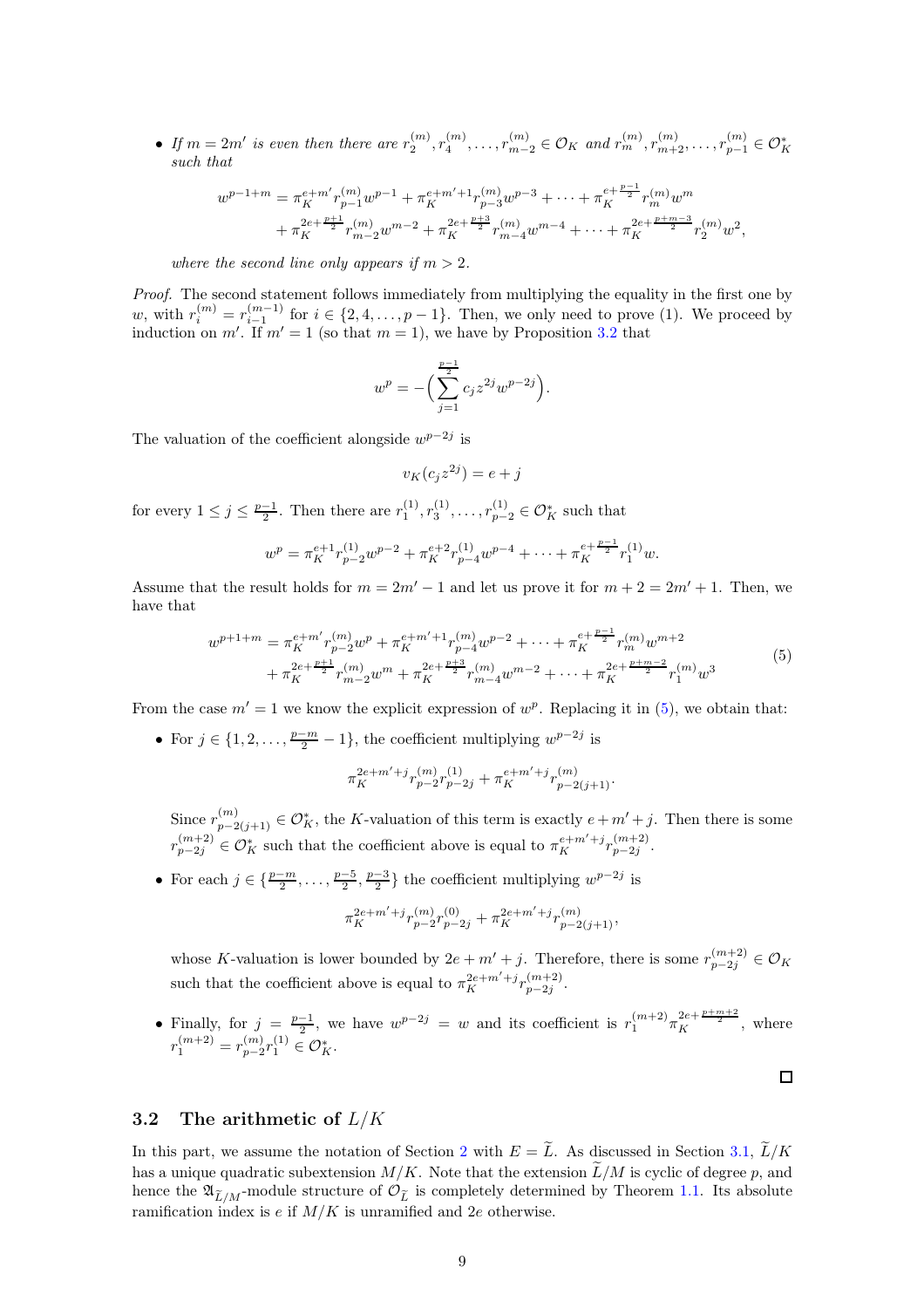- *If $m = 2m'$ is even then there are $r_2^{(m)}, r_4^{(m)}, \dots, r_{m-2}^{(m)} \in \mathcal{O}_K$ and $r_m^{(m)}, r_{m+2}^{(m)}, \dots, r_{p-1}^{(m)} \in \mathcal{O}_K^*$ such that*

$$w^{p-1+m} = \pi_K^{e+m'} r_{p-1}^{(m)} w^{p-1} + \pi_K^{e+m'+1} r_{p-3}^{(m)} w^{p-3} + \dots + \pi_K^{e+\frac{p-1}{2}} r_m^{(m)} w^m \\ + \pi_K^{2e+\frac{p+1}{2}} r_{m-2}^{(m)} w^{m-2} + \pi_K^{2e+\frac{p+3}{2}} r_{m-4}^{(m)} w^{m-4} + \dots + \pi_K^{2e+\frac{p+m-3}{2}} r_2^{(m)} w^2,$$

*where the second line only appears if $m > 2$.*

*Proof.* The second statement follows immediately from multiplying the equality in the first one by $w$, with $r_i^{(m)} = r_{i-1}^{(m-1)}$ for $i \in \{2, 4, \dots, p-1\}$. Then, we only need to prove (1). We proceed by induction on $m'$. If $m' = 1$ (so that $m = 1$), we have by Proposition 3.2 that

$$w^p = -\Big( \sum_{j=1}^{\frac{p-1}{2}} c_j z^{2j} w^{p-2j} \Big).$$

The valuation of the coefficient alongside $w^{p-2j}$ is

$$v_K(c_j z^{2j}) = e + j$$

for every $1 \leq j \leq \frac{p-1}{2}$. Then there are $r_1^{(1)}, r_3^{(1)}, \dots, r_{p-2}^{(1)} \in \mathcal{O}_K^*$ such that

$$w^p = \pi_K^{e+1} r_{p-2}^{(1)} w^{p-2} + \pi_K^{e+2} r_{p-4}^{(1)} w^{p-4} + \dots + \pi_K^{e+\frac{p-1}{2}} r_1^{(1)} w.$$

Assume that the result holds for $m = 2m' - 1$ and let us prove it for $m + 2 = 2m' + 1$. Then, we have that

$$w^{p+1+m} = \pi_K^{e+m'} r_{p-2}^{(m)} w^p + \pi_K^{e+m'+1} r_{p-4}^{(m)} w^{p-2} + \dots + \pi_K^{e+\frac{p-1}{2}} r_m^{(m)} w^{m+2} \\ + \pi_K^{2e+\frac{p+1}{2}} r_{m-2}^{(m)} w^m + \pi_K^{2e+\frac{p+3}{2}} r_{m-4}^{(m)} w^{m-2} + \dots + \pi_K^{2e+\frac{p+m-2}{2}} r_1^{(m)} w^3 \tag{5}$$

From the case $m' = 1$ we know the explicit expression of $w^p$. Replacing it in (5), we obtain that:

- For $j \in \{1, 2, \dots, \frac{p-m}{2} - 1\}$, the coefficient multiplying $w^{p-2j}$ is

$$\pi_K^{2e+m'+j} r_{p-2}^{(m)} r_{p-2j}^{(1)} + \pi_K^{e+m'+j} r_{p-2(j+1)}^{(m)}.$$

  Since $r_{p-2(j+1)}^{(m)} \in \mathcal{O}_K^*$, the $K$-valuation of this term is exactly $e + m' + j$. Then there is some $r_{p-2j}^{(m+2)} \in \mathcal{O}_K^*$ such that the coefficient above is equal to $\pi_K^{e+m'+j} r_{p-2j}^{(m+2)}$.

- For each $j \in \{\frac{p-m}{2}, \dots, \frac{p-5}{2}, \frac{p-3}{2}\}$ the coefficient multiplying $w^{p-2j}$ is

$$\pi_K^{2e+m'+j} r_{p-2}^{(m)} r_{p-2j}^{(0)} + \pi_K^{2e+m'+j} r_{p-2(j+1)}^{(m)},$$

  whose $K$-valuation is lower bounded by $2e + m' + j$. Therefore, there is some $r_{p-2j}^{(m+2)} \in \mathcal{O}_K$ such that the coefficient above is equal to $\pi_K^{2e+m'+j} r_{p-2j}^{(m+2)}$.

- Finally, for $j = \frac{p-1}{2}$, we have $w^{p-2j} = w$ and its coefficient is $r_1^{(m+2)} \pi_K^{2e+\frac{p+m+2}{2}}$, where $r_1^{(m+2)} = r_{p-2}^{(m)} r_1^{(1)} \in \mathcal{O}_K^*$.

$\square$

## 3.2 The arithmetic of $L/K$

In this part, we assume the notation of Section 2 with $E = \widetilde{L}$. As discussed in Section 3.1, $\widetilde{L}/K$ has a unique quadratic subextension $M/K$. Note that the extension $\widetilde{L}/M$ is cyclic of degree $p$, and hence the $\mathfrak{A}_{\widetilde{L}/M}$-module structure of $\mathcal{O}_{\widetilde{L}}$ is completely determined by Theorem 1.1. Its absolute ramification index is $e$ if $M/K$ is unramified and $2e$ otherwise.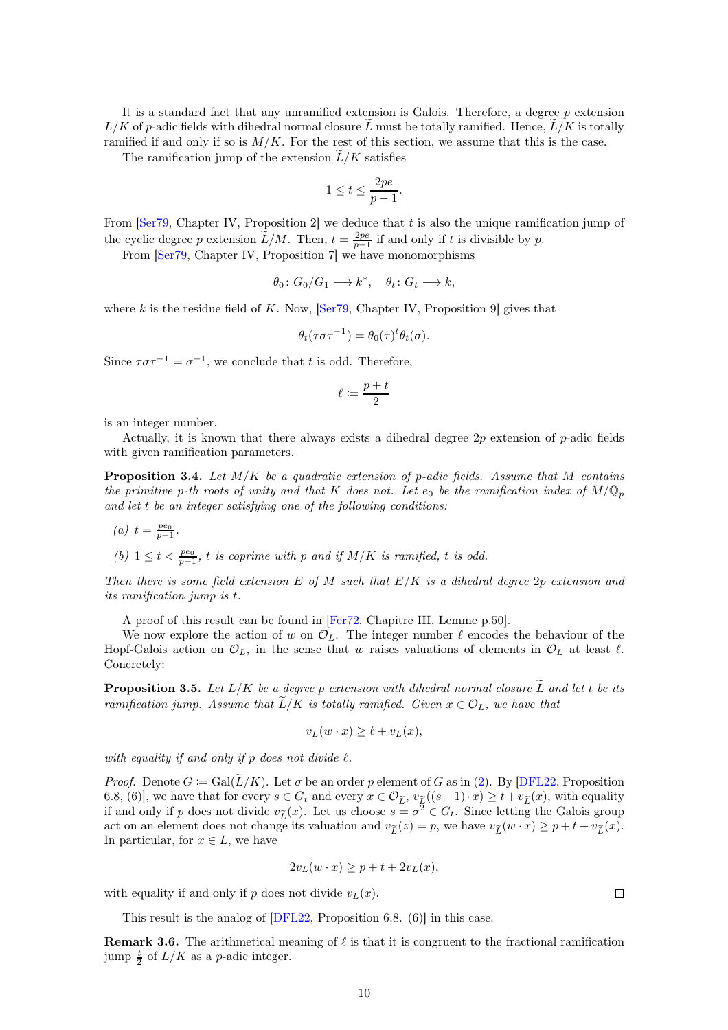It is a standard fact that any unramified extension is Galois. Therefore, a degree $p$ extension $L/K$ of $p$-adic fields with dihedral normal closure $\widetilde{L}$ must be totally ramified. Hence, $\widetilde{L}/K$ is totally ramified if and only if so is $M/K$. For the rest of this section, we assume that this is the case.

The ramification jump of the extension $\widetilde{L}/K$ satisfies

$$1 \leq t \leq \frac{2pe}{p-1}.$$

From [Ser79, Chapter IV, Proposition 2] we deduce that $t$ is also the unique ramification jump of the cyclic degree $p$ extension $\widetilde{L}/M$. Then, $t = \frac{2pe}{p-1}$ if and only if $t$ is divisible by $p$.

From [Ser79, Chapter IV, Proposition 7] we have monomorphisms

$$\theta_0 \colon G_0/G_1 \longrightarrow k^*, \quad \theta_t \colon G_t \longrightarrow k,$$

where $k$ is the residue field of $K$. Now, [Ser79, Chapter IV, Proposition 9] gives that

$$\theta_t(\tau\sigma\tau^{-1}) = \theta_0(\tau)^t \theta_t(\sigma).$$

Since $\tau\sigma\tau^{-1} = \sigma^{-1}$, we conclude that $t$ is odd. Therefore,

$$\ell \coloneqq \frac{p+t}{2}$$

is an integer number.

Actually, it is known that there always exists a dihedral degree $2p$ extension of $p$-adic fields with given ramification parameters.

**Proposition 3.4.** *Let $M/K$ be a quadratic extension of $p$-adic fields. Assume that $M$ contains the primitive $p$-th roots of unity and that $K$ does not. Let $e_0$ be the ramification index of $M/\mathbb{Q}_p$ and let $t$ be an integer satisfying one of the following conditions:*

*(a) $t = \frac{pe_0}{p-1}$.*

*(b) $1 \leq t < \frac{pe_0}{p-1}$, $t$ is coprime with $p$ and if $M/K$ is ramified, $t$ is odd.*

*Then there is some field extension $E$ of $M$ such that $E/K$ is a dihedral degree $2p$ extension and its ramification jump is $t$.*

A proof of this result can be found in [Fer72, Chapitre III, Lemme p.50].

We now explore the action of $w$ on $\mathcal{O}_L$. The integer number $\ell$ encodes the behaviour of the Hopf-Galois action on $\mathcal{O}_L$, in the sense that $w$ raises valuations of elements in $\mathcal{O}_L$ at least $\ell$. Concretely:

**Proposition 3.5.** *Let $L/K$ be a degree $p$ extension with dihedral normal closure $\widetilde{L}$ and let $t$ be its ramification jump. Assume that $\widetilde{L}/K$ is totally ramified. Given $x \in \mathcal{O}_L$, we have that*

$$v_L(w \cdot x) \geq \ell + v_L(x),$$

*with equality if and only if $p$ does not divide $\ell$.*

*Proof.* Denote $G \coloneqq \mathrm{Gal}(\widetilde{L}/K)$. Let $\sigma$ be an order $p$ element of $G$ as in (2). By [DFL22, Proposition 6.8, (6)], we have that for every $s \in G_t$ and every $x \in \mathcal{O}_{\widetilde{L}}$, $v_{\widetilde{L}}((s-1)\cdot x) \geq t + v_{\widetilde{L}}(x)$, with equality if and only if $p$ does not divide $v_{\widetilde{L}}(x)$. Let us choose $s = \sigma^2 \in G_t$. Since letting the Galois group act on an element does not change its valuation and $v_{\widetilde{L}}(z) = p$, we have $v_{\widetilde{L}}(w \cdot x) \geq p + t + v_{\widetilde{L}}(x)$. In particular, for $x \in L$, we have

$$2v_L(w \cdot x) \geq p + t + 2v_L(x),$$

with equality if and only if $p$ does not divide $v_L(x)$. ◻

This result is the analog of [DFL22, Proposition 6.8. (6)] in this case.

**Remark 3.6.** The arithmetical meaning of $\ell$ is that it is congruent to the fractional ramification jump $\frac{t}{2}$ of $L/K$ as a $p$-adic integer.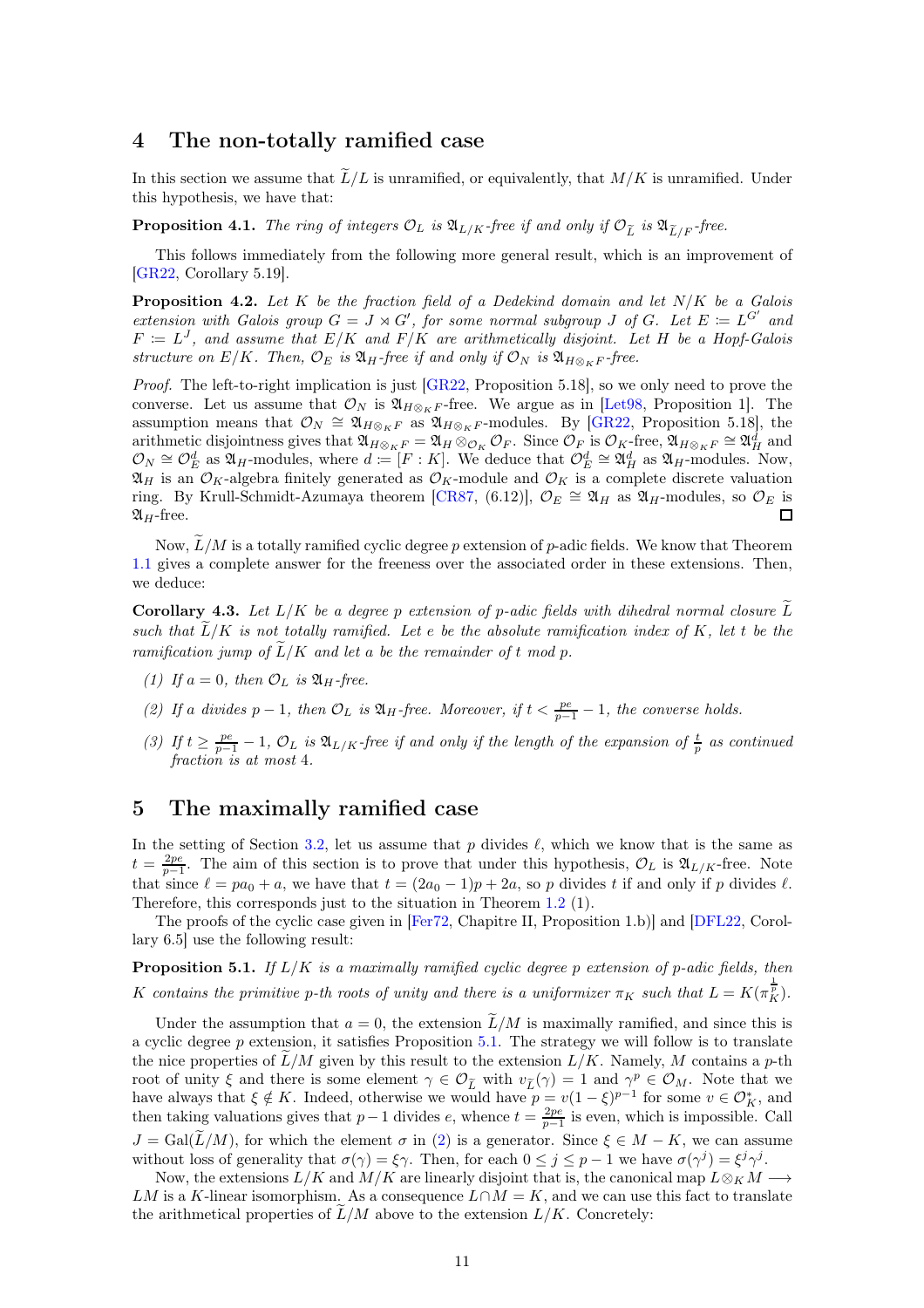# 4 The non-totally ramified case

In this section we assume that $\widetilde{L}/L$ is unramified, or equivalently, that $M/K$ is unramified. Under this hypothesis, we have that:

**Proposition 4.1.** *The ring of integers $\mathcal{O}_L$ is $\mathfrak{A}_{L/K}$-free if and only if $\mathcal{O}_{\widetilde{L}}$ is $\mathfrak{A}_{\widetilde{L}/F}$-free.*

This follows immediately from the following more general result, which is an improvement of [GR22, Corollary 5.19].

**Proposition 4.2.** *Let $K$ be the fraction field of a Dedekind domain and let $N/K$ be a Galois extension with Galois group $G = J \rtimes G'$, for some normal subgroup $J$ of $G$. Let $E \coloneqq L^{G'}$ and $F \coloneqq L^J$, and assume that $E/K$ and $F/K$ are arithmetically disjoint. Let $H$ be a Hopf-Galois structure on $E/K$. Then, $\mathcal{O}_E$ is $\mathfrak{A}_H$-free if and only if $\mathcal{O}_N$ is $\mathfrak{A}_{H\otimes_K F}$-free.*

*Proof.* The left-to-right implication is just [GR22, Proposition 5.18], so we only need to prove the converse. Let us assume that $\mathcal{O}_N$ is $\mathfrak{A}_{H\otimes_K F}$-free. We argue as in [Let98, Proposition 1]. The assumption means that $\mathcal{O}_N \cong \mathfrak{A}_{H\otimes_K F}$ as $\mathfrak{A}_{H\otimes_K F}$-modules. By [GR22, Proposition 5.18], the arithmetic disjointness gives that $\mathfrak{A}_{H\otimes_K F} = \mathfrak{A}_H \otimes_{\mathcal{O}_K} \mathcal{O}_F$. Since $\mathcal{O}_F$ is $\mathcal{O}_K$-free, $\mathfrak{A}_{H\otimes_K F} \cong \mathfrak{A}_H^d$ and $\mathcal{O}_N \cong \mathcal{O}_E^d$ as $\mathfrak{A}_H$-modules, where $d \coloneqq [F : K]$. We deduce that $\mathcal{O}_E^d \cong \mathfrak{A}_H^d$ as $\mathfrak{A}_H$-modules. Now, $\mathfrak{A}_H$ is an $\mathcal{O}_K$-algebra finitely generated as $\mathcal{O}_K$-module and $\mathcal{O}_K$ is a complete discrete valuation ring. By Krull-Schmidt-Azumaya theorem [CR87, (6.12)], $\mathcal{O}_E \cong \mathfrak{A}_H$ as $\mathfrak{A}_H$-modules, so $\mathcal{O}_E$ is $\mathfrak{A}_H$-free. ☐

Now, $\widetilde{L}/M$ is a totally ramified cyclic degree $p$ extension of $p$-adic fields. We know that Theorem 1.1 gives a complete answer for the freeness over the associated order in these extensions. Then, we deduce:

**Corollary 4.3.** *Let $L/K$ be a degree $p$ extension of $p$-adic fields with dihedral normal closure $\widetilde{L}$ such that $\widetilde{L}/K$ is not totally ramified. Let $e$ be the absolute ramification index of $K$, let $t$ be the ramification jump of $\widetilde{L}/K$ and let $a$ be the remainder of $t$ mod $p$.*

1. *If $a = 0$, then $\mathcal{O}_L$ is $\mathfrak{A}_H$-free.*
2. *If $a$ divides $p-1$, then $\mathcal{O}_L$ is $\mathfrak{A}_H$-free. Moreover, if $t < \frac{pe}{p-1} - 1$, the converse holds.*
3. *If $t \geq \frac{pe}{p-1} - 1$, $\mathcal{O}_L$ is $\mathfrak{A}_{L/K}$-free if and only if the length of the expansion of $\frac{t}{p}$ as continued fraction is at most 4.*

# 5 The maximally ramified case

In the setting of Section 3.2, let us assume that $p$ divides $\ell$, which we know that is the same as $t = \frac{2pe}{p-1}$. The aim of this section is to prove that under this hypothesis, $\mathcal{O}_L$ is $\mathfrak{A}_{L/K}$-free. Note that since $\ell = pa_0 + a$, we have that $t = (2a_0 - 1)p + 2a$, so $p$ divides $t$ if and only if $p$ divides $\ell$. Therefore, this corresponds just to the situation in Theorem 1.2 (1).

The proofs of the cyclic case given in [Fer72, Chapitre II, Proposition 1.b)] and [DFL22, Corollary 6.5] use the following result:

**Proposition 5.1.** *If $L/K$ is a maximally ramified cyclic degree $p$ extension of $p$-adic fields, then $K$ contains the primitive $p$-th roots of unity and there is a uniformizer $\pi_K$ such that $L = K(\pi_K^{\frac{1}{p}})$.*

Under the assumption that $a = 0$, the extension $\widetilde{L}/M$ is maximally ramified, and since this is a cyclic degree $p$ extension, it satisfies Proposition 5.1. The strategy we will follow is to translate the nice properties of $\widetilde{L}/M$ given by this result to the extension $L/K$. Namely, $M$ contains a $p$-th root of unity $\xi$ and there is some element $\gamma \in \mathcal{O}_{\widetilde{L}}$ with $v_{\widetilde{L}}(\gamma) = 1$ and $\gamma^p \in \mathcal{O}_M$. Note that we have always that $\xi \notin K$. Indeed, otherwise we would have $p = v(1-\xi)^{p-1}$ for some $v \in \mathcal{O}_K^*$, and then taking valuations gives that $p-1$ divides $e$, whence $t = \frac{2pe}{p-1}$ is even, which is impossible. Call $J = \mathrm{Gal}(\widetilde{L}/M)$, for which the element $\sigma$ in (2) is a generator. Since $\xi \in M - K$, we can assume without loss of generality that $\sigma(\gamma) = \xi\gamma$. Then, for each $0 \leq j \leq p-1$ we have $\sigma(\gamma^j) = \xi^j \gamma^j$.

Now, the extensions $L/K$ and $M/K$ are linearly disjoint that is, the canonical map $L \otimes_K M \longrightarrow LM$ is a $K$-linear isomorphism. As a consequence $L \cap M = K$, and we can use this fact to translate the arithmetical properties of $\widetilde{L}/M$ above to the extension $L/K$. Concretely: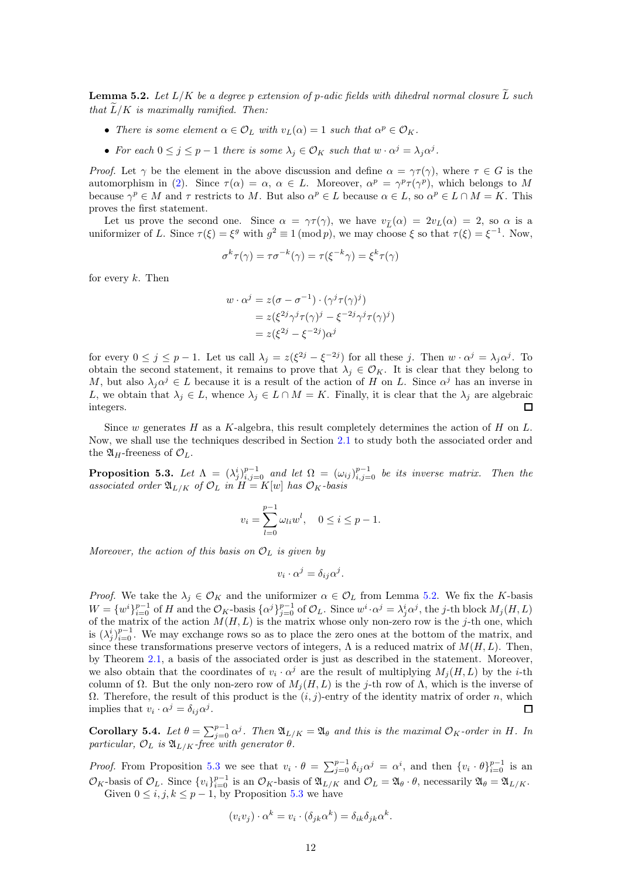**Lemma 5.2.** *Let $L/K$ be a degree $p$ extension of $p$-adic fields with dihedral normal closure $\widetilde{L}$ such that $\widetilde{L}/K$ is maximally ramified. Then:*

- *There is some element $\alpha \in \mathcal{O}_L$ with $v_L(\alpha) = 1$ such that $\alpha^p \in \mathcal{O}_K$.*
- *For each $0 \leq j \leq p-1$ there is some $\lambda_j \in \mathcal{O}_K$ such that $w \cdot \alpha^j = \lambda_j \alpha^j$.*

*Proof.* Let $\gamma$ be the element in the above discussion and define $\alpha = \gamma\tau(\gamma)$, where $\tau \in G$ is the automorphism in (2). Since $\tau(\alpha) = \alpha$, $\alpha \in L$. Moreover, $\alpha^p = \gamma^p\tau(\gamma^p)$, which belongs to $M$ because $\gamma^p \in M$ and $\tau$ restricts to $M$. But also $\alpha^p \in L$ because $\alpha \in L$, so $\alpha^p \in L \cap M = K$. This proves the first statement.

Let us prove the second one. Since $\alpha = \gamma\tau(\gamma)$, we have $v_{\widetilde{L}}(\alpha) = 2v_L(\alpha) = 2$, so $\alpha$ is a uniformizer of $L$. Since $\tau(\xi) = \xi^g$ with $g^2 \equiv 1 \,(\mathrm{mod}\, p)$, we may choose $\xi$ so that $\tau(\xi) = \xi^{-1}$. Now,

$$\sigma^k\tau(\gamma) = \tau\sigma^{-k}(\gamma) = \tau(\xi^{-k}\gamma) = \xi^k\tau(\gamma)$$

for every $k$. Then

$$\begin{aligned} w \cdot \alpha^j &= z(\sigma - \sigma^{-1}) \cdot (\gamma^j\tau(\gamma)^j) \\ &= z(\xi^{2j}\gamma^j\tau(\gamma)^j - \xi^{-2j}\gamma^j\tau(\gamma)^j) \\ &= z(\xi^{2j} - \xi^{-2j})\alpha^j \end{aligned}$$

for every $0 \leq j \leq p-1$. Let us call $\lambda_j = z(\xi^{2j} - \xi^{-2j})$ for all these $j$. Then $w \cdot \alpha^j = \lambda_j\alpha^j$. To obtain the second statement, it remains to prove that $\lambda_j \in \mathcal{O}_K$. It is clear that they belong to $M$, but also $\lambda_j\alpha^j \in L$ because it is a result of the action of $H$ on $L$. Since $\alpha^j$ has an inverse in $L$, we obtain that $\lambda_j \in L$, whence $\lambda_j \in L \cap M = K$. Finally, it is clear that the $\lambda_j$ are algebraic integers. ◻

Since $w$ generates $H$ as a $K$-algebra, this result completely determines the action of $H$ on $L$. Now, we shall use the techniques described in Section 2.1 to study both the associated order and the $\mathfrak{A}_H$-freeness of $\mathcal{O}_L$.

**Proposition 5.3.** *Let $\Lambda = (\lambda_j^i)_{i,j=0}^{p-1}$ and let $\Omega = (\omega_{ij})_{i,j=0}^{p-1}$ be its inverse matrix. Then the associated order $\mathfrak{A}_{L/K}$ of $\mathcal{O}_L$ in $H = K[w]$ has $\mathcal{O}_K$-basis*

$$v_i = \sum_{l=0}^{p-1} \omega_{li} w^l, \quad 0 \leq i \leq p-1.$$

*Moreover, the action of this basis on $\mathcal{O}_L$ is given by*

$$v_i \cdot \alpha^j = \delta_{ij}\alpha^j.$$

*Proof.* We take the $\lambda_j \in \mathcal{O}_K$ and the uniformizer $\alpha \in \mathcal{O}_L$ from Lemma 5.2. We fix the $K$-basis $W = \{w^i\}_{i=0}^{p-1}$ of $H$ and the $\mathcal{O}_K$-basis $\{\alpha^j\}_{j=0}^{p-1}$ of $\mathcal{O}_L$. Since $w^i \cdot \alpha^j = \lambda_j^i\alpha^j$, the $j$-th block $M_j(H, L)$ of the matrix of the action $M(H, L)$ is the matrix whose only non-zero row is the $j$-th one, which is $(\lambda_j^i)_{i=0}^{p-1}$. We may exchange rows so as to place the zero ones at the bottom of the matrix, and since these transformations preserve vectors of integers, $\Lambda$ is a reduced matrix of $M(H, L)$. Then, by Theorem 2.1, a basis of the associated order is just as described in the statement. Moreover, we also obtain that the coordinates of $v_i \cdot \alpha^j$ are the result of multiplying $M_j(H, L)$ by the $i$-th column of $\Omega$. But the only non-zero row of $M_j(H, L)$ is the $j$-th row of $\Lambda$, which is the inverse of $\Omega$. Therefore, the result of this product is the $(i, j)$-entry of the identity matrix of order $n$, which implies that $v_i \cdot \alpha^j = \delta_{ij}\alpha^j$. ◻

**Corollary 5.4.** *Let $\theta = \sum_{j=0}^{p-1} \alpha^j$. Then $\mathfrak{A}_{L/K} = \mathfrak{A}_\theta$ and this is the maximal $\mathcal{O}_K$-order in $H$. In particular, $\mathcal{O}_L$ is $\mathfrak{A}_{L/K}$-free with generator $\theta$.*

*Proof.* From Proposition 5.3 we see that $v_i \cdot \theta = \sum_{j=0}^{p-1} \delta_{ij}\alpha^j = \alpha^i$, and then $\{v_i \cdot \theta\}_{i=0}^{p-1}$ is an $\mathcal{O}_K$-basis of $\mathcal{O}_L$. Since $\{v_i\}_{i=0}^{p-1}$ is an $\mathcal{O}_K$-basis of $\mathfrak{A}_{L/K}$ and $\mathcal{O}_L = \mathfrak{A}_\theta \cdot \theta$, necessarily $\mathfrak{A}_\theta = \mathfrak{A}_{L/K}$.

Given $0 \leq i, j, k \leq p-1$, by Proposition 5.3 we have

$$(v_iv_j) \cdot \alpha^k = v_i \cdot (\delta_{jk}\alpha^k) = \delta_{ik}\delta_{jk}\alpha^k.$$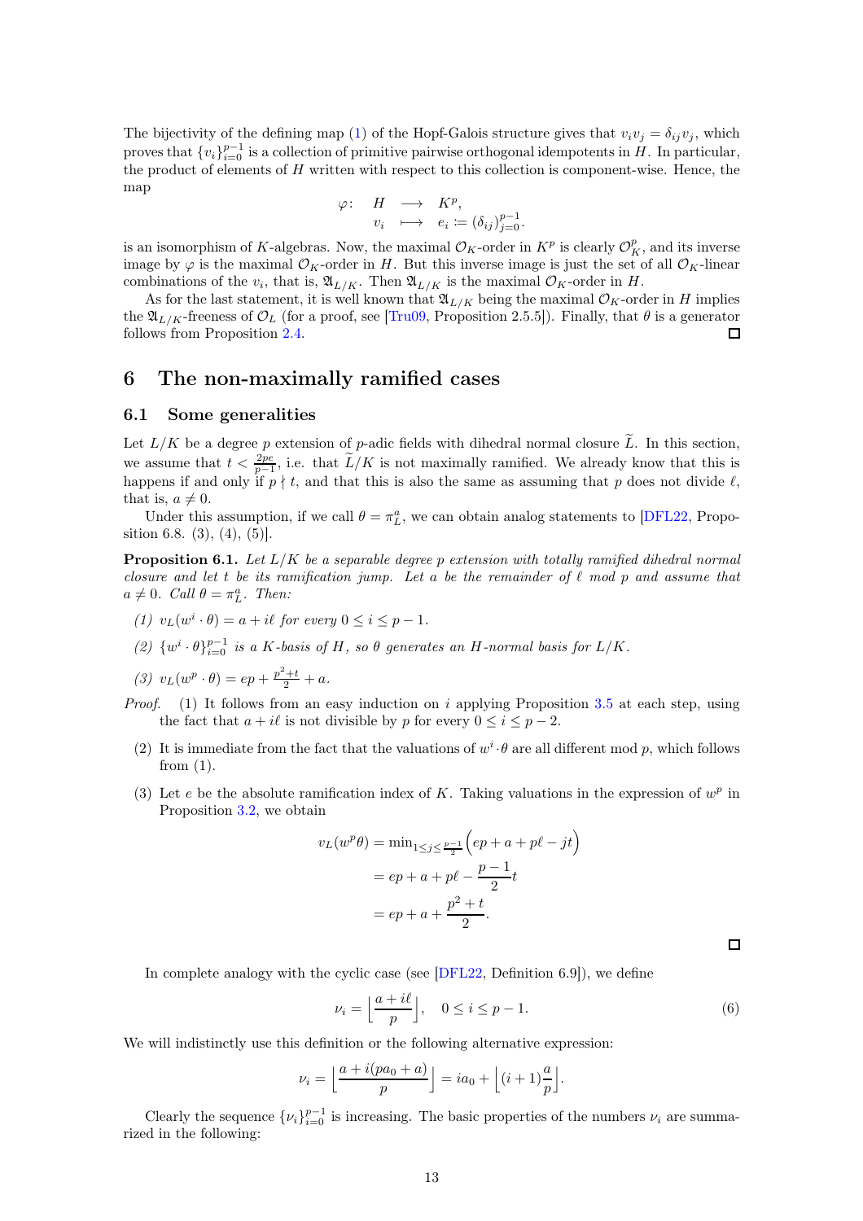The bijectivity of the defining map (1) of the Hopf-Galois structure gives that $v_iv_j = \delta_{ij}v_j$, which proves that $\{v_i\}_{i=0}^{p-1}$ is a collection of primitive pairwise orthogonal idempotents in $H$. In particular, the product of elements of $H$ written with respect to this collection is component-wise. Hence, the map

$$\begin{array}{rccc} \varphi\colon & H & \longrightarrow & K^p, \\ & v_i & \longmapsto & e_i \coloneqq (\delta_{ij})_{j=0}^{p-1}. \end{array}$$

is an isomorphism of $K$-algebras. Now, the maximal $\mathcal{O}_K$-order in $K^p$ is clearly $\mathcal{O}_K^p$, and its inverse image by $\varphi$ is the maximal $\mathcal{O}_K$-order in $H$. But this inverse image is just the set of all $\mathcal{O}_K$-linear combinations of the $v_i$, that is, $\mathfrak{A}_{L/K}$. Then $\mathfrak{A}_{L/K}$ is the maximal $\mathcal{O}_K$-order in $H$.

As for the last statement, it is well known that $\mathfrak{A}_{L/K}$ being the maximal $\mathcal{O}_K$-order in $H$ implies the $\mathfrak{A}_{L/K}$-freeness of $\mathcal{O}_L$ (for a proof, see [Tru09, Proposition 2.5.5]). Finally, that $\theta$ is a generator follows from Proposition 2.4. ◻

# 6 The non-maximally ramified cases

## 6.1 Some generalities

Let $L/K$ be a degree $p$ extension of $p$-adic fields with dihedral normal closure $\widetilde{L}$. In this section, we assume that $t < \frac{2pe}{p-1}$, i.e. that $\widetilde{L}/K$ is not maximally ramified. We already know that this is happens if and only if $p \nmid t$, and that this is also the same as assuming that $p$ does not divide $\ell$, that is, $a \neq 0$.

Under this assumption, if we call $\theta = \pi_L^a$, we can obtain analog statements to [DFL22, Proposition 6.8. (3), (4), (5)].

**Proposition 6.1.** *Let $L/K$ be a separable degree $p$ extension with totally ramified dihedral normal closure and let $t$ be its ramification jump. Let $a$ be the remainder of $\ell$ mod $p$ and assume that $a \neq 0$. Call $\theta = \pi_L^a$. Then:*

*(1) $v_L(w^i\cdot\theta) = a + i\ell$ for every $0 \leq i \leq p-1$.*

*(2) $\{w^i\cdot\theta\}_{i=0}^{p-1}$ is a $K$-basis of $H$, so $\theta$ generates an $H$-normal basis for $L/K$.*

*(3) $v_L(w^p\cdot\theta) = ep + \frac{p^2+t}{2} + a$.*

*Proof.* (1) It follows from an easy induction on $i$ applying Proposition 3.5 at each step, using the fact that $a + i\ell$ is not divisible by $p$ for every $0 \leq i \leq p-2$.

(2) It is immediate from the fact that the valuations of $w^i\cdot\theta$ are all different mod $p$, which follows from (1).

(3) Let $e$ be the absolute ramification index of $K$. Taking valuations in the expression of $w^p$ in Proposition 3.2, we obtain

$$\begin{aligned} v_L(w^p\theta) &= \min_{1\leq j\leq \frac{p-1}{2}}\Big(ep + a + p\ell - jt\Big) \\ &= ep + a + p\ell - \frac{p-1}{2}t \\ &= ep + a + \frac{p^2+t}{2}. \end{aligned}$$

◻

In complete analogy with the cyclic case (see [DFL22, Definition 6.9]), we define

$$\nu_i = \Big\lfloor \frac{a+i\ell}{p} \Big\rfloor, \quad 0 \leq i \leq p-1. \tag{6}$$

We will indistinctly use this definition or the following alternative expression:

$$\nu_i = \Big\lfloor \frac{a+i(pa_0+a)}{p} \Big\rfloor = ia_0 + \Big\lfloor (i+1)\frac{a}{p} \Big\rfloor.$$

Clearly the sequence $\{\nu_i\}_{i=0}^{p-1}$ is increasing. The basic properties of the numbers $\nu_i$ are summarized in the following: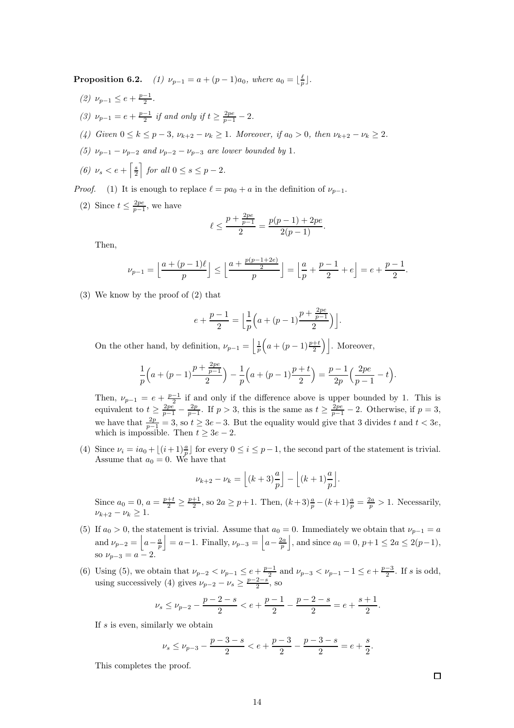**Proposition 6.2.** *(1) $\nu_{p-1} = a + (p-1)a_0$, where $a_0 = \lfloor \frac{\ell}{p} \rfloor$.*

*(2) $\nu_{p-1} \leq e + \frac{p-1}{2}$.*

*(3) $\nu_{p-1} = e + \frac{p-1}{2}$ if and only if $t \geq \frac{2pe}{p-1} - 2$.*

*(4) Given $0 \leq k \leq p-3$, $\nu_{k+2} - \nu_k \geq 1$. Moreover, if $a_0 > 0$, then $\nu_{k+2} - \nu_k \geq 2$.*

*(5) $\nu_{p-1} - \nu_{p-2}$ and $\nu_{p-2} - \nu_{p-3}$ are lower bounded by 1.*

*(6) $\nu_s < e + \left\lceil \frac{s}{2} \right\rceil$ for all $0 \leq s \leq p-2$.*

*Proof.* (1) It is enough to replace $\ell = pa_0 + a$ in the definition of $\nu_{p-1}$.

(2) Since $t \leq \frac{2pe}{p-1}$, we have

$$\ell \leq \frac{p + \frac{2pe}{p-1}}{2} = \frac{p(p-1) + 2pe}{2(p-1)}.$$

Then,

$$\nu_{p-1} = \Big\lfloor \frac{a + (p-1)\ell}{p} \Big\rfloor \leq \Big\lfloor \frac{a + \frac{p(p-1+2e)}{2}}{p} \Big\rfloor = \Big\lfloor \frac{a}{p} + \frac{p-1}{2} + e \Big\rfloor = e + \frac{p-1}{2}.$$

(3) We know by the proof of (2) that

$$e + \frac{p-1}{2} = \Big\lfloor \frac{1}{p}\Big(a + (p-1)\frac{p + \frac{2pe}{p-1}}{2}\Big) \Big\rfloor.$$

On the other hand, by definition, $\nu_{p-1} = \Big\lfloor \frac{1}{p}\Big(a + (p-1)\frac{p+t}{2}\Big) \Big\rfloor$. Moreover,

$$\frac{1}{p}\Big(a + (p-1)\frac{p + \frac{2pe}{p-1}}{2}\Big) - \frac{1}{p}\Big(a + (p-1)\frac{p+t}{2}\Big) = \frac{p-1}{2p}\Big(\frac{2pe}{p-1} - t\Big).$$

Then, $\nu_{p-1} = e + \frac{p-1}{2}$ if and only if the difference above is upper bounded by 1. This is equivalent to $t \geq \frac{2pe}{p-1} - \frac{2p}{p-1}$. If $p > 3$, this is the same as $t \geq \frac{2pe}{p-1} - 2$. Otherwise, if $p = 3$, we have that $\frac{2p}{p-1} = 3$, so $t \geq 3e - 3$. But the equality would give that 3 divides $t$ and $t < 3e$, which is impossible. Then $t \geq 3e - 2$.

(4) Since $\nu_i = ia_0 + \lfloor (i+1)\frac{a}{p} \rfloor$ for every $0 \leq i \leq p-1$, the second part of the statement is trivial. Assume that $a_0 = 0$. We have that

$$\nu_{k+2} - \nu_k = \Big\lfloor (k+3)\frac{a}{p} \Big\rfloor - \Big\lfloor (k+1)\frac{a}{p} \Big\rfloor.$$

Since $a_0 = 0$, $a = \frac{p+t}{2} \geq \frac{p+1}{2}$, so $2a \geq p+1$. Then, $(k+3)\frac{a}{p} - (k+1)\frac{a}{p} = \frac{2a}{p} > 1$. Necessarily, $\nu_{k+2} - \nu_k \geq 1$.

(5) If $a_0 > 0$, the statement is trivial. Assume that $a_0 = 0$. Immediately we obtain that $\nu_{p-1} = a$ and $\nu_{p-2} = \Big\lfloor a - \frac{a}{p} \Big\rfloor = a - 1$. Finally, $\nu_{p-3} = \Big\lfloor a - \frac{2a}{p} \Big\rfloor$, and since $a_0 = 0$, $p + 1 \leq 2a \leq 2(p-1)$, so $\nu_{p-3} = a - 2$.

(6) Using (5), we obtain that $\nu_{p-2} < \nu_{p-1} \leq e + \frac{p-1}{2}$ and $\nu_{p-3} < \nu_{p-1} - 1 \leq e + \frac{p-3}{2}$. If $s$ is odd, using successively (4) gives $\nu_{p-2} - \nu_s \geq \frac{p-2-s}{2}$, so

$$\nu_s \leq \nu_{p-2} - \frac{p-2-s}{2} < e + \frac{p-1}{2} - \frac{p-2-s}{2} = e + \frac{s+1}{2}.$$

If $s$ is even, similarly we obtain

$$\nu_s \leq \nu_{p-3} - \frac{p-3-s}{2} < e + \frac{p-3}{2} - \frac{p-3-s}{2} = e + \frac{s}{2}.$$

This completes the proof. $\square$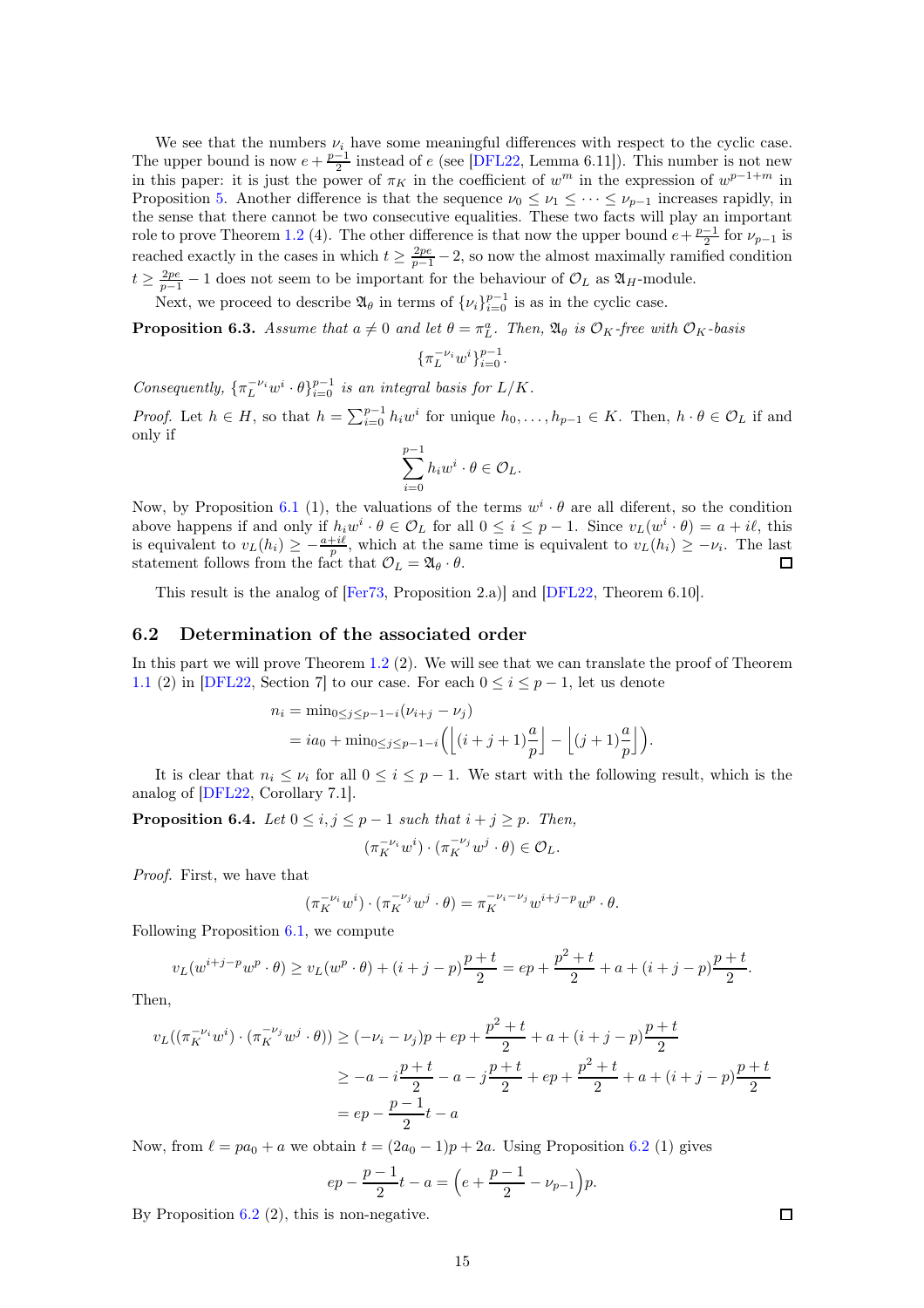We see that the numbers $\nu_i$ have some meaningful differences with respect to the cyclic case. The upper bound is now $e+\frac{p-1}{2}$ instead of $e$ (see [DFL22, Lemma 6.11]). This number is not new in this paper: it is just the power of $\pi_K$ in the coefficient of $w^m$ in the expression of $w^{p-1+m}$ in Proposition 5. Another difference is that the sequence $\nu_0 \leq \nu_1 \leq \cdots \leq \nu_{p-1}$ increases rapidly, in the sense that there cannot be two consecutive equalities. These two facts will play an important role to prove Theorem 1.2 (4). The other difference is that now the upper bound $e+\frac{p-1}{2}$ for $\nu_{p-1}$ is reached exactly in the cases in which $t \geq \frac{2pe}{p-1}-2$, so now the almost maximally ramified condition $t \geq \frac{2pe}{p-1}-1$ does not seem to be important for the behaviour of $\mathcal{O}_L$ as $\mathfrak{A}_H$-module.

Next, we proceed to describe $\mathfrak{A}_\theta$ in terms of $\{\nu_i\}_{i=0}^{p-1}$ is as in the cyclic case.

**Proposition 6.3.** *Assume that $a \neq 0$ and let $\theta = \pi_L^a$. Then, $\mathfrak{A}_\theta$ is $\mathcal{O}_K$-free with $\mathcal{O}_K$-basis*

$$\{\pi_L^{-\nu_i} w^i\}_{i=0}^{p-1}.$$

*Consequently, $\{\pi_L^{-\nu_i} w^i \cdot \theta\}_{i=0}^{p-1}$ is an integral basis for $L/K$.*

*Proof.* Let $h \in H$, so that $h = \sum_{i=0}^{p-1} h_i w^i$ for unique $h_0, \ldots, h_{p-1} \in K$. Then, $h \cdot \theta \in \mathcal{O}_L$ if and only if

$$\sum_{i=0}^{p-1} h_i w^i \cdot \theta \in \mathcal{O}_L.$$

Now, by Proposition 6.1 (1), the valuations of the terms $w^i \cdot \theta$ are all diferent, so the condition above happens if and only if $h_i w^i \cdot \theta \in \mathcal{O}_L$ for all $0 \leq i \leq p-1$. Since $v_L(w^i \cdot \theta) = a + i\ell$, this is equivalent to $v_L(h_i) \geq -\frac{a+i\ell}{p}$, which at the same time is equivalent to $v_L(h_i) \geq -\nu_i$. The last statement follows from the fact that $\mathcal{O}_L = \mathfrak{A}_\theta \cdot \theta$. $\square$

This result is the analog of [Fer73, Proposition 2.a)] and [DFL22, Theorem 6.10].

## 6.2 Determination of the associated order

In this part we will prove Theorem 1.2 (2). We will see that we can translate the proof of Theorem 1.1 (2) in [DFL22, Section 7] to our case. For each $0 \leq i \leq p-1$, let us denote

$$\begin{aligned}
n_i &= \min_{0 \leq j \leq p-1-i}(\nu_{i+j} - \nu_j) \\
&= ia_0 + \min_{0 \leq j \leq p-1-i}\Big(\Big\lfloor (i+j+1)\frac{a}{p}\Big\rfloor - \Big\lfloor (j+1)\frac{a}{p}\Big\rfloor\Big).
\end{aligned}$$

It is clear that $n_i \leq \nu_i$ for all $0 \leq i \leq p-1$. We start with the following result, which is the analog of [DFL22, Corollary 7.1].

**Proposition 6.4.** *Let $0 \leq i, j \leq p-1$ such that $i+j \geq p$. Then,*

$$(\pi_K^{-\nu_i} w^i) \cdot (\pi_K^{-\nu_j} w^j \cdot \theta) \in \mathcal{O}_L.$$

*Proof.* First, we have that

$$(\pi_K^{-\nu_i} w^i) \cdot (\pi_K^{-\nu_j} w^j \cdot \theta) = \pi_K^{-\nu_i-\nu_j} w^{i+j-p} w^p \cdot \theta.$$

Following Proposition 6.1, we compute

$$v_L(w^{i+j-p} w^p \cdot \theta) \geq v_L(w^p \cdot \theta) + (i+j-p)\frac{p+t}{2} = ep + \frac{p^2+t}{2} + a + (i+j-p)\frac{p+t}{2}.$$

Then,

$$\begin{aligned}
v_L((\pi_K^{-\nu_i} w^i) \cdot (\pi_K^{-\nu_j} w^j \cdot \theta)) &\geq (-\nu_i - \nu_j)p + ep + \frac{p^2+t}{2} + a + (i+j-p)\frac{p+t}{2} \\
&\geq -a - i\frac{p+t}{2} - a - j\frac{p+t}{2} + ep + \frac{p^2+t}{2} + a + (i+j-p)\frac{p+t}{2} \\
&= ep - \frac{p-1}{2}t - a
\end{aligned}$$

Now, from $\ell = pa_0 + a$ we obtain $t = (2a_0-1)p + 2a$. Using Proposition 6.2 (1) gives

$$ep - \frac{p-1}{2}t - a = \Big(e + \frac{p-1}{2} - \nu_{p-1}\Big)p.$$

By Proposition 6.2 (2), this is non-negative. $\square$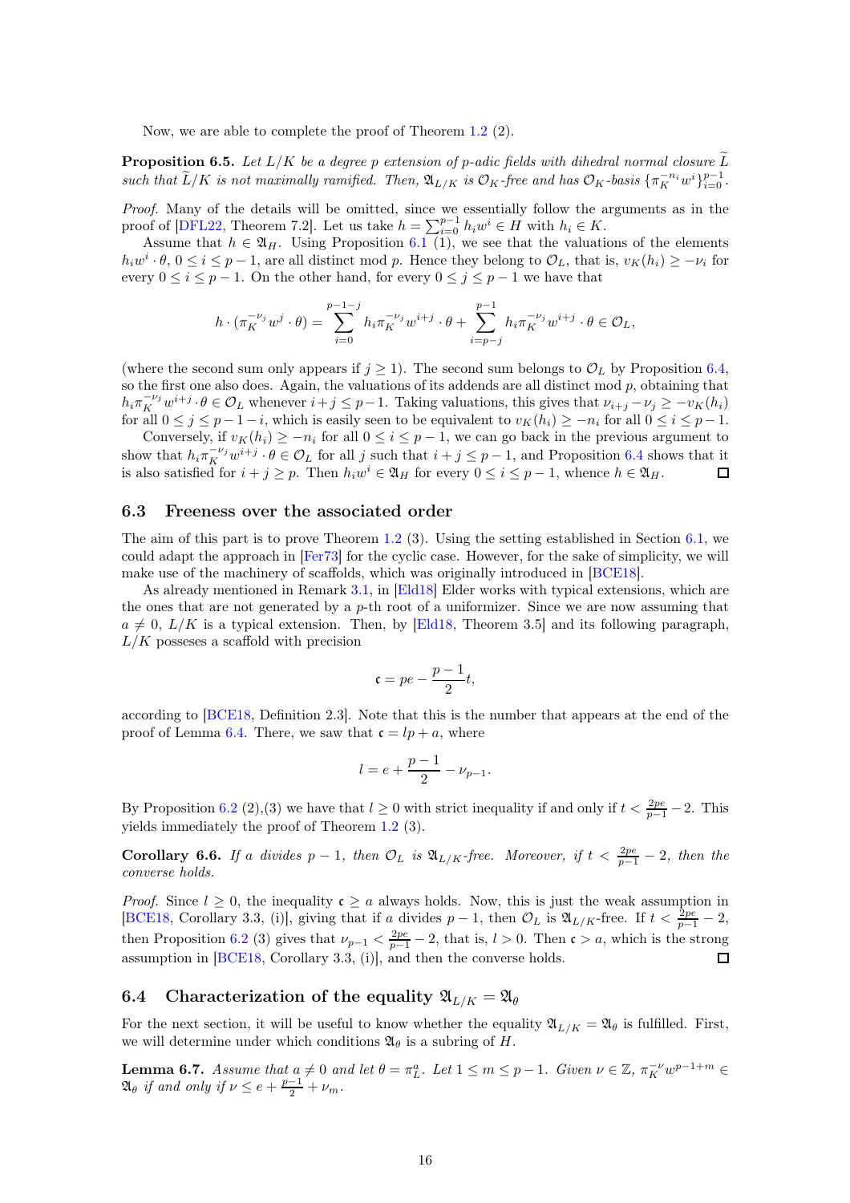Now, we are able to complete the proof of Theorem 1.2 (2).

**Proposition 6.5.** *Let $L/K$ be a degree $p$ extension of $p$-adic fields with dihedral normal closure $\widetilde{L}$ such that $\widetilde{L}/K$ is not maximally ramified. Then, $\mathfrak{A}_{L/K}$ is $\mathcal{O}_K$-free and has $\mathcal{O}_K$-basis $\{\pi_K^{-n_i}w^i\}_{i=0}^{p-1}$.*

*Proof.* Many of the details will be omitted, since we essentially follow the arguments as in the proof of [DFL22, Theorem 7.2]. Let us take $h = \sum_{i=0}^{p-1} h_i w^i \in H$ with $h_i \in K$.

Assume that $h \in \mathfrak{A}_H$. Using Proposition 6.1 (1), we see that the valuations of the elements $h_i w^i \cdot \theta$, $0 \leq i \leq p-1$, are all distinct mod $p$. Hence they belong to $\mathcal{O}_L$, that is, $v_K(h_i) \geq -\nu_i$ for every $0 \leq i \leq p-1$. On the other hand, for every $0 \leq j \leq p-1$ we have that

$$h \cdot (\pi_K^{-\nu_j} w^j \cdot \theta) = \sum_{i=0}^{p-1-j} h_i \pi_K^{-\nu_j} w^{i+j} \cdot \theta + \sum_{i=p-j}^{p-1} h_i \pi_K^{-\nu_j} w^{i+j} \cdot \theta \in \mathcal{O}_L,$$

(where the second sum only appears if $j \geq 1$). The second sum belongs to $\mathcal{O}_L$ by Proposition 6.4, so the first one also does. Again, the valuations of its addends are all distinct mod $p$, obtaining that $h_i \pi_K^{-\nu_j} w^{i+j} \cdot \theta \in \mathcal{O}_L$ whenever $i+j \leq p-1$. Taking valuations, this gives that $\nu_{i+j} - \nu_j \geq -v_K(h_i)$ for all $0 \leq j \leq p-1-i$, which is easily seen to be equivalent to $v_K(h_i) \geq -n_i$ for all $0 \leq i \leq p-1$.

Conversely, if $v_K(h_i) \geq -n_i$ for all $0 \leq i \leq p-1$, we can go back in the previous argument to show that $h_i \pi_K^{-\nu_j} w^{i+j} \cdot \theta \in \mathcal{O}_L$ for all $j$ such that $i+j \leq p-1$, and Proposition 6.4 shows that it is also satisfied for $i+j \geq p$. Then $h_i w^i \in \mathfrak{A}_H$ for every $0 \leq i \leq p-1$, whence $h \in \mathfrak{A}_H$. $\square$

### 6.3 Freeness over the associated order

The aim of this part is to prove Theorem 1.2 (3). Using the setting established in Section 6.1, we could adapt the approach in [Fer73] for the cyclic case. However, for the sake of simplicity, we will make use of the machinery of scaffolds, which was originally introduced in [BCE18].

As already mentioned in Remark 3.1, in [Eld18] Elder works with typical extensions, which are the ones that are not generated by a $p$-th root of a uniformizer. Since we are now assuming that $a \neq 0$, $L/K$ is a typical extension. Then, by [Eld18, Theorem 3.5] and its following paragraph, $L/K$ posseses a scaffold with precision

$$\mathfrak{c} = pe - \frac{p-1}{2}t,$$

according to [BCE18, Definition 2.3]. Note that this is the number that appears at the end of the proof of Lemma 6.4. There, we saw that $\mathfrak{c} = lp + a$, where

$$l = e + \frac{p-1}{2} - \nu_{p-1}.$$

By Proposition 6.2 (2),(3) we have that $l \geq 0$ with strict inequality if and only if $t < \frac{2pe}{p-1} - 2$. This yields immediately the proof of Theorem 1.2 (3).

**Corollary 6.6.** *If $a$ divides $p-1$, then $\mathcal{O}_L$ is $\mathfrak{A}_{L/K}$-free. Moreover, if $t < \frac{2pe}{p-1} - 2$, then the converse holds.*

*Proof.* Since $l \geq 0$, the inequality $\mathfrak{c} \geq a$ always holds. Now, this is just the weak assumption in [BCE18, Corollary 3.3, (i)], giving that if $a$ divides $p-1$, then $\mathcal{O}_L$ is $\mathfrak{A}_{L/K}$-free. If $t < \frac{2pe}{p-1} - 2$, then Proposition 6.2 (3) gives that $\nu_{p-1} < \frac{2pe}{p-1} - 2$, that is, $l > 0$. Then $\mathfrak{c} > a$, which is the strong assumption in [BCE18, Corollary 3.3, (i)], and then the converse holds. $\square$

### 6.4 Characterization of the equality $\mathfrak{A}_{L/K} = \mathfrak{A}_\theta$

For the next section, it will be useful to know whether the equality $\mathfrak{A}_{L/K} = \mathfrak{A}_\theta$ is fulfilled. First, we will determine under which conditions $\mathfrak{A}_\theta$ is a subring of $H$.

**Lemma 6.7.** *Assume that $a \neq 0$ and let $\theta = \pi_L^a$. Let $1 \leq m \leq p-1$. Given $\nu \in \mathbb{Z}$, $\pi_K^{-\nu} w^{p-1+m} \in \mathfrak{A}_\theta$ if and only if $\nu \leq e + \frac{p-1}{2} + \nu_m$.*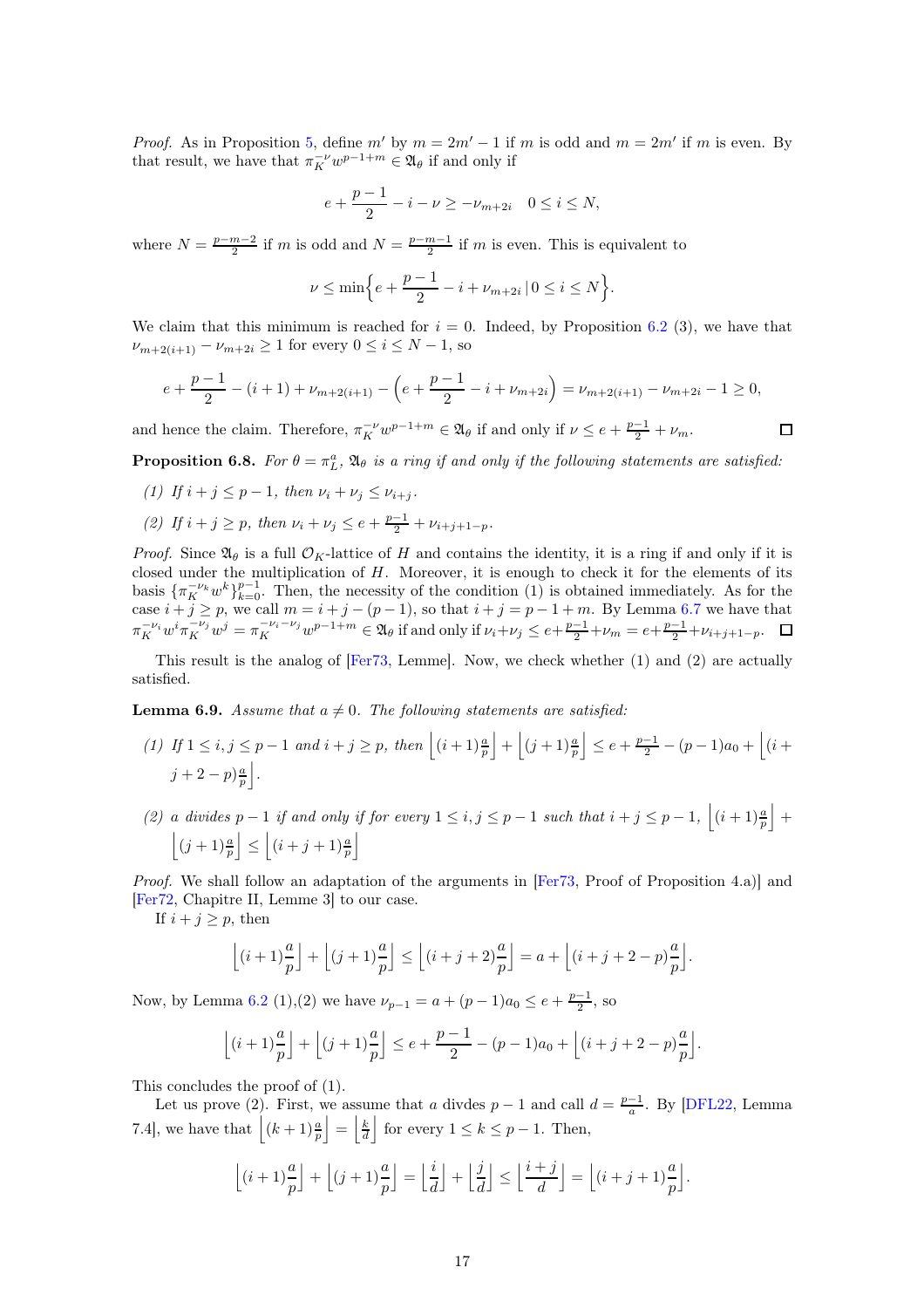*Proof.* As in Proposition 5, define $m'$ by $m = 2m'-1$ if $m$ is odd and $m = 2m'$ if $m$ is even. By that result, we have that $\pi_K^{-\nu} w^{p-1+m} \in \mathfrak{A}_\theta$ if and only if

$$e + \frac{p-1}{2} - i - \nu \geq -\nu_{m+2i} \quad 0 \leq i \leq N,$$

where $N = \frac{p-m-2}{2}$ if $m$ is odd and $N = \frac{p-m-1}{2}$ if $m$ is even. This is equivalent to

$$\nu \leq \min\Big\{ e + \frac{p-1}{2} - i + \nu_{m+2i} \,|\, 0 \leq i \leq N \Big\}.$$

We claim that this minimum is reached for $i = 0$. Indeed, by Proposition 6.2 (3), we have that $\nu_{m+2(i+1)} - \nu_{m+2i} \geq 1$ for every $0 \leq i \leq N-1$, so

$$e + \frac{p-1}{2} - (i+1) + \nu_{m+2(i+1)} - \Big( e + \frac{p-1}{2} - i + \nu_{m+2i} \Big) = \nu_{m+2(i+1)} - \nu_{m+2i} - 1 \geq 0,$$

and hence the claim. Therefore, $\pi_K^{-\nu} w^{p-1+m} \in \mathfrak{A}_\theta$ if and only if $\nu \leq e + \frac{p-1}{2} + \nu_m$. $\square$

**Proposition 6.8.** *For $\theta = \pi_L^a$, $\mathfrak{A}_\theta$ is a ring if and only if the following statements are satisfied:*

*(1) If $i + j \leq p-1$, then $\nu_i + \nu_j \leq \nu_{i+j}$.*

*(2) If $i + j \geq p$, then $\nu_i + \nu_j \leq e + \frac{p-1}{2} + \nu_{i+j+1-p}$.*

*Proof.* Since $\mathfrak{A}_\theta$ is a full $\mathcal{O}_K$-lattice of $H$ and contains the identity, it is a ring if and only if it is closed under the multiplication of $H$. Moreover, it is enough to check it for the elements of its basis $\{\pi_K^{-\nu_k} w^k\}_{k=0}^{p-1}$. Then, the necessity of the condition (1) is obtained immediately. As for the case $i + j \geq p$, we call $m = i + j - (p-1)$, so that $i + j = p - 1 + m$. By Lemma 6.7 we have that $\pi_K^{-\nu_i} w^i \pi_K^{-\nu_j} w^j = \pi_K^{-\nu_i - \nu_j} w^{p-1+m} \in \mathfrak{A}_\theta$ if and only if $\nu_i + \nu_j \leq e + \frac{p-1}{2} + \nu_m = e + \frac{p-1}{2} + \nu_{i+j+1-p}$. $\square$

This result is the analog of [Fer73, Lemme]. Now, we check whether (1) and (2) are actually satisfied.

**Lemma 6.9.** *Assume that $a \neq 0$. The following statements are satisfied:*

*(1) If $1 \leq i, j \leq p-1$ and $i + j \geq p$, then $\left\lfloor (i+1)\frac{a}{p} \right\rfloor + \left\lfloor (j+1)\frac{a}{p} \right\rfloor \leq e + \frac{p-1}{2} - (p-1)a_0 + \left\lfloor (i+j+2-p)\frac{a}{p} \right\rfloor$.*

*(2) $a$ divides $p-1$ if and only if for every $1 \leq i, j \leq p-1$ such that $i + j \leq p-1$, $\left\lfloor (i+1)\frac{a}{p} \right\rfloor + \left\lfloor (j+1)\frac{a}{p} \right\rfloor \leq \left\lfloor (i+j+1)\frac{a}{p} \right\rfloor$*

*Proof.* We shall follow an adaptation of the arguments in [Fer73, Proof of Proposition 4.a)] and [Fer72, Chapitre II, Lemme 3] to our case.

If $i + j \geq p$, then

$$\left\lfloor (i+1)\frac{a}{p} \right\rfloor + \left\lfloor (j+1)\frac{a}{p} \right\rfloor \leq \left\lfloor (i+j+2)\frac{a}{p} \right\rfloor = a + \left\lfloor (i+j+2-p)\frac{a}{p} \right\rfloor.$$

Now, by Lemma 6.2 (1),(2) we have $\nu_{p-1} = a + (p-1)a_0 \leq e + \frac{p-1}{2}$, so

$$\left\lfloor (i+1)\frac{a}{p} \right\rfloor + \left\lfloor (j+1)\frac{a}{p} \right\rfloor \leq e + \frac{p-1}{2} - (p-1)a_0 + \left\lfloor (i+j+2-p)\frac{a}{p} \right\rfloor.$$

This concludes the proof of (1).

Let us prove (2). First, we assume that $a$ divdes $p-1$ and call $d = \frac{p-1}{a}$. By [DFL22, Lemma 7.4], we have that $\left\lfloor (k+1)\frac{a}{p} \right\rfloor = \left\lfloor \frac{k}{d} \right\rfloor$ for every $1 \leq k \leq p-1$. Then,

$$\left\lfloor (i+1)\frac{a}{p} \right\rfloor + \left\lfloor (j+1)\frac{a}{p} \right\rfloor = \left\lfloor \frac{i}{d} \right\rfloor + \left\lfloor \frac{j}{d} \right\rfloor \leq \left\lfloor \frac{i+j}{d} \right\rfloor = \left\lfloor (i+j+1)\frac{a}{p} \right\rfloor.$$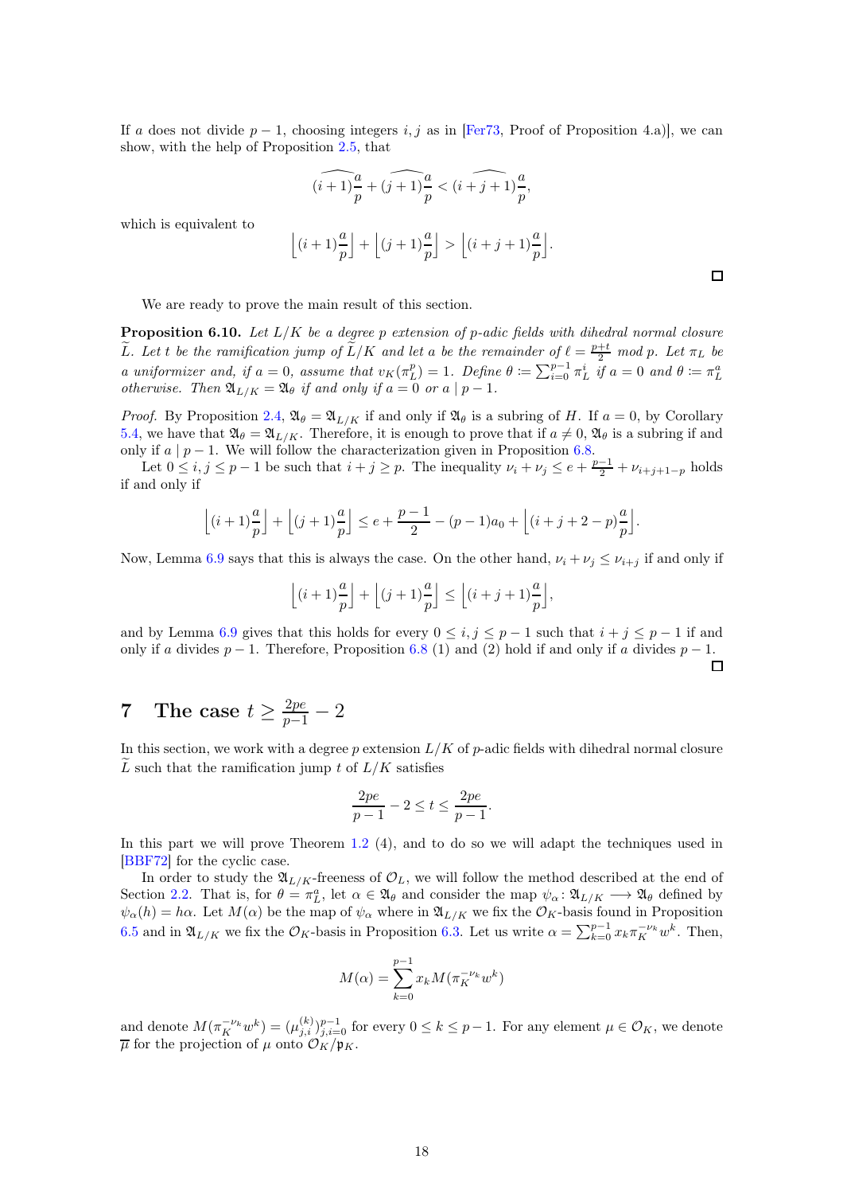If $a$ does not divide $p-1$, choosing integers $i, j$ as in [Fer73, Proof of Proposition 4.a)], we can show, with the help of Proposition 2.5, that

$$\widehat{(i+1)\frac{a}{p}} + \widehat{(j+1)\frac{a}{p}} < \widehat{(i+j+1)\frac{a}{p}},$$

which is equivalent to

$$\left\lfloor (i+1)\frac{a}{p} \right\rfloor + \left\lfloor (j+1)\frac{a}{p} \right\rfloor > \left\lfloor (i+j+1)\frac{a}{p} \right\rfloor.$$

□

We are ready to prove the main result of this section.

**Proposition 6.10.** *Let $L/K$ be a degree $p$ extension of $p$-adic fields with dihedral normal closure $\widetilde{L}$. Let $t$ be the ramification jump of $\widetilde{L}/K$ and let $a$ be the remainder of $\ell = \frac{p+t}{2}$ mod $p$. Let $\pi_L$ be a uniformizer and, if $a = 0$, assume that $v_K(\pi_L^p) = 1$. Define $\theta := \sum_{i=0}^{p-1} \pi_L^i$ if $a = 0$ and $\theta := \pi_L^a$ otherwise. Then $\mathfrak{A}_{L/K} = \mathfrak{A}_\theta$ if and only if $a = 0$ or $a \mid p-1$.*

*Proof.* By Proposition 2.4, $\mathfrak{A}_\theta = \mathfrak{A}_{L/K}$ if and only if $\mathfrak{A}_\theta$ is a subring of $H$. If $a = 0$, by Corollary 5.4, we have that $\mathfrak{A}_\theta = \mathfrak{A}_{L/K}$. Therefore, it is enough to prove that if $a \neq 0$, $\mathfrak{A}_\theta$ is a subring if and only if $a \mid p-1$. We will follow the characterization given in Proposition 6.8.

Let $0 \leq i, j \leq p-1$ be such that $i + j \geq p$. The inequality $\nu_i + \nu_j \leq e + \frac{p-1}{2} + \nu_{i+j+1-p}$ holds if and only if

$$\left\lfloor (i+1)\frac{a}{p} \right\rfloor + \left\lfloor (j+1)\frac{a}{p} \right\rfloor \leq e + \frac{p-1}{2} - (p-1)a_0 + \left\lfloor (i+j+2-p)\frac{a}{p} \right\rfloor.$$

Now, Lemma 6.9 says that this is always the case. On the other hand, $\nu_i + \nu_j \leq \nu_{i+j}$ if and only if

$$\left\lfloor (i+1)\frac{a}{p} \right\rfloor + \left\lfloor (j+1)\frac{a}{p} \right\rfloor \leq \left\lfloor (i+j+1)\frac{a}{p} \right\rfloor,$$

and by Lemma 6.9 gives that this holds for every $0 \leq i, j \leq p-1$ such that $i + j \leq p-1$ if and only if $a$ divides $p-1$. Therefore, Proposition 6.8 (1) and (2) hold if and only if $a$ divides $p-1$. □

# 7 The case $t \geq \frac{2pe}{p-1} - 2$

In this section, we work with a degree $p$ extension $L/K$ of $p$-adic fields with dihedral normal closure $\widetilde{L}$ such that the ramification jump $t$ of $L/K$ satisfies

$$\frac{2pe}{p-1} - 2 \leq t \leq \frac{2pe}{p-1}.$$

In this part we will prove Theorem 1.2 (4), and to do so we will adapt the techniques used in [BBF72] for the cyclic case.

In order to study the $\mathfrak{A}_{L/K}$-freeness of $\mathcal{O}_L$, we will follow the method described at the end of Section 2.2. That is, for $\theta = \pi_L^a$, let $\alpha \in \mathfrak{A}_\theta$ and consider the map $\psi_\alpha \colon \mathfrak{A}_{L/K} \longrightarrow \mathfrak{A}_\theta$ defined by $\psi_\alpha(h) = h\alpha$. Let $M(\alpha)$ be the map of $\psi_\alpha$ where in $\mathfrak{A}_{L/K}$ we fix the $\mathcal{O}_K$-basis found in Proposition 6.5 and in $\mathfrak{A}_{L/K}$ we fix the $\mathcal{O}_K$-basis in Proposition 6.3. Let us write $\alpha = \sum_{k=0}^{p-1} x_k \pi_K^{-\nu_k} w^k$. Then,

$$M(\alpha) = \sum_{k=0}^{p-1} x_k M(\pi_K^{-\nu_k} w^k)$$

and denote $M(\pi_K^{-\nu_k} w^k) = (\mu_{j,i}^{(k)})_{j,i=0}^{p-1}$ for every $0 \leq k \leq p-1$. For any element $\mu \in \mathcal{O}_K$, we denote $\overline{\mu}$ for the projection of $\mu$ onto $\mathcal{O}_K/\mathfrak{p}_K$.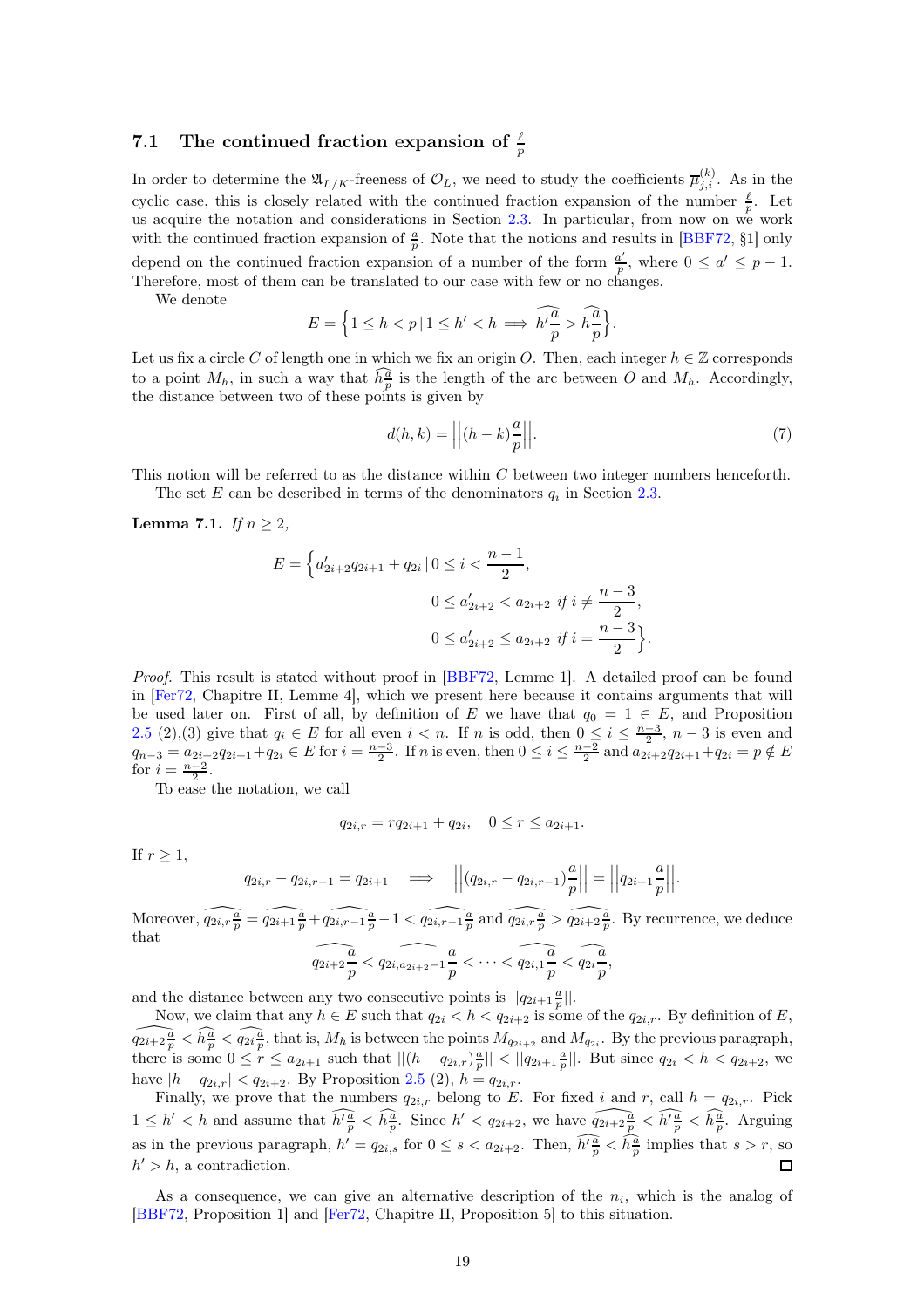### 7.1 The continued fraction expansion of $\frac{\ell}{p}$

In order to determine the $\mathfrak{A}_{L/K}$-freeness of $\mathcal{O}_L$, we need to study the coefficients $\overline{\mu}_{j,i}^{(k)}$. As in the cyclic case, this is closely related with the continued fraction expansion of the number $\frac{\ell}{p}$. Let us acquire the notation and considerations in Section 2.3. In particular, from now on we work with the continued fraction expansion of $\frac{a}{p}$. Note that the notions and results in [BBF72, §1] only depend on the continued fraction expansion of a number of the form $\frac{a'}{p}$, where $0 \leq a' \leq p-1$. Therefore, most of them can be translated to our case with few or no changes.

We denote

$$E = \Big\{1 \leq h < p \,|\, 1 \leq h' < h \implies \widehat{h'\frac{a}{p}} > \widehat{h\frac{a}{p}}\Big\}.$$

Let us fix a circle $C$ of length one in which we fix an origin $O$. Then, each integer $h \in \mathbb{Z}$ corresponds to a point $M_h$, in such a way that $\widehat{h\frac{a}{p}}$ is the length of the arc between $O$ and $M_h$. Accordingly, the distance between two of these points is given by

$$d(h,k) = \Big|\Big|(h-k)\frac{a}{p}\Big|\Big|. \tag{7}$$

This notion will be referred to as the distance within $C$ between two integer numbers henceforth.

The set $E$ can be described in terms of the denominators $q_i$ in Section 2.3.

**Lemma 7.1.** *If $n \geq 2$,*

$$E = \Big\{a'_{2i+2}q_{2i+1} + q_{2i} \,|\, 0 \leq i < \frac{n-1}{2},$$
$$0 \leq a'_{2i+2} < a_{2i+2} \text{ if } i \neq \frac{n-3}{2},$$
$$0 \leq a'_{2i+2} \leq a_{2i+2} \text{ if } i = \frac{n-3}{2}\Big\}.$$

*Proof.* This result is stated without proof in [BBF72, Lemme 1]. A detailed proof can be found in [Fer72, Chapitre II, Lemme 4], which we present here because it contains arguments that will be used later on. First of all, by definition of $E$ we have that $q_0 = 1 \in E$, and Proposition 2.5 (2),(3) give that $q_i \in E$ for all even $i < n$. If $n$ is odd, then $0 \leq i \leq \frac{n-3}{2}$, $n-3$ is even and $q_{n-3} = a_{2i+2}q_{2i+1} + q_{2i} \in E$ for $i = \frac{n-3}{2}$. If $n$ is even, then $0 \leq i \leq \frac{n-2}{2}$ and $a_{2i+2}q_{2i+1} + q_{2i} = p \notin E$ for $i = \frac{n-2}{2}$.

To ease the notation, we call

$$q_{2i,r} = rq_{2i+1} + q_{2i}, \quad 0 \leq r \leq a_{2i+1}.$$

If $r \geq 1$,

$$q_{2i,r} - q_{2i,r-1} = q_{2i+1} \implies \Big|\Big|(q_{2i,r} - q_{2i,r-1})\frac{a}{p}\Big|\Big| = \Big|\Big|q_{2i+1}\frac{a}{p}\Big|\Big|.$$

Moreover, $\widehat{q_{2i,r}\frac{a}{p}} = \widehat{q_{2i+1}\frac{a}{p}} + \widehat{q_{2i,r-1}\frac{a}{p}} - 1 < \widehat{q_{2i,r-1}\frac{a}{p}}$ and $\widehat{q_{2i,r}\frac{a}{p}} > \widehat{q_{2i+2}\frac{a}{p}}$. By recurrence, we deduce that

$$\widehat{q_{2i+2}\frac{a}{p}} < \widehat{q_{2i,a_{2i+2}-1}\frac{a}{p}} < \dots < \widehat{q_{2i,1}\frac{a}{p}} < \widehat{q_{2i}\frac{a}{p}},$$

and the distance between any two consecutive points is $||q_{2i+1}\frac{a}{p}||$.

Now, we claim that any $h \in E$ such that $q_{2i} < h < q_{2i+2}$ is some of the $q_{2i,r}$. By definition of $E$, $\widehat{q_{2i+2}\frac{a}{p}} < \widehat{h\frac{a}{p}} < \widehat{q_{2i}\frac{a}{p}}$, that is, $M_h$ is between the points $M_{q_{2i+2}}$ and $M_{q_{2i}}$. By the previous paragraph, there is some $0 \leq r \leq a_{2i+1}$ such that $||(h - q_{2i,r})\frac{a}{p}|| < ||q_{2i+1}\frac{a}{p}||$. But since $q_{2i} < h < q_{2i+2}$, we have $|h - q_{2i,r}| < q_{2i+2}$. By Proposition 2.5 (2), $h = q_{2i,r}$.

Finally, we prove that the numbers $q_{2i,r}$ belong to $E$. For fixed $i$ and $r$, call $h = q_{2i,r}$. Pick $1 \leq h' < h$ and assume that $\widehat{h'\frac{a}{p}} < \widehat{h\frac{a}{p}}$. Since $h' < q_{2i+2}$, we have $\widehat{q_{2i+2}\frac{a}{p}} < \widehat{h'\frac{a}{p}} < \widehat{h\frac{a}{p}}$. Arguing as in the previous paragraph, $h' = q_{2i,s}$ for $0 \leq s < a_{2i+2}$. Then, $\widehat{h'\frac{a}{p}} < \widehat{h\frac{a}{p}}$ implies that $s > r$, so $h' > h$, a contradiction. □

As a consequence, we can give an alternative description of the $n_i$, which is the analog of [BBF72, Proposition 1] and [Fer72, Chapitre II, Proposition 5] to this situation.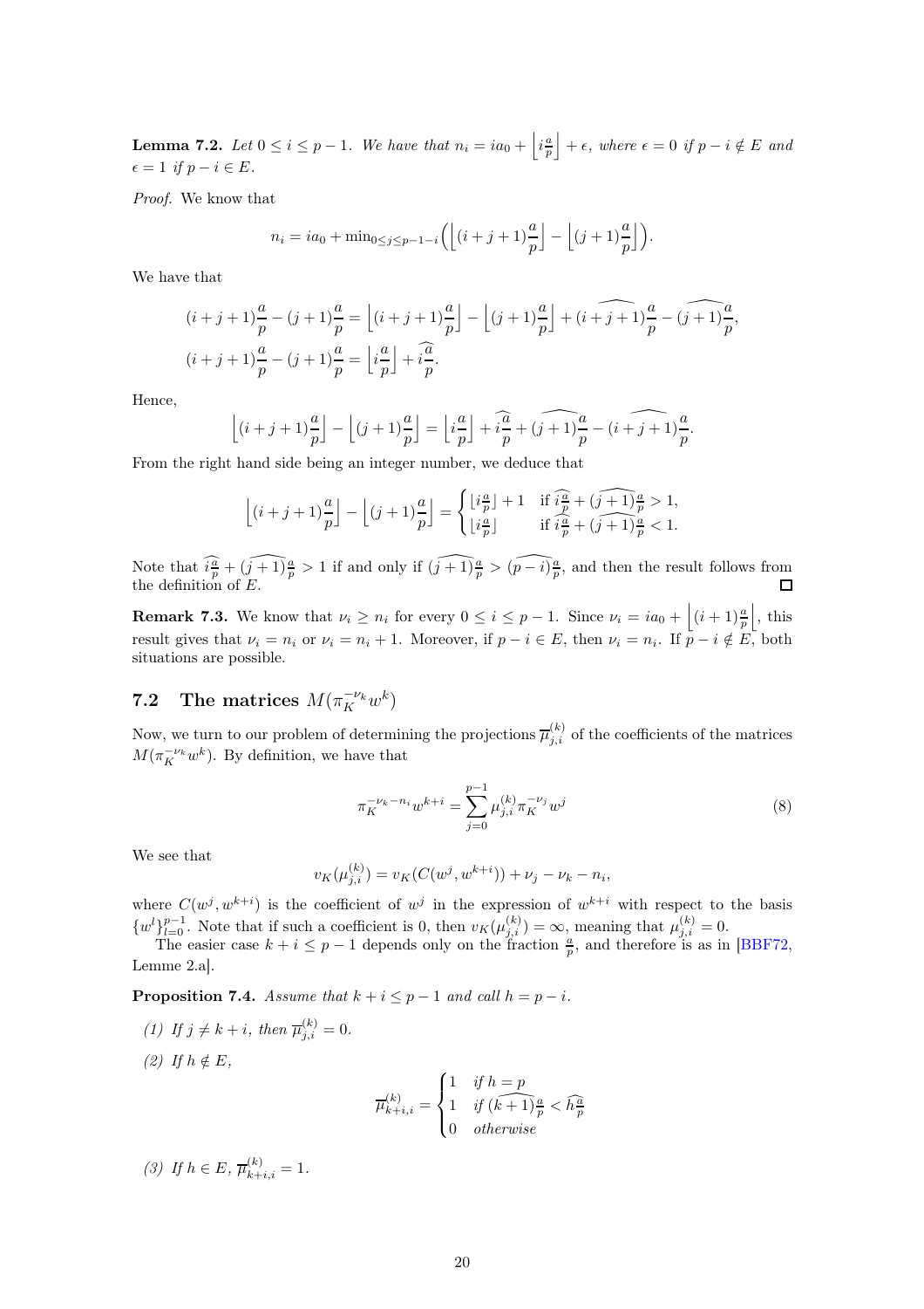**Lemma 7.2.** *Let $0 \le i \le p-1$. We have that $n_i = ia_0 + \left\lfloor i\frac{a}{p} \right\rfloor + \epsilon$, where $\epsilon = 0$ if $p - i \notin E$ and $\epsilon = 1$ if $p - i \in E$.*

*Proof.* We know that

$$n_i = ia_0 + \min_{0 \le j \le p-1-i}\Big(\Big\lfloor (i+j+1)\frac{a}{p}\Big\rfloor - \Big\lfloor (j+1)\frac{a}{p}\Big\rfloor\Big).$$

We have that

$$(i+j+1)\frac{a}{p} - (j+1)\frac{a}{p} = \Big\lfloor (i+j+1)\frac{a}{p}\Big\rfloor - \Big\lfloor (j+1)\frac{a}{p}\Big\rfloor + \widehat{(i+j+1)\frac{a}{p}} - \widehat{(j+1)\frac{a}{p}},$$

$$(i+j+1)\frac{a}{p} - (j+1)\frac{a}{p} = \Big\lfloor i\frac{a}{p}\Big\rfloor + \widehat{i\frac{a}{p}}.$$

Hence,

$$\Big\lfloor (i+j+1)\frac{a}{p}\Big\rfloor - \Big\lfloor (j+1)\frac{a}{p}\Big\rfloor = \Big\lfloor i\frac{a}{p}\Big\rfloor + \widehat{i\frac{a}{p}} + \widehat{(j+1)\frac{a}{p}} - \widehat{(i+j+1)\frac{a}{p}}.$$

From the right hand side being an integer number, we deduce that

$$\Big\lfloor (i+j+1)\frac{a}{p}\Big\rfloor - \Big\lfloor (j+1)\frac{a}{p}\Big\rfloor = \begin{cases} \lfloor i\frac{a}{p}\rfloor + 1 & \text{if } \widehat{i\frac{a}{p}} + \widehat{(j+1)\frac{a}{p}} > 1, \\ \lfloor i\frac{a}{p}\rfloor & \text{if } \widehat{i\frac{a}{p}} + \widehat{(j+1)\frac{a}{p}} < 1. \end{cases}$$

Note that $\widehat{i\frac{a}{p}} + \widehat{(j+1)\frac{a}{p}} > 1$ if and only if $\widehat{(j+1)\frac{a}{p}} > \widehat{(p-i)\frac{a}{p}}$, and then the result follows from the definition of $E$. □

**Remark 7.3.** We know that $\nu_i \ge n_i$ for every $0 \le i \le p-1$. Since $\nu_i = ia_0 + \left\lfloor (i+1)\frac{a}{p}\right\rfloor$, this result gives that $\nu_i = n_i$ or $\nu_i = n_i + 1$. Moreover, if $p - i \in E$, then $\nu_i = n_i$. If $p - i \notin E$, both situations are possible.

## 7.2 The matrices $M(\pi_K^{-\nu_k} w^k)$

Now, we turn to our problem of determining the projections $\overline{\mu}_{j,i}^{(k)}$ of the coefficients of the matrices $M(\pi_K^{-\nu_k} w^k)$. By definition, we have that

$$\pi_K^{-\nu_k - n_i} w^{k+i} = \sum_{j=0}^{p-1} \mu_{j,i}^{(k)} \pi_K^{-\nu_j} w^j \tag{8}$$

We see that

$$v_K(\mu_{j,i}^{(k)}) = v_K(C(w^j, w^{k+i})) + \nu_j - \nu_k - n_i,$$

where $C(w^j, w^{k+i})$ is the coefficient of $w^j$ in the expression of $w^{k+i}$ with respect to the basis $\{w^l\}_{l=0}^{p-1}$. Note that if such a coefficient is 0, then $v_K(\mu_{j,i}^{(k)}) = \infty$, meaning that $\mu_{j,i}^{(k)} = 0$.

The easier case $k + i \le p - 1$ depends only on the fraction $\frac{a}{p}$, and therefore is as in [BBF72, Lemme 2.a].

**Proposition 7.4.** *Assume that $k + i \le p - 1$ and call $h = p - i$.*

*(1) If $j \ne k + i$, then $\overline{\mu}_{j,i}^{(k)} = 0$.*

*(2) If $h \notin E$,*

$$\overline{\mu}_{k+i,i}^{(k)} = \begin{cases} 1 & \text{if } h = p \\ 1 & \text{if } \widehat{(k+1)\frac{a}{p}} < \widehat{h\frac{a}{p}} \\ 0 & \text{otherwise} \end{cases}$$

*(3) If $h \in E$, $\overline{\mu}_{k+i,i}^{(k)} = 1$.*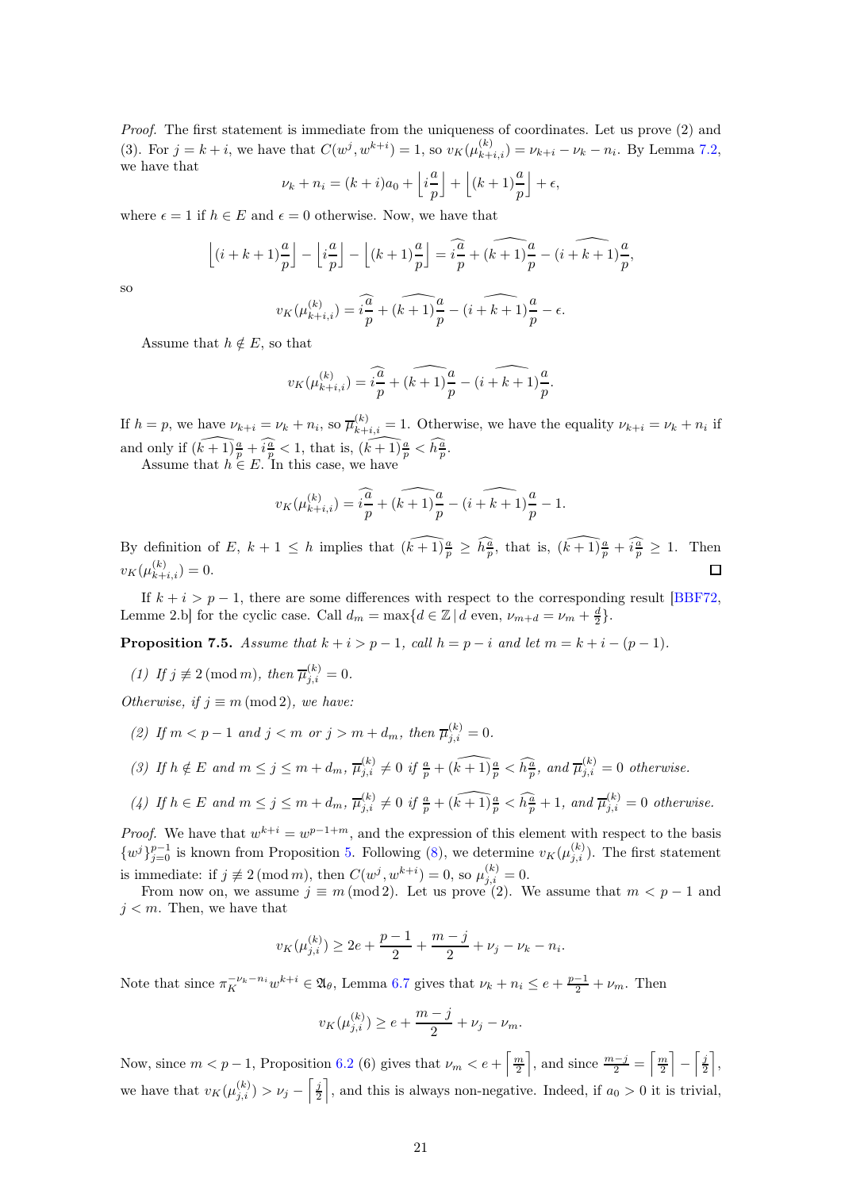*Proof.* The first statement is immediate from the uniqueness of coordinates. Let us prove (2) and (3). For $j = k+i$, we have that $C(w^j, w^{k+i}) = 1$, so $v_K(\mu^{(k)}_{k+i,i}) = \nu_{k+i} - \nu_k - n_i$. By Lemma 7.2, we have that

$$\nu_k + n_i = (k+i)a_0 + \left\lfloor i\frac{a}{p}\right\rfloor + \left\lfloor (k+1)\frac{a}{p}\right\rfloor + \epsilon,$$

where $\epsilon = 1$ if $h \in E$ and $\epsilon = 0$ otherwise. Now, we have that

$$\left\lfloor (i+k+1)\frac{a}{p}\right\rfloor - \left\lfloor i\frac{a}{p}\right\rfloor - \left\lfloor (k+1)\frac{a}{p}\right\rfloor = \widehat{i\frac{a}{p}} + \widehat{(k+1)\frac{a}{p}} - \widehat{(i+k+1)\frac{a}{p}},$$

so

$$v_K(\mu^{(k)}_{k+i,i}) = \widehat{i\frac{a}{p}} + \widehat{(k+1)\frac{a}{p}} - \widehat{(i+k+1)\frac{a}{p}} - \epsilon.$$

Assume that $h \notin E$, so that

$$v_K(\mu^{(k)}_{k+i,i}) = \widehat{i\frac{a}{p}} + \widehat{(k+1)\frac{a}{p}} - \widehat{(i+k+1)\frac{a}{p}}.$$

If $h = p$, we have $\nu_{k+i} = \nu_k + n_i$, so $\overline{\mu}^{(k)}_{k+i,i} = 1$. Otherwise, we have the equality $\nu_{k+i} = \nu_k + n_i$ if and only if $\widehat{(k+1)\frac{a}{p}} + \widehat{i\frac{a}{p}} < 1$, that is, $\widehat{(k+1)\frac{a}{p}} < \widehat{h\frac{a}{p}}$.

Assume that $h \in E$. In this case, we have

$$v_K(\mu^{(k)}_{k+i,i}) = \widehat{i\frac{a}{p}} + \widehat{(k+1)\frac{a}{p}} - \widehat{(i+k+1)\frac{a}{p}} - 1.$$

By definition of $E$, $k+1 \leq h$ implies that $\widehat{(k+1)\frac{a}{p}} \geq \widehat{h\frac{a}{p}}$, that is, $\widehat{(k+1)\frac{a}{p}} + \widehat{i\frac{a}{p}} \geq 1$. Then $v_K(\mu^{(k)}_{k+i,i}) = 0$. ◻

If $k+i > p-1$, there are some differences with respect to the corresponding result [BBF72, Lemme 2.b] for the cyclic case. Call $d_m = \max\{d \in \mathbb{Z} \,|\, d \text{ even}, \, \nu_{m+d} = \nu_m + \frac{d}{2}\}$.

**Proposition 7.5.** *Assume that $k+i > p-1$, call $h = p-i$ and let $m = k+i-(p-1)$.*

*(1) If $j \not\equiv 2 \,(\mathrm{mod}\, m)$, then $\overline{\mu}^{(k)}_{j,i} = 0$.*

*Otherwise, if $j \equiv m \,(\mathrm{mod}\, 2)$, we have:*

*(2) If $m < p-1$ and $j < m$ or $j > m + d_m$, then $\overline{\mu}^{(k)}_{j,i} = 0$.*

*(3) If $h \notin E$ and $m \leq j \leq m + d_m$, $\overline{\mu}^{(k)}_{j,i} \neq 0$ if $\frac{a}{p} + \widehat{(k+1)\frac{a}{p}} < \widehat{h\frac{a}{p}}$, and $\overline{\mu}^{(k)}_{j,i} = 0$ otherwise.*

*(4) If $h \in E$ and $m \leq j \leq m + d_m$, $\overline{\mu}^{(k)}_{j,i} \neq 0$ if $\frac{a}{p} + \widehat{(k+1)\frac{a}{p}} < \widehat{h\frac{a}{p}} + 1$, and $\overline{\mu}^{(k)}_{j,i} = 0$ otherwise.*

*Proof.* We have that $w^{k+i} = w^{p-1+m}$, and the expression of this element with respect to the basis $\{w^j\}_{j=0}^{p-1}$ is known from Proposition 5. Following (8), we determine $v_K(\mu^{(k)}_{j,i})$. The first statement is immediate: if $j \not\equiv 2 \,(\mathrm{mod}\, m)$, then $C(w^j, w^{k+i}) = 0$, so $\mu^{(k)}_{j,i} = 0$.

From now on, we assume $j \equiv m \,(\mathrm{mod}\, 2)$. Let us prove (2). We assume that $m < p-1$ and $j < m$. Then, we have that

$$v_K(\mu^{(k)}_{j,i}) \geq 2e + \frac{p-1}{2} + \frac{m-j}{2} + \nu_j - \nu_k - n_i.$$

Note that since $\pi_K^{-\nu_k - n_i} w^{k+i} \in \mathfrak{A}_\theta$, Lemma 6.7 gives that $\nu_k + n_i \leq e + \frac{p-1}{2} + \nu_m$. Then

$$v_K(\mu^{(k)}_{j,i}) \geq e + \frac{m-j}{2} + \nu_j - \nu_m.$$

Now, since $m < p-1$, Proposition 6.2 (6) gives that $\nu_m < e + \left\lceil \frac{m}{2} \right\rceil$, and since $\frac{m-j}{2} = \left\lceil \frac{m}{2} \right\rceil - \left\lceil \frac{j}{2} \right\rceil$, we have that $v_K(\mu^{(k)}_{j,i}) > \nu_j - \left\lceil \frac{j}{2} \right\rceil$, and this is always non-negative. Indeed, if $a_0 > 0$ it is trivial,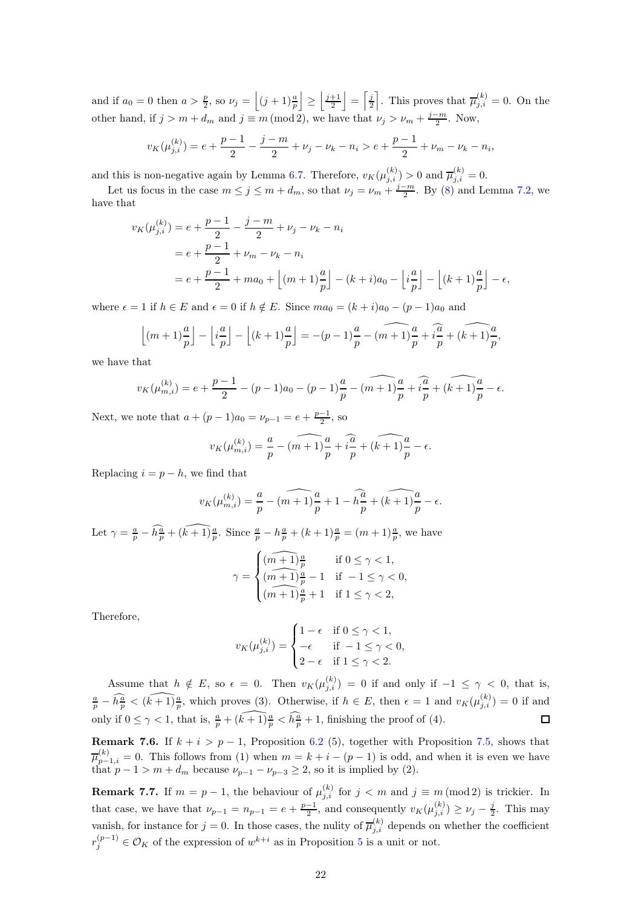and if $a_0 = 0$ then $a > \frac{p}{2}$, so $\nu_j = \left\lfloor (j+1)\frac{a}{p} \right\rfloor \geq \left\lfloor \frac{j+1}{2} \right\rfloor = \left\lceil \frac{j}{2} \right\rceil$. This proves that $\overline{\mu}_{j,i}^{(k)} = 0$. On the other hand, if $j > m + d_m$ and $j \equiv m \pmod 2$, we have that $\nu_j > \nu_m + \frac{j-m}{2}$. Now,

$$v_K(\mu_{j,i}^{(k)}) = e + \frac{p-1}{2} - \frac{j-m}{2} + \nu_j - \nu_k - n_i > e + \frac{p-1}{2} + \nu_m - \nu_k - n_i,$$

and this is non-negative again by Lemma 6.7. Therefore, $v_K(\mu_{j,i}^{(k)}) > 0$ and $\overline{\mu}_{j,i}^{(k)} = 0$.

Let us focus in the case $m \leq j \leq m + d_m$, so that $\nu_j = \nu_m + \frac{j-m}{2}$. By (8) and Lemma 7.2, we have that

$$\begin{aligned}
v_K(\mu_{j,i}^{(k)}) &= e + \frac{p-1}{2} - \frac{j-m}{2} + \nu_j - \nu_k - n_i \\
&= e + \frac{p-1}{2} + \nu_m - \nu_k - n_i \\
&= e + \frac{p-1}{2} + ma_0 + \left\lfloor (m+1)\frac{a}{p} \right\rfloor - (k+i)a_0 - \left\lfloor i\frac{a}{p} \right\rfloor - \left\lfloor (k+1)\frac{a}{p} \right\rfloor - \epsilon,
\end{aligned}$$

where $\epsilon = 1$ if $h \in E$ and $\epsilon = 0$ if $h \notin E$. Since $ma_0 = (k+i)a_0 - (p-1)a_0$ and

$$\left\lfloor (m+1)\frac{a}{p} \right\rfloor - \left\lfloor i\frac{a}{p} \right\rfloor - \left\lfloor (k+1)\frac{a}{p} \right\rfloor = -(p-1)\frac{a}{p} - \widehat{(m+1)\frac{a}{p}} + \widehat{i\frac{a}{p}} + \widehat{(k+1)\frac{a}{p}},$$

we have that

$$v_K(\mu_{m,i}^{(k)}) = e + \frac{p-1}{2} - (p-1)a_0 - (p-1)\frac{a}{p} - \widehat{(m+1)\frac{a}{p}} + \widehat{i\frac{a}{p}} + \widehat{(k+1)\frac{a}{p}} - \epsilon.$$

Next, we note that $a + (p-1)a_0 = \nu_{p-1} = e + \frac{p-1}{2}$, so

$$v_K(\mu_{m,i}^{(k)}) = \frac{a}{p} - \widehat{(m+1)\frac{a}{p}} + \widehat{i\frac{a}{p}} + \widehat{(k+1)\frac{a}{p}} - \epsilon.$$

Replacing $i = p - h$, we find that

$$v_K(\mu_{m,i}^{(k)}) = \frac{a}{p} - \widehat{(m+1)\frac{a}{p}} + 1 - \widehat{h\frac{a}{p}} + \widehat{(k+1)\frac{a}{p}} - \epsilon.$$

Let $\gamma = \frac{a}{p} - \widehat{h\frac{a}{p}} + \widehat{(k+1)\frac{a}{p}}$. Since $\frac{a}{p} - h\frac{a}{p} + (k+1)\frac{a}{p} = (m+1)\frac{a}{p}$, we have

$$\gamma = \begin{cases} \widehat{(m+1)\frac{a}{p}} & \text{if } 0 \leq \gamma < 1, \\ \widehat{(m+1)\frac{a}{p}} - 1 & \text{if } -1 \leq \gamma < 0, \\ \widehat{(m+1)\frac{a}{p}} + 1 & \text{if } 1 \leq \gamma < 2, \end{cases}$$

Therefore,

$$v_K(\mu_{j,i}^{(k)}) = \begin{cases} 1 - \epsilon & \text{if } 0 \leq \gamma < 1, \\ -\epsilon & \text{if } -1 \leq \gamma < 0, \\ 2 - \epsilon & \text{if } 1 \leq \gamma < 2. \end{cases}$$

Assume that $h \notin E$, so $\epsilon = 0$. Then $v_K(\mu_{j,i}^{(k)}) = 0$ if and only if $-1 \leq \gamma < 0$, that is, $\frac{a}{p} - \widehat{h\frac{a}{p}} < \widehat{(k+1)\frac{a}{p}}$, which proves (3). Otherwise, if $h \in E$, then $\epsilon = 1$ and $v_K(\mu_{j,i}^{(k)}) = 0$ if and only if $0 \leq \gamma < 1$, that is, $\frac{a}{p} + \widehat{(k+1)\frac{a}{p}} < \widehat{h\frac{a}{p}} + 1$, finishing the proof of (4). ◻

**Remark 7.6.** If $k + i > p - 1$, Proposition 6.2 (5), together with Proposition 7.5, shows that $\overline{\mu}_{p-1,i}^{(k)} = 0$. This follows from (1) when $m = k + i - (p-1)$ is odd, and when it is even we have that $p - 1 > m + d_m$ because $\nu_{p-1} - \nu_{p-3} \geq 2$, so it is implied by (2).

**Remark 7.7.** If $m = p - 1$, the behaviour of $\mu_{j,i}^{(k)}$ for $j < m$ and $j \equiv m \pmod 2$ is trickier. In that case, we have that $\nu_{p-1} = n_{p-1} = e + \frac{p-1}{2}$, and consequently $v_K(\mu_{j,i}^{(k)}) \geq \nu_j - \frac{j}{2}$. This may vanish, for instance for $j = 0$. In those cases, the nulity of $\overline{\mu}_{j,i}^{(k)}$ depends on whether the coefficient $r_j^{(p-1)} \in \mathcal{O}_K$ of the expression of $w^{k+i}$ as in Proposition 5 is a unit or not.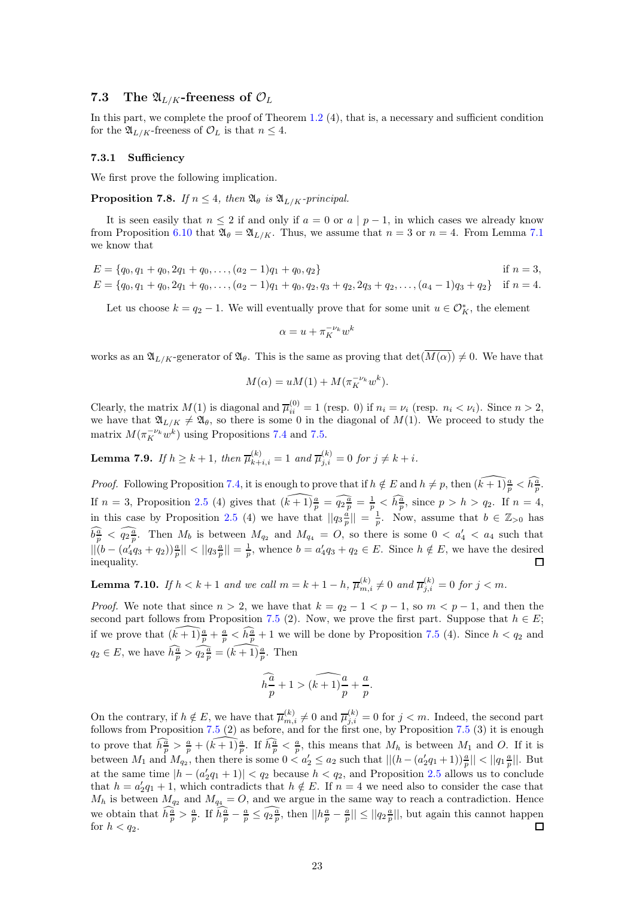### 7.3 The $\mathfrak{A}_{L/K}$-freeness of $\mathcal{O}_L$

In this part, we complete the proof of Theorem 1.2 (4), that is, a necessary and sufficient condition for the $\mathfrak{A}_{L/K}$-freeness of $\mathcal{O}_L$ is that $n \leq 4$.

#### 7.3.1 Sufficiency

We first prove the following implication.

**Proposition 7.8.** *If $n \leq 4$, then $\mathfrak{A}_\theta$ is $\mathfrak{A}_{L/K}$-principal.*

It is seen easily that $n \leq 2$ if and only if $a = 0$ or $a \mid p-1$, in which cases we already know from Proposition 6.10 that $\mathfrak{A}_\theta = \mathfrak{A}_{L/K}$. Thus, we assume that $n = 3$ or $n = 4$. From Lemma 7.1 we know that

$$
\begin{aligned}
E &= \{q_0, q_1+q_0, 2q_1+q_0, \dots, (a_2-1)q_1+q_0, q_2\} && \text{if } n=3,\\
E &= \{q_0, q_1+q_0, 2q_1+q_0, \dots, (a_2-1)q_1+q_0, q_2, q_3+q_2, 2q_3+q_2, \dots, (a_4-1)q_3+q_2\} && \text{if } n=4.
\end{aligned}
$$

Let us choose $k = q_2 - 1$. We will eventually prove that for some unit $u \in \mathcal{O}_K^*$, the element

$$\alpha = u + \pi_K^{-\nu_k} w^k$$

works as an $\mathfrak{A}_{L/K}$-generator of $\mathfrak{A}_\theta$. This is the same as proving that $\det(\overline{M(\alpha)}) \neq 0$. We have that

$$M(\alpha) = uM(1) + M(\pi_K^{-\nu_k} w^k).$$

Clearly, the matrix $M(1)$ is diagonal and $\overline{\mu}_{ii}^{(0)} = 1$ (resp. 0) if $n_i = \nu_i$ (resp. $n_i < \nu_i$). Since $n > 2$, we have that $\mathfrak{A}_{L/K} \neq \mathfrak{A}_\theta$, so there is some 0 in the diagonal of $M(1)$. We proceed to study the matrix $M(\pi_K^{-\nu_k} w^k)$ using Propositions 7.4 and 7.5.

**Lemma 7.9.** *If $h \geq k+1$, then $\overline{\mu}_{k+i,i}^{(k)} = 1$ and $\overline{\mu}_{j,i}^{(k)} = 0$ for $j \neq k+i$.*

*Proof.* Following Proposition 7.4, it is enough to prove that if $h \notin E$ and $h \neq p$, then $\widehat{(k+1)\frac{a}{p}} < \widehat{h\frac{a}{p}}$. If $n = 3$, Proposition 2.5 (4) gives that $\widehat{(k+1)\frac{a}{p}} = \widehat{q_2\frac{a}{p}} = \frac{1}{p} < \widehat{h\frac{a}{p}}$, since $p > h > q_2$. If $n = 4$, in this case by Proposition 2.5 (4) we have that $||q_3\frac{a}{p}|| = \frac{1}{p}$. Now, assume that $b \in \mathbb{Z}_{>0}$ has $\widehat{b\frac{a}{p}} < \widehat{q_2\frac{a}{p}}$. Then $M_b$ is between $M_{q_2}$ and $M_{q_4} = O$, so there is some $0 < a_4' < a_4$ such that $||(b - (a_4'q_3 + q_2))\frac{a}{p}|| < ||q_3\frac{a}{p}|| = \frac{1}{p}$, whence $b = a_4'q_3 + q_2 \in E$. Since $h \notin E$, we have the desired inequality. ☐

**Lemma 7.10.** *If $h < k+1$ and we call $m = k+1-h$, $\overline{\mu}_{m,i}^{(k)} \neq 0$ and $\overline{\mu}_{j,i}^{(k)} = 0$ for $j < m$.*

*Proof.* We note that since $n > 2$, we have that $k = q_2 - 1 < p - 1$, so $m < p - 1$, and then the second part follows from Proposition 7.5 (2). Now, we prove the first part. Suppose that $h \in E$; if we prove that $\widehat{(k+1)\frac{a}{p}} + \frac{a}{p} < \widehat{h\frac{a}{p}} + 1$ we will be done by Proposition 7.5 (4). Since $h < q_2$ and $q_2 \in E$, we have $\widehat{h\frac{a}{p}} > \widehat{q_2\frac{a}{p}} = \widehat{(k+1)\frac{a}{p}}$. Then

$$\widehat{h\frac{a}{p}} + 1 > \widehat{(k+1)\frac{a}{p}} + \frac{a}{p}.$$

On the contrary, if $h \notin E$, we have that $\overline{\mu}_{m,i}^{(k)} \neq 0$ and $\overline{\mu}_{j,i}^{(k)} = 0$ for $j < m$. Indeed, the second part follows from Proposition 7.5 (2) as before, and for the first one, by Proposition 7.5 (3) it is enough to prove that $\widehat{h\frac{a}{p}} > \frac{a}{p} + \widehat{(k+1)\frac{a}{p}}$. If $\widehat{h\frac{a}{p}} < \frac{a}{p}$, this means that $M_h$ is between $M_1$ and $O$. If it is between $M_1$ and $M_{q_2}$, then there is some $0 < a_2' \leq a_2$ such that $||(h - (a_2'q_1 + 1))\frac{a}{p}|| < ||q_1\frac{a}{p}||$. But at the same time $|h - (a_2'q_1 + 1)| < q_2$ because $h < q_2$, and Proposition 2.5 allows us to conclude that $h = a_2'q_1 + 1$, which contradicts that $h \notin E$. If $n = 4$ we need also to consider the case that $M_h$ is between $M_{q_2}$ and $M_{q_4} = O$, and we argue in the same way to reach a contradiction. Hence we obtain that $\widehat{h\frac{a}{p}} > \frac{a}{p}$. If $\widehat{h\frac{a}{p}} - \frac{a}{p} \leq \widehat{q_2\frac{a}{p}}$, then $||h\frac{a}{p} - \frac{a}{p}|| \leq ||q_2\frac{a}{p}||$, but again this cannot happen for $h < q_2$. ☐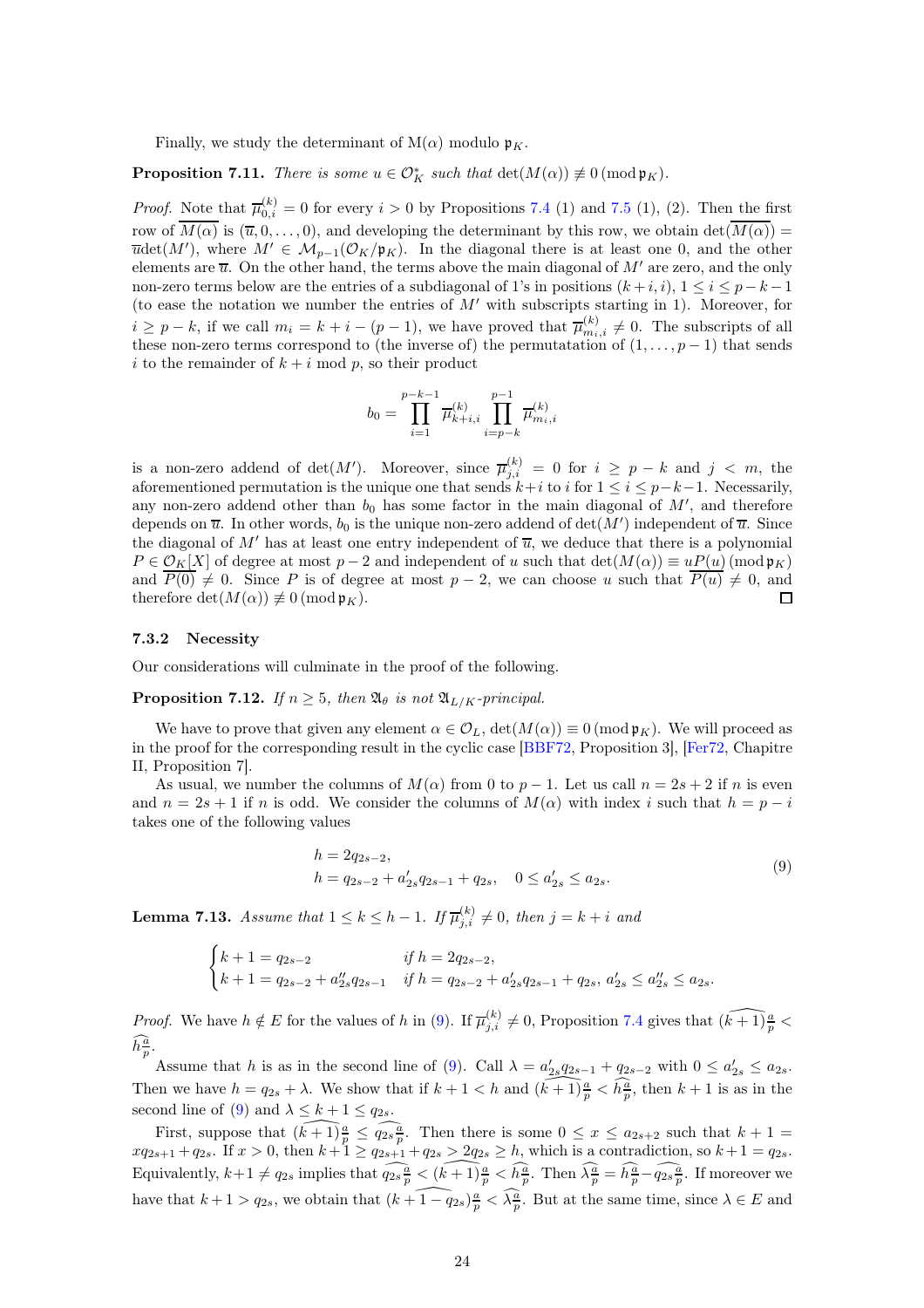Finally, we study the determinant of $\mathrm{M}(\alpha)$ modulo $\mathfrak{p}_K$.

**Proposition 7.11.** *There is some $u \in \mathcal{O}_K^*$ such that $\det(M(\alpha)) \not\equiv 0 \,(\mathrm{mod}\, \mathfrak{p}_K)$.*

*Proof.* Note that $\overline{\mu}_{0,i}^{(k)} = 0$ for every $i > 0$ by Propositions 7.4 (1) and 7.5 (1), (2). Then the first row of $\overline{M(\alpha)}$ is $(\overline{u}, 0, \dots, 0)$, and developing the determinant by this row, we obtain $\det(\overline{M(\alpha)}) = \overline{u}\det(M')$, where $M' \in \mathcal{M}_{p-1}(\mathcal{O}_K/\mathfrak{p}_K)$. In the diagonal there is at least one 0, and the other elements are $\overline{u}$. On the other hand, the terms above the main diagonal of $M'$ are zero, and the only non-zero terms below are the entries of a subdiagonal of 1's in positions $(k+i, i)$, $1 \leq i \leq p-k-1$ (to ease the notation we number the entries of $M'$ with subscripts starting in 1). Moreover, for $i \geq p-k$, if we call $m_i = k+i-(p-1)$, we have proved that $\overline{\mu}_{m_i,i}^{(k)} \neq 0$. The subscripts of all these non-zero terms correspond to (the inverse of) the permutatation of $(1, \dots, p-1)$ that sends $i$ to the remainder of $k+i \bmod p$, so their product

$$b_0 = \prod_{i=1}^{p-k-1} \overline{\mu}_{k+i,i}^{(k)} \prod_{i=p-k}^{p-1} \overline{\mu}_{m_i,i}^{(k)}$$

is a non-zero addend of $\det(M')$. Moreover, since $\overline{\mu}_{j,i}^{(k)} = 0$ for $i \geq p-k$ and $j < m$, the aforementioned permutation is the unique one that sends $k+i$ to $i$ for $1 \leq i \leq p-k-1$. Necessarily, any non-zero addend other than $b_0$ has some factor in the main diagonal of $M'$, and therefore depends on $\overline{u}$. In other words, $b_0$ is the unique non-zero addend of $\det(M')$ independent of $\overline{u}$. Since the diagonal of $M'$ has at least one entry independent of $\overline{u}$, we deduce that there is a polynomial $P \in \mathcal{O}_K[X]$ of degree at most $p-2$ and independent of $u$ such that $\det(M(\alpha)) \equiv uP(u) \,(\mathrm{mod}\, \mathfrak{p}_K)$ and $\overline{P(0)} \neq 0$. Since $P$ is of degree at most $p-2$, we can choose $u$ such that $\overline{P(u)} \neq 0$, and therefore $\det(M(\alpha)) \not\equiv 0 \,(\mathrm{mod}\, \mathfrak{p}_K)$. ∎

### 7.3.2 Necessity

Our considerations will culminate in the proof of the following.

**Proposition 7.12.** *If $n \geq 5$, then $\mathfrak{A}_\theta$ is not $\mathfrak{A}_{L/K}$-principal.*

We have to prove that given any element $\alpha \in \mathcal{O}_L$, $\det(M(\alpha)) \equiv 0 \,(\mathrm{mod}\, \mathfrak{p}_K)$. We will proceed as in the proof for the corresponding result in the cyclic case [BBF72, Proposition 3], [Fer72, Chapitre II, Proposition 7].

As usual, we number the columns of $M(\alpha)$ from 0 to $p-1$. Let us call $n = 2s+2$ if $n$ is even and $n = 2s+1$ if $n$ is odd. We consider the columns of $M(\alpha)$ with index $i$ such that $h = p-i$ takes one of the following values

$$\begin{aligned} &h = 2q_{2s-2}, \\ &h = q_{2s-2} + a'_{2s}q_{2s-1} + q_{2s}, \quad 0 \leq a'_{2s} \leq a_{2s}. \end{aligned} \tag{9}$$

**Lemma 7.13.** *Assume that $1 \leq k \leq h-1$. If $\overline{\mu}_{j,i}^{(k)} \neq 0$, then $j = k+i$ and*

$$\begin{cases} k+1 = q_{2s-2} & \text{if } h = 2q_{2s-2}, \\ k+1 = q_{2s-2} + a''_{2s}q_{2s-1} & \text{if } h = q_{2s-2} + a'_{2s}q_{2s-1} + q_{2s},\ a'_{2s} \leq a''_{2s} \leq a_{2s}. \end{cases}$$

*Proof.* We have $h \notin E$ for the values of $h$ in (9). If $\overline{\mu}_{j,i}^{(k)} \neq 0$, Proposition 7.4 gives that $\widehat{(k+1)\frac{a}{p}} < \widehat{h\frac{a}{p}}$.

Assume that $h$ is as in the second line of (9). Call $\lambda = a'_{2s}q_{2s-1} + q_{2s-2}$ with $0 \leq a'_{2s} \leq a_{2s}$. Then we have $h = q_{2s} + \lambda$. We show that if $k+1 < h$ and $\widehat{(k+1)\frac{a}{p}} < \widehat{h\frac{a}{p}}$, then $k+1$ is as in the second line of (9) and $\lambda \leq k+1 \leq q_{2s}$.

First, suppose that $\widehat{(k+1)\frac{a}{p}} \leq \widehat{q_{2s}\frac{a}{p}}$. Then there is some $0 \leq x \leq a_{2s+2}$ such that $k+1 = xq_{2s+1} + q_{2s}$. If $x > 0$, then $k+1 \geq q_{2s+1} + q_{2s} > 2q_{2s} \geq h$, which is a contradiction, so $k+1 = q_{2s}$. Equivalently, $k+1 \neq q_{2s}$ implies that $\widehat{q_{2s}\frac{a}{p}} < \widehat{(k+1)\frac{a}{p}} < \widehat{h\frac{a}{p}}$. Then $\widehat{\lambda\frac{a}{p}} = \widehat{h\frac{a}{p}} - \widehat{q_{2s}\frac{a}{p}}$. If moreover we have that $k+1 > q_{2s}$, we obtain that $\widehat{(k+1-q_{2s})\frac{a}{p}} < \widehat{\lambda\frac{a}{p}}$. But at the same time, since $\lambda \in E$ and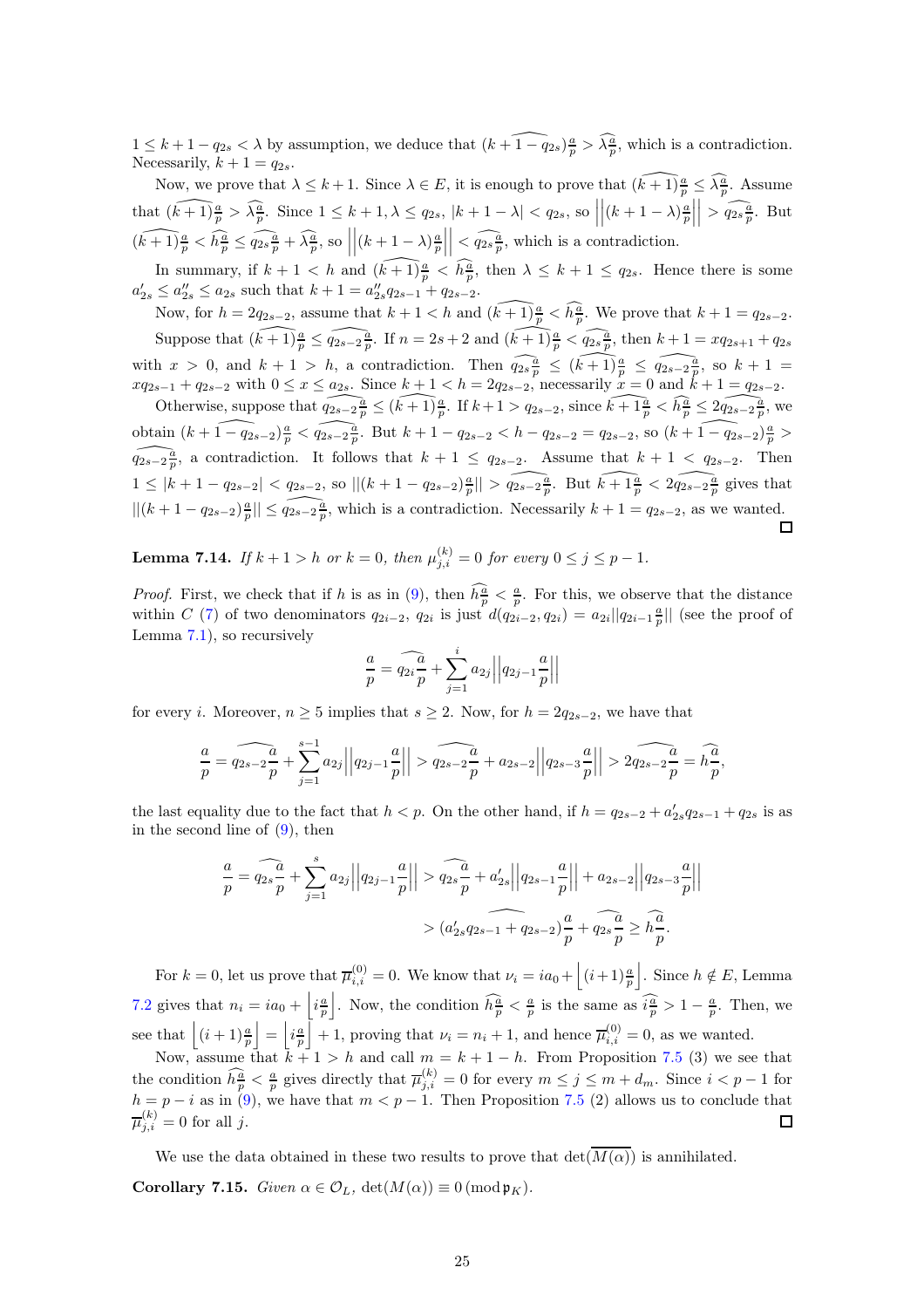$1 \leq k+1-q_{2s} < \lambda$ by assumption, we deduce that $\widehat{(k+1-q_{2s})\frac{a}{p}} > \widehat{\lambda\frac{a}{p}}$, which is a contradiction. Necessarily, $k+1 = q_{2s}$.

Now, we prove that $\lambda \leq k+1$. Since $\lambda \in E$, it is enough to prove that $\widehat{(k+1)\frac{a}{p}} \leq \widehat{\lambda\frac{a}{p}}$. Assume that $\widehat{(k+1)\frac{a}{p}} > \widehat{\lambda\frac{a}{p}}$. Since $1 \leq k+1, \lambda \leq q_{2s}$, $|k+1-\lambda| < q_{2s}$, so $\left|\left|(k+1-\lambda)\frac{a}{p}\right|\right| > \widehat{q_{2s}\frac{a}{p}}$. But $\widehat{(k+1)\frac{a}{p}} < \widehat{h\frac{a}{p}} \leq \widehat{q_{2s}\frac{a}{p}} + \widehat{\lambda\frac{a}{p}}$, so $\left|\left|(k+1-\lambda)\frac{a}{p}\right|\right| < \widehat{q_{2s}\frac{a}{p}}$, which is a contradiction.

In summary, if $k+1 < h$ and $\widehat{(k+1)\frac{a}{p}} < \widehat{h\frac{a}{p}}$, then $\lambda \leq k+1 \leq q_{2s}$. Hence there is some $a'_{2s} \leq a''_{2s} \leq a_{2s}$ such that $k+1 = a''_{2s}q_{2s-1} + q_{2s-2}$.

Now, for $h = 2q_{2s-2}$, assume that $k+1 < h$ and $\widehat{(k+1)\frac{a}{p}} < \widehat{h\frac{a}{p}}$. We prove that $k+1 = q_{2s-2}$.

Suppose that $\widehat{(k+1)\frac{a}{p}} \leq \widehat{q_{2s-2}\frac{a}{p}}$. If $n = 2s+2$ and $\widehat{(k+1)\frac{a}{p}} < \widehat{q_{2s}\frac{a}{p}}$, then $k+1 = xq_{2s+1} + q_{2s}$ with $x > 0$, and $k+1 > h$, a contradiction. Then $\widehat{q_{2s}\frac{a}{p}} \leq \widehat{(k+1)\frac{a}{p}} \leq \widehat{q_{2s-2}\frac{a}{p}}$, so $k+1 = xq_{2s-1} + q_{2s-2}$ with $0 \leq x \leq a_{2s}$. Since $k+1 < h = 2q_{2s-2}$, necessarily $x = 0$ and $k+1 = q_{2s-2}$.

Otherwise, suppose that $\widehat{q_{2s-2}\frac{a}{p}} \leq \widehat{(k+1)\frac{a}{p}}$. If $k+1 > q_{2s-2}$, since $\widehat{k+1\frac{a}{p}} < \widehat{h\frac{a}{p}} \leq 2\widehat{q_{2s-2}\frac{a}{p}}$, we obtain $\widehat{(k+1-q_{2s-2})\frac{a}{p}} < \widehat{q_{2s-2}\frac{a}{p}}$. But $k+1-q_{2s-2} < h - q_{2s-2} = q_{2s-2}$, so $\widehat{(k+1-q_{2s-2})\frac{a}{p}} > \widehat{q_{2s-2}\frac{a}{p}}$, a contradiction. It follows that $k+1 \leq q_{2s-2}$. Assume that $k+1 < q_{2s-2}$. Then $1 \leq |k+1-q_{2s-2}| < q_{2s-2}$, so $||(k+1-q_{2s-2})\frac{a}{p}|| > \widehat{q_{2s-2}\frac{a}{p}}$. But $\widehat{k+1\frac{a}{p}} < 2\widehat{q_{2s-2}\frac{a}{p}}$ gives that $||(k+1-q_{2s-2})\frac{a}{p}|| \leq \widehat{q_{2s-2}\frac{a}{p}}$, which is a contradiction. Necessarily $k+1 = q_{2s-2}$, as we wanted. ☐

**Lemma 7.14.** *If $k+1 > h$ or $k = 0$, then $\mu_{j,i}^{(k)} = 0$ for every $0 \leq j \leq p-1$.*

*Proof.* First, we check that if $h$ is as in (9), then $\widehat{h\frac{a}{p}} < \frac{a}{p}$. For this, we observe that the distance within $C$ (7) of two denominators $q_{2i-2}$, $q_{2i}$ is just $d(q_{2i-2}, q_{2i}) = a_{2i}||q_{2i-1}\frac{a}{p}||$ (see the proof of Lemma 7.1), so recursively

$$\frac{a}{p} = \widehat{q_{2i}\frac{a}{p}} + \sum_{j=1}^{i} a_{2j}\left|\left|q_{2j-1}\frac{a}{p}\right|\right|$$

for every $i$. Moreover, $n \geq 5$ implies that $s \geq 2$. Now, for $h = 2q_{2s-2}$, we have that

$$\frac{a}{p} = \widehat{q_{2s-2}\frac{a}{p}} + \sum_{j=1}^{s-1} a_{2j}\left|\left|q_{2j-1}\frac{a}{p}\right|\right| > \widehat{q_{2s-2}\frac{a}{p}} + a_{2s-2}\left|\left|q_{2s-3}\frac{a}{p}\right|\right| > 2\widehat{q_{2s-2}\frac{a}{p}} = \widehat{h\frac{a}{p}},$$

the last equality due to the fact that $h < p$. On the other hand, if $h = q_{2s-2} + a'_{2s}q_{2s-1} + q_{2s}$ is as in the second line of (9), then

$$\frac{a}{p} = \widehat{q_{2s}\frac{a}{p}} + \sum_{j=1}^{s} a_{2j}\left|\left|q_{2j-1}\frac{a}{p}\right|\right| > \widehat{q_{2s}\frac{a}{p}} + a'_{2s}\left|\left|q_{2s-1}\frac{a}{p}\right|\right| + a_{2s-2}\left|\left|q_{2s-3}\frac{a}{p}\right|\right|$$

$$> \widehat{(a'_{2s}q_{2s-1} + q_{2s-2})\frac{a}{p}} + \widehat{q_{2s}\frac{a}{p}} \geq \widehat{h\frac{a}{p}}.$$

For $k = 0$, let us prove that $\overline{\mu}_{i,i}^{(0)} = 0$. We know that $\nu_i = ia_0 + \left\lfloor (i+1)\frac{a}{p} \right\rfloor$. Since $h \notin E$, Lemma 7.2 gives that $n_i = ia_0 + \left\lfloor i\frac{a}{p} \right\rfloor$. Now, the condition $\widehat{h\frac{a}{p}} < \frac{a}{p}$ is the same as $\widehat{i\frac{a}{p}} > 1 - \frac{a}{p}$. Then, we see that $\left\lfloor (i+1)\frac{a}{p} \right\rfloor = \left\lfloor i\frac{a}{p} \right\rfloor + 1$, proving that $\nu_i = n_i + 1$, and hence $\overline{\mu}_{i,i}^{(0)} = 0$, as we wanted.

Now, assume that $k+1 > h$ and call $m = k+1-h$. From Proposition 7.5 (3) we see that the condition $\widehat{h\frac{a}{p}} < \frac{a}{p}$ gives directly that $\overline{\mu}_{j,i}^{(k)} = 0$ for every $m \leq j \leq m + d_m$. Since $i < p-1$ for $h = p - i$ as in (9), we have that $m < p-1$. Then Proposition 7.5 (2) allows us to conclude that $\overline{\mu}_{j,i}^{(k)} = 0$ for all $j$. ☐

We use the data obtained in these two results to prove that $\det(\overline{M(\alpha)})$ is annihilated.

**Corollary 7.15.** *Given $\alpha \in \mathcal{O}_L$, $\det(M(\alpha)) \equiv 0 \pmod{\mathfrak{p}_K}$.*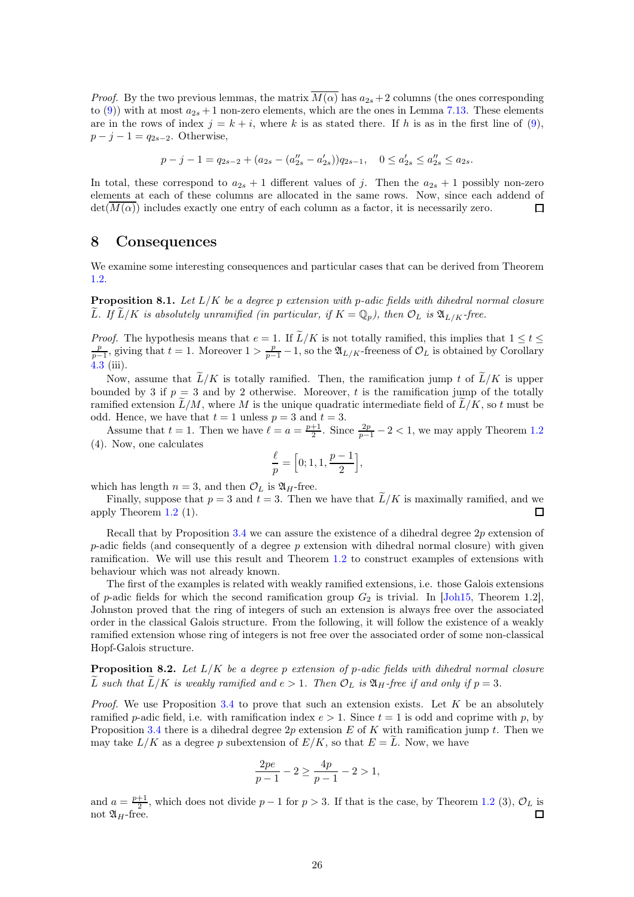*Proof.* By the two previous lemmas, the matrix $\overline{M(\alpha)}$ has $a_{2s}+2$ columns (the ones corresponding to (9)) with at most $a_{2s}+1$ non-zero elements, which are the ones in Lemma 7.13. These elements are in the rows of index $j=k+i$, where $k$ is as stated there. If $h$ is as in the first line of (9), $p-j-1=q_{2s-2}$. Otherwise,

$$p-j-1=q_{2s-2}+(a_{2s}-(a''_{2s}-a'_{2s}))q_{2s-1},\quad 0\leq a'_{2s}\leq a''_{2s}\leq a_{2s}.$$

In total, these correspond to $a_{2s}+1$ different values of $j$. Then the $a_{2s}+1$ possibly non-zero elements at each of these columns are allocated in the same rows. Now, since each addend of $\det(\overline{M(\alpha)})$ includes exactly one entry of each column as a factor, it is necessarily zero. $\square$

# 8 Consequences

We examine some interesting consequences and particular cases that can be derived from Theorem 1.2.

**Proposition 8.1.** *Let $L/K$ be a degree $p$ extension with $p$-adic fields with dihedral normal closure $\widetilde{L}$. If $\widetilde{L}/K$ is absolutely unramified (in particular, if $K=\mathbb{Q}_p$), then $\mathcal{O}_L$ is $\mathfrak{A}_{L/K}$-free.*

*Proof.* The hypothesis means that $e=1$. If $\widetilde{L}/K$ is not totally ramified, this implies that $1\leq t\leq\frac{p}{p-1}$, giving that $t=1$. Moreover $1>\frac{p}{p-1}-1$, so the $\mathfrak{A}_{L/K}$-freeness of $\mathcal{O}_L$ is obtained by Corollary 4.3 (iii).

Now, assume that $\widetilde{L}/K$ is totally ramified. Then, the ramification jump $t$ of $\widetilde{L}/K$ is upper bounded by 3 if $p=3$ and by 2 otherwise. Moreover, $t$ is the ramification jump of the totally ramified extension $\widetilde{L}/M$, where $M$ is the unique quadratic intermediate field of $\widetilde{L}/K$, so $t$ must be odd. Hence, we have that $t=1$ unless $p=3$ and $t=3$.

Assume that $t=1$. Then we have $\ell=a=\frac{p+1}{2}$. Since $\frac{2p}{p-1}-2<1$, we may apply Theorem 1.2 (4). Now, one calculates

$$\frac{\ell}{p}=\Big[0;1,1,\frac{p-1}{2}\Big],$$

which has length $n=3$, and then $\mathcal{O}_L$ is $\mathfrak{A}_H$-free.

Finally, suppose that $p=3$ and $t=3$. Then we have that $\widetilde{L}/K$ is maximally ramified, and we apply Theorem 1.2 (1). $\square$

Recall that by Proposition 3.4 we can assure the existence of a dihedral degree $2p$ extension of $p$-adic fields (and consequently of a degree $p$ extension with dihedral normal closure) with given ramification. We will use this result and Theorem 1.2 to construct examples of extensions with behaviour which was not already known.

The first of the examples is related with weakly ramified extensions, i.e. those Galois extensions of $p$-adic fields for which the second ramification group $G_2$ is trivial. In [Joh15, Theorem 1.2], Johnston proved that the ring of integers of such an extension is always free over the associated order in the classical Galois structure. From the following, it will follow the existence of a weakly ramified extension whose ring of integers is not free over the associated order of some non-classical Hopf-Galois structure.

**Proposition 8.2.** *Let $L/K$ be a degree $p$ extension of $p$-adic fields with dihedral normal closure $\widetilde{L}$ such that $\widetilde{L}/K$ is weakly ramified and $e>1$. Then $\mathcal{O}_L$ is $\mathfrak{A}_H$-free if and only if $p=3$.*

*Proof.* We use Proposition 3.4 to prove that such an extension exists. Let $K$ be an absolutely ramified $p$-adic field, i.e. with ramification index $e>1$. Since $t=1$ is odd and coprime with $p$, by Proposition 3.4 there is a dihedral degree $2p$ extension $E$ of $K$ with ramification jump $t$. Then we may take $L/K$ as a degree $p$ subextension of $E/K$, so that $E=\widetilde{L}$. Now, we have

$$\frac{2pe}{p-1}-2\geq\frac{4p}{p-1}-2>1,$$

and $a=\frac{p+1}{2}$, which does not divide $p-1$ for $p>3$. If that is the case, by Theorem 1.2 (3), $\mathcal{O}_L$ is not $\mathfrak{A}_H$-free. $\square$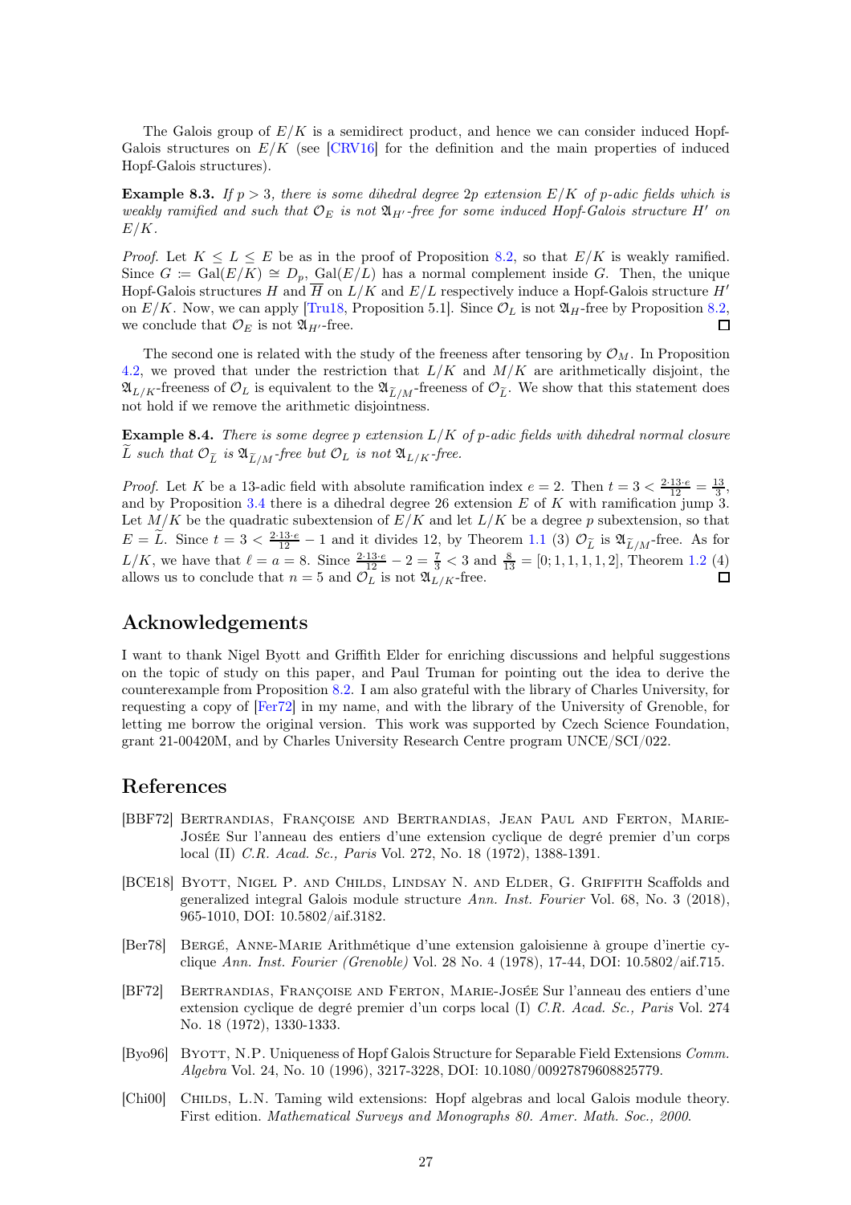The Galois group of $E/K$ is a semidirect product, and hence we can consider induced Hopf-Galois structures on $E/K$ (see [CRV16] for the definition and the main properties of induced Hopf-Galois structures).

**Example 8.3.** *If $p > 3$, there is some dihedral degree $2p$ extension $E/K$ of $p$-adic fields which is weakly ramified and such that $\mathcal{O}_E$ is not $\mathfrak{A}_{H'}$-free for some induced Hopf-Galois structure $H'$ on $E/K$.*

*Proof.* Let $K \leq L \leq E$ be as in the proof of Proposition 8.2, so that $E/K$ is weakly ramified. Since $G := \mathrm{Gal}(E/K) \cong D_p$, $\mathrm{Gal}(E/L)$ has a normal complement inside $G$. Then, the unique Hopf-Galois structures $H$ and $\overline{H}$ on $L/K$ and $E/L$ respectively induce a Hopf-Galois structure $H'$ on $E/K$. Now, we can apply [Tru18, Proposition 5.1]. Since $\mathcal{O}_L$ is not $\mathfrak{A}_H$-free by Proposition 8.2, we conclude that $\mathcal{O}_E$ is not $\mathfrak{A}_{H'}$-free. □

The second one is related with the study of the freeness after tensoring by $\mathcal{O}_M$. In Proposition 4.2, we proved that under the restriction that $L/K$ and $M/K$ are arithmetically disjoint, the $\mathfrak{A}_{L/K}$-freeness of $\mathcal{O}_L$ is equivalent to the $\mathfrak{A}_{\widetilde{L}/M}$-freeness of $\mathcal{O}_{\widetilde{L}}$. We show that this statement does not hold if we remove the arithmetic disjointness.

**Example 8.4.** *There is some degree $p$ extension $L/K$ of $p$-adic fields with dihedral normal closure $\widetilde{L}$ such that $\mathcal{O}_{\widetilde{L}}$ is $\mathfrak{A}_{\widetilde{L}/M}$-free but $\mathcal{O}_L$ is not $\mathfrak{A}_{L/K}$-free.*

*Proof.* Let $K$ be a 13-adic field with absolute ramification index $e = 2$. Then $t = 3 < \frac{2\cdot 13\cdot e}{12} = \frac{13}{3}$, and by Proposition 3.4 there is a dihedral degree 26 extension $E$ of $K$ with ramification jump 3. Let $M/K$ be the quadratic subextension of $E/K$ and let $L/K$ be a degree $p$ subextension, so that $E = \widetilde{L}$. Since $t = 3 < \frac{2\cdot 13\cdot e}{12} - 1$ and it divides 12, by Theorem 1.1 (3) $\mathcal{O}_{\widetilde{L}}$ is $\mathfrak{A}_{\widetilde{L}/M}$-free. As for $L/K$, we have that $\ell = a = 8$. Since $\frac{2\cdot 13\cdot e}{12} - 2 = \frac{7}{3} < 3$ and $\frac{8}{13} = [0; 1, 1, 1, 1, 2]$, Theorem 1.2 (4) allows us to conclude that $n = 5$ and $\mathcal{O}_L$ is not $\mathfrak{A}_{L/K}$-free. □

## Acknowledgements

I want to thank Nigel Byott and Griffith Elder for enriching discussions and helpful suggestions on the topic of study on this paper, and Paul Truman for pointing out the idea to derive the counterexample from Proposition 8.2. I am also grateful with the library of Charles University, for requesting a copy of [Fer72] in my name, and with the library of the University of Grenoble, for letting me borrow the original version. This work was supported by Czech Science Foundation, grant 21-00420M, and by Charles University Research Centre program UNCE/SCI/022.

## References

[BBF72] Bertrandias, Françoise and Bertrandias, Jean Paul and Ferton, Marie-Josée Sur l'anneau des entiers d'une extension cyclique de degré premier d'un corps local (II) *C.R. Acad. Sc., Paris* Vol. 272, No. 18 (1972), 1388-1391.

[BCE18] Byott, Nigel P. and Childs, Lindsay N. and Elder, G. Griffith Scaffolds and generalized integral Galois module structure *Ann. Inst. Fourier* Vol. 68, No. 3 (2018), 965-1010, DOI: 10.5802/aif.3182.

[Ber78] Bergé, Anne-Marie Arithmétique d'une extension galoisienne à groupe d'inertie cyclique *Ann. Inst. Fourier (Grenoble)* Vol. 28 No. 4 (1978), 17-44, DOI: 10.5802/aif.715.

[BF72] Bertrandias, Françoise and Ferton, Marie-Josée Sur l'anneau des entiers d'une extension cyclique de degré premier d'un corps local (I) *C.R. Acad. Sc., Paris* Vol. 274 No. 18 (1972), 1330-1333.

[Byo96] Byott, N.P. Uniqueness of Hopf Galois Structure for Separable Field Extensions *Comm. Algebra* Vol. 24, No. 10 (1996), 3217-3228, DOI: 10.1080/00927879608825779.

[Chi00] Childs, L.N. Taming wild extensions: Hopf algebras and local Galois module theory. First edition. *Mathematical Surveys and Monographs 80. Amer. Math. Soc., 2000.*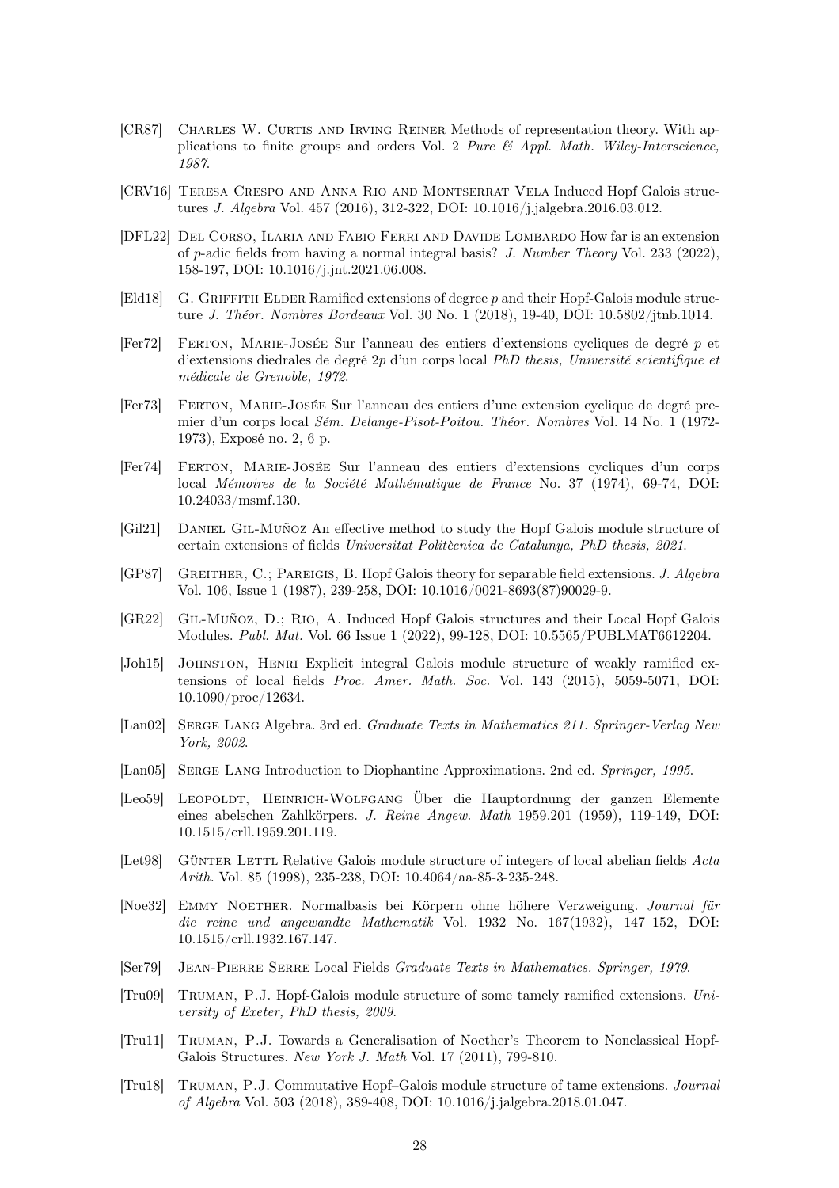[CR87] Charles W. Curtis and Irving Reiner Methods of representation theory. With applications to finite groups and orders Vol. 2 *Pure & Appl. Math. Wiley-Interscience, 1987*.

[CRV16] Teresa Crespo and Anna Rio and Montserrat Vela Induced Hopf Galois structures *J. Algebra* Vol. 457 (2016), 312-322, DOI: 10.1016/j.jalgebra.2016.03.012.

[DFL22] Del Corso, Ilaria and Fabio Ferri and Davide Lombardo How far is an extension of $p$-adic fields from having a normal integral basis? *J. Number Theory* Vol. 233 (2022), 158-197, DOI: 10.1016/j.jnt.2021.06.008.

[Eld18] G. Griffith Elder Ramified extensions of degree $p$ and their Hopf-Galois module structure *J. Théor. Nombres Bordeaux* Vol. 30 No. 1 (2018), 19-40, DOI: 10.5802/jtnb.1014.

[Fer72] Ferton, Marie-Josée Sur l'anneau des entiers d'extensions cycliques de degré $p$ et d'extensions diedrales de degré $2p$ d'un corps local *PhD thesis, Université scientifique et médicale de Grenoble, 1972*.

[Fer73] Ferton, Marie-Josée Sur l'anneau des entiers d'une extension cyclique de degré premier d'un corps local *Sém. Delange-Pisot-Poitou. Théor. Nombres* Vol. 14 No. 1 (1972-1973), Exposé no. 2, 6 p.

[Fer74] Ferton, Marie-Josée Sur l'anneau des entiers d'extensions cycliques d'un corps local *Mémoires de la Société Mathématique de France* No. 37 (1974), 69-74, DOI: 10.24033/msmf.130.

[Gil21] Daniel Gil-Muñoz An effective method to study the Hopf Galois module structure of certain extensions of fields *Universitat Politècnica de Catalunya, PhD thesis, 2021*.

[GP87] Greither, C.; Pareigis, B. Hopf Galois theory for separable field extensions. *J. Algebra* Vol. 106, Issue 1 (1987), 239-258, DOI: 10.1016/0021-8693(87)90029-9.

[GR22] Gil-Muñoz, D.; Rio, A. Induced Hopf Galois structures and their Local Hopf Galois Modules. *Publ. Mat.* Vol. 66 Issue 1 (2022), 99-128, DOI: 10.5565/PUBLMAT6612204.

[Joh15] Johnston, Henri Explicit integral Galois module structure of weakly ramified extensions of local fields *Proc. Amer. Math. Soc.* Vol. 143 (2015), 5059-5071, DOI: 10.1090/proc/12634.

[Lan02] Serge Lang Algebra. 3rd ed. *Graduate Texts in Mathematics 211. Springer-Verlag New York, 2002*.

[Lan05] Serge Lang Introduction to Diophantine Approximations. 2nd ed. *Springer, 1995*.

[Leo59] Leopoldt, Heinrich-Wolfgang Über die Hauptordnung der ganzen Elemente eines abelschen Zahlkörpers. *J. Reine Angew. Math* 1959.201 (1959), 119-149, DOI: 10.1515/crll.1959.201.119.

[Let98] Günter Lettl Relative Galois module structure of integers of local abelian fields *Acta Arith.* Vol. 85 (1998), 235-238, DOI: 10.4064/aa-85-3-235-248.

[Noe32] Emmy Noether. Normalbasis bei Körpern ohne höhere Verzweigung. *Journal für die reine und angewandte Mathematik* Vol. 1932 No. 167(1932), 147–152, DOI: 10.1515/crll.1932.167.147.

[Ser79] Jean-Pierre Serre Local Fields *Graduate Texts in Mathematics. Springer, 1979*.

[Tru09] Truman, P.J. Hopf-Galois module structure of some tamely ramified extensions. *University of Exeter, PhD thesis, 2009*.

[Tru11] Truman, P.J. Towards a Generalisation of Noether's Theorem to Nonclassical Hopf-Galois Structures. *New York J. Math* Vol. 17 (2011), 799-810.

[Tru18] Truman, P.J. Commutative Hopf–Galois module structure of tame extensions. *Journal of Algebra* Vol. 503 (2018), 389-408, DOI: 10.1016/j.jalgebra.2018.01.047.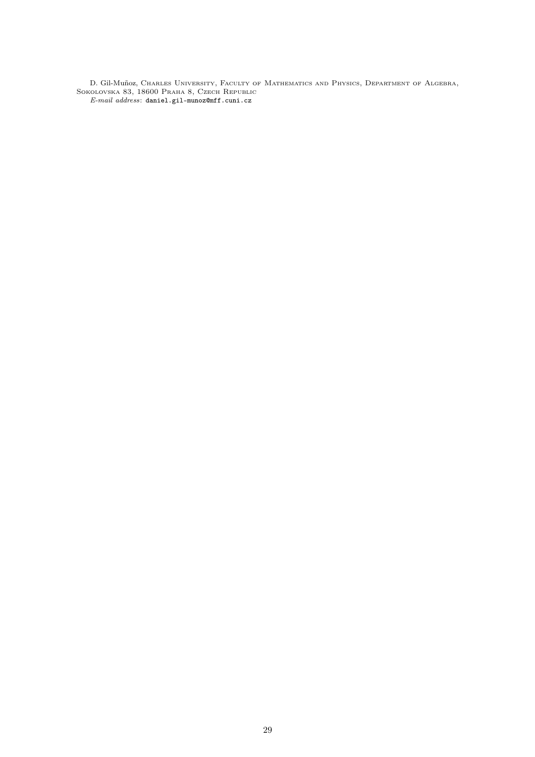D. Gil-Muñoz, Charles University, Faculty of Mathematics and Physics, Department of Algebra, Sokolovska 83, 18600 Praha 8, Czech Republic

*E-mail address*: daniel.gil-munoz@mff.cuni.cz